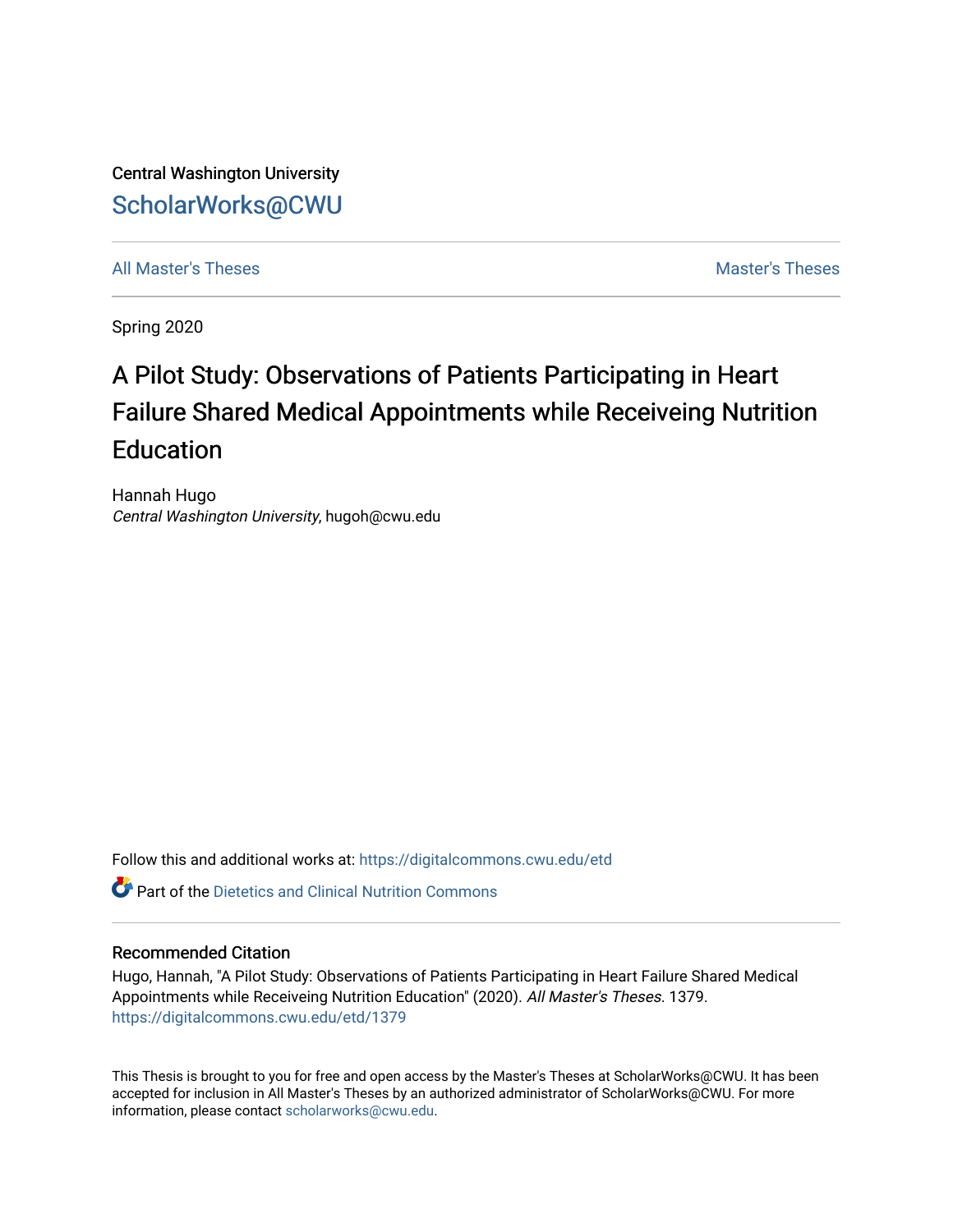Central Washington University

ScholarWorks@CWU

All Master's Theses | Master's Theses

Spring 2020

# A Pilot Study: Observations of Patients Participating in Heart Failure Shared Medical Appointments while Receiveing Nutrition Education

Hannah Hugo
*Central Washington University*, hugoh@cwu.edu

Follow this and additional works at: https://digitalcommons.cwu.edu/etd

Part of the Dietetics and Clinical Nutrition Commons

## Recommended Citation

Hugo, Hannah, "A Pilot Study: Observations of Patients Participating in Heart Failure Shared Medical Appointments while Receiveing Nutrition Education" (2020). *All Master's Theses*. 1379.
https://digitalcommons.cwu.edu/etd/1379

This Thesis is brought to you for free and open access by the Master's Theses at ScholarWorks@CWU. It has been accepted for inclusion in All Master's Theses by an authorized administrator of ScholarWorks@CWU. For more information, please contact scholarworks@cwu.edu.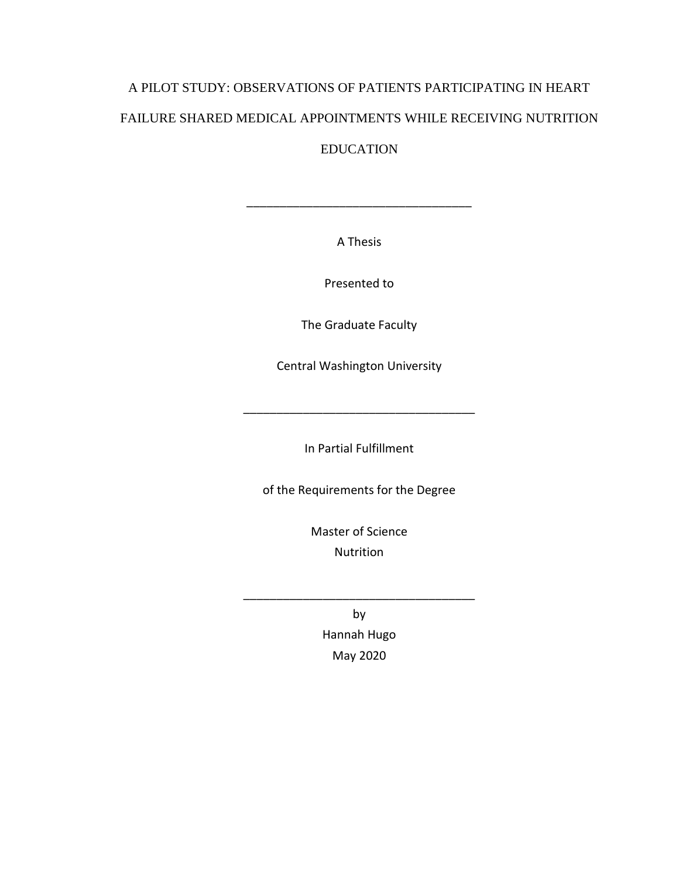# A PILOT STUDY: OBSERVATIONS OF PATIENTS PARTICIPATING IN HEART FAILURE SHARED MEDICAL APPOINTMENTS WHILE RECEIVING NUTRITION EDUCATION

---

A Thesis

Presented to

The Graduate Faculty

Central Washington University

---

In Partial Fulfillment

of the Requirements for the Degree

Master of Science
Nutrition

---

by
Hannah Hugo
May 2020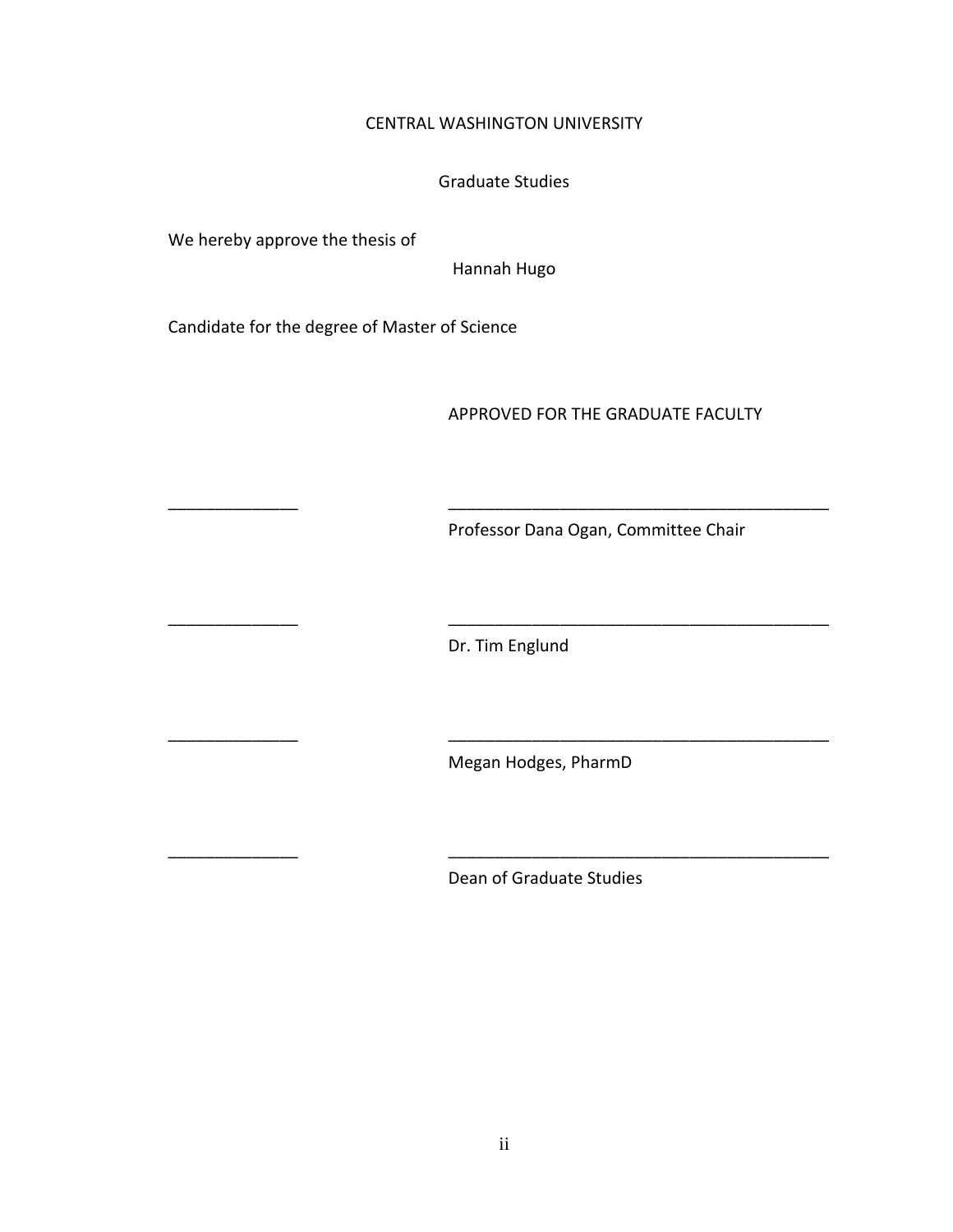CENTRAL WASHINGTON UNIVERSITY

Graduate Studies

We hereby approve the thesis of

Hannah Hugo

Candidate for the degree of Master of Science

APPROVED FOR THE GRADUATE FACULTY

______________ __________________________________________

Professor Dana Ogan, Committee Chair

______________ __________________________________________

Dr. Tim Englund

______________ __________________________________________

Megan Hodges, PharmD

______________ __________________________________________

Dean of Graduate Studies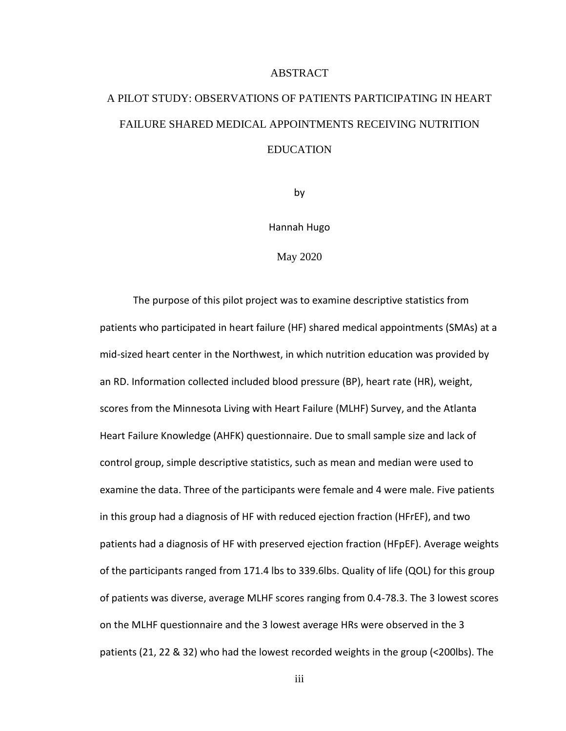# ABSTRACT

## A PILOT STUDY: OBSERVATIONS OF PATIENTS PARTICIPATING IN HEART FAILURE SHARED MEDICAL APPOINTMENTS RECEIVING NUTRITION EDUCATION

by

Hannah Hugo

May 2020

The purpose of this pilot project was to examine descriptive statistics from patients who participated in heart failure (HF) shared medical appointments (SMAs) at a mid-sized heart center in the Northwest, in which nutrition education was provided by an RD. Information collected included blood pressure (BP), heart rate (HR), weight, scores from the Minnesota Living with Heart Failure (MLHF) Survey, and the Atlanta Heart Failure Knowledge (AHFK) questionnaire. Due to small sample size and lack of control group, simple descriptive statistics, such as mean and median were used to examine the data. Three of the participants were female and 4 were male. Five patients in this group had a diagnosis of HF with reduced ejection fraction (HFrEF), and two patients had a diagnosis of HF with preserved ejection fraction (HFpEF). Average weights of the participants ranged from 171.4 lbs to 339.6lbs. Quality of life (QOL) for this group of patients was diverse, average MLHF scores ranging from 0.4-78.3. The 3 lowest scores on the MLHF questionnaire and the 3 lowest average HRs were observed in the 3 patients (21, 22 & 32) who had the lowest recorded weights in the group (<200lbs). The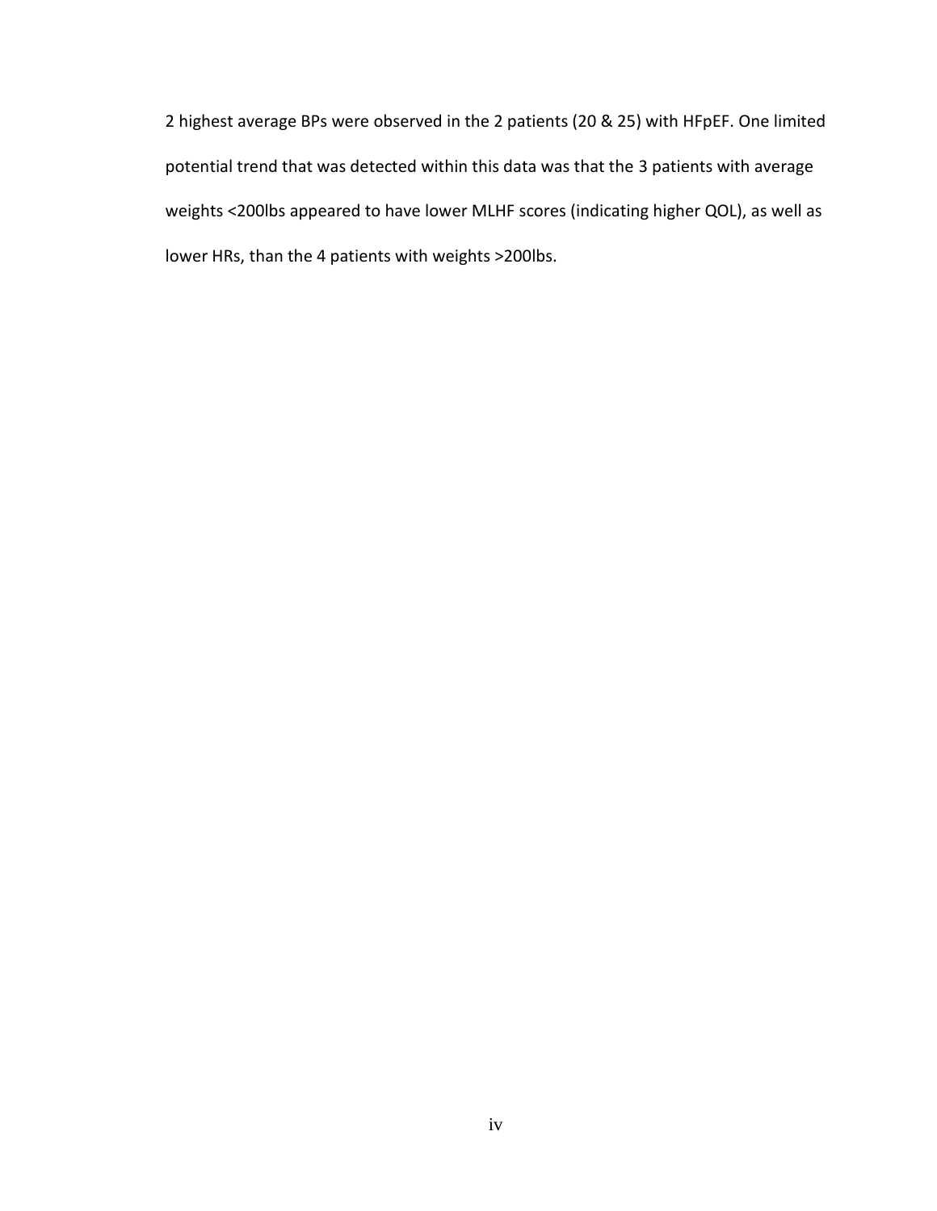2 highest average BPs were observed in the 2 patients (20 & 25) with HFpEF. One limited potential trend that was detected within this data was that the 3 patients with average weights <200lbs appeared to have lower MLHF scores (indicating higher QOL), as well as lower HRs, than the 4 patients with weights >200lbs.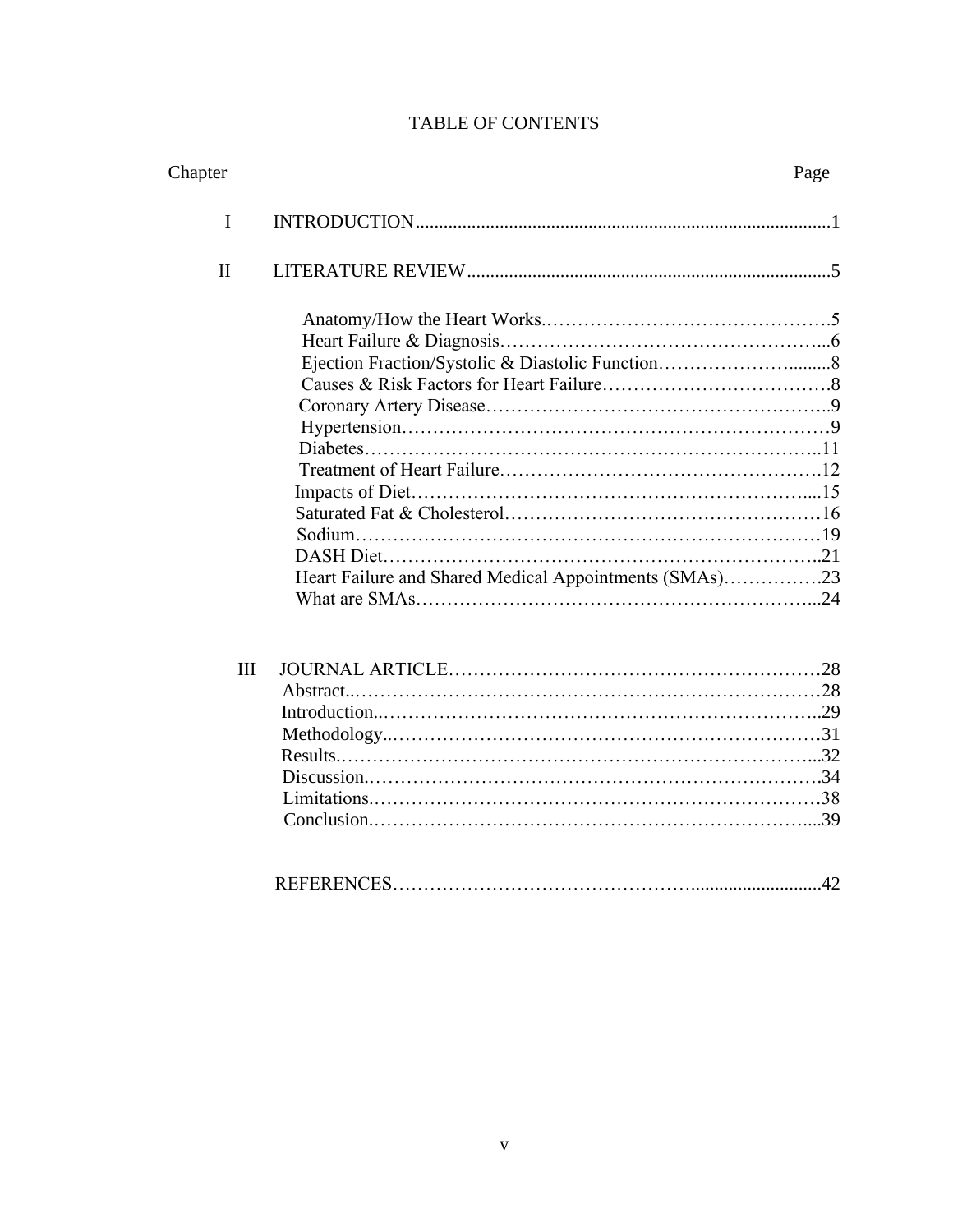# TABLE OF CONTENTS

| Chapter | | Page |
|---|---|---|
| I | INTRODUCTION | 1 |
| II | LITERATURE REVIEW | 5 |
| | Anatomy/How the Heart Works | 5 |
| | Heart Failure & Diagnosis | 6 |
| | Ejection Fraction/Systolic & Diastolic Function | 8 |
| | Causes & Risk Factors for Heart Failure | 8 |
| | Coronary Artery Disease | 9 |
| | Hypertension | 9 |
| | Diabetes | 11 |
| | Treatment of Heart Failure | 12 |
| | Impacts of Diet | 15 |
| | Saturated Fat & Cholesterol | 16 |
| | Sodium | 19 |
| | DASH Diet | 21 |
| | Heart Failure and Shared Medical Appointments (SMAs) | 23 |
| | What are SMAs | 24 |
| III | JOURNAL ARTICLE | 28 |
| | Abstract | 28 |
| | Introduction | 29 |
| | Methodology | 31 |
| | Results | 32 |
| | Discussion | 34 |
| | Limitations | 38 |
| | Conclusion | 39 |
| | REFERENCES | 42 |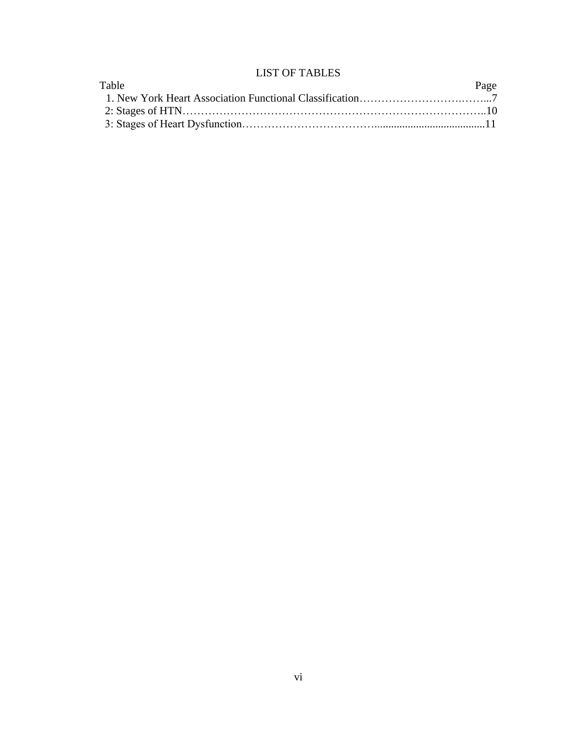# LIST OF TABLES

Table Page

1. New York Heart Association Functional Classification……………………….……...7
2: Stages of HTN………………………………………………………………………..10
3: Stages of Heart Dysfunction………………………………........................................11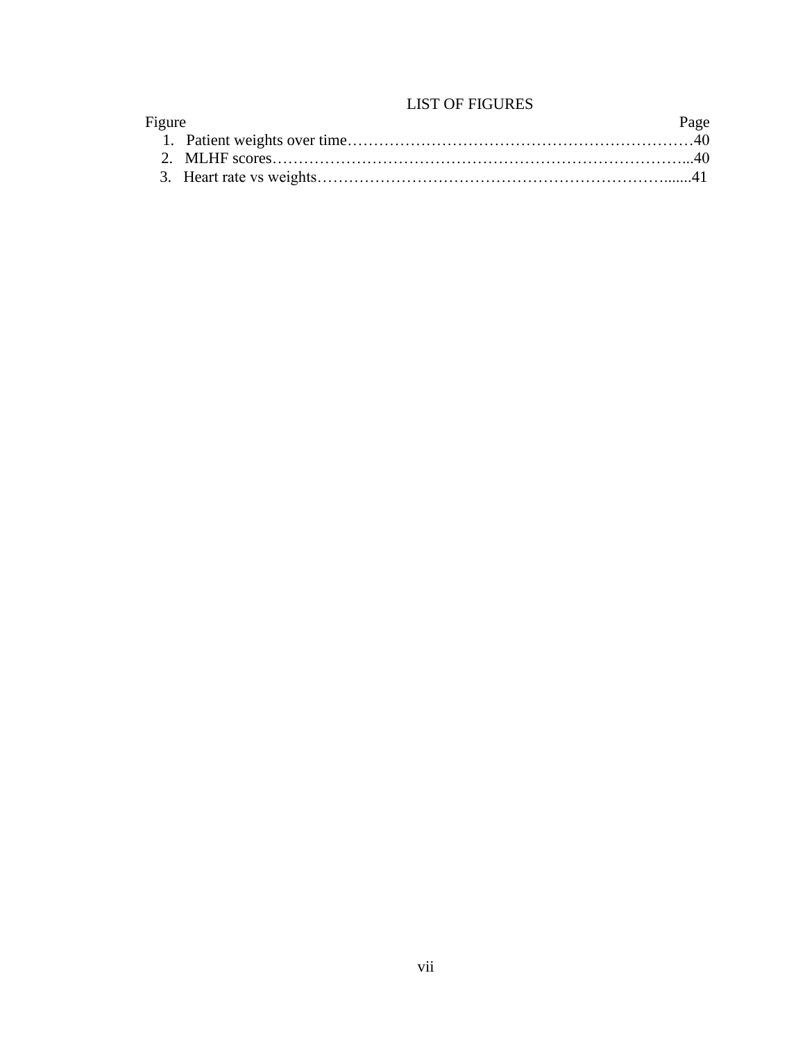# LIST OF FIGURES

| Figure | Page |
| --- | --- |
| 1. Patient weights over time | 40 |
| 2. MLHF scores | 40 |
| 3. Heart rate vs weights | 41 |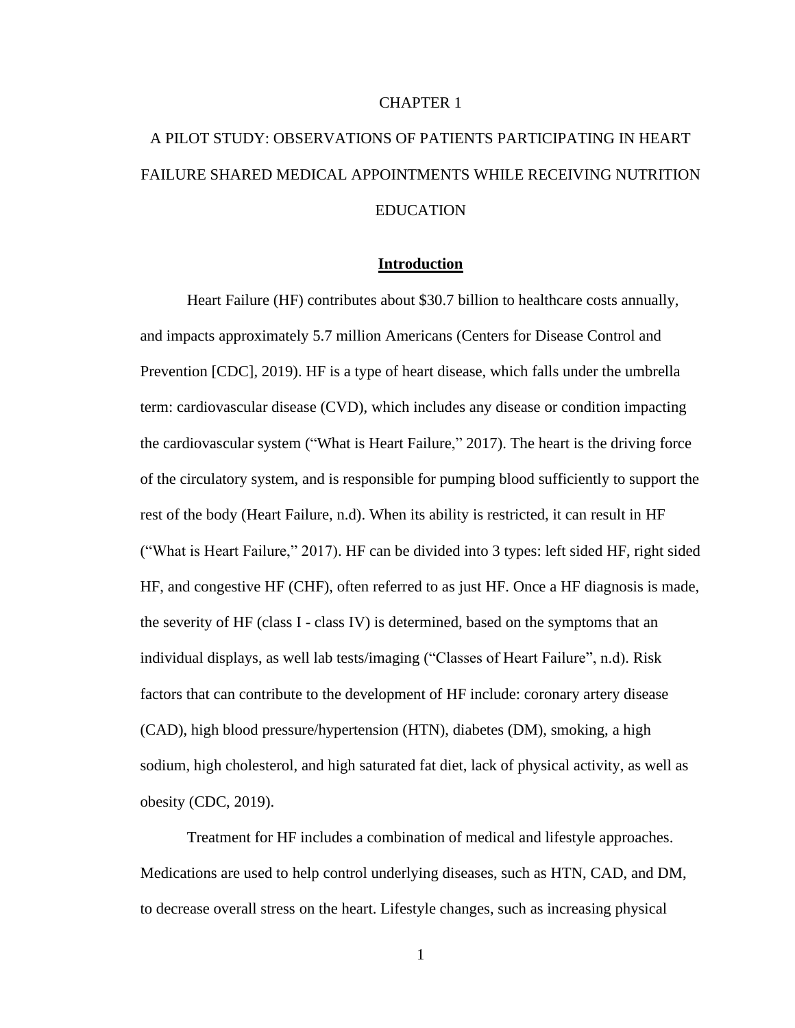# CHAPTER 1

# A PILOT STUDY: OBSERVATIONS OF PATIENTS PARTICIPATING IN HEART FAILURE SHARED MEDICAL APPOINTMENTS WHILE RECEIVING NUTRITION EDUCATION

## **Introduction**

Heart Failure (HF) contributes about $30.7 billion to healthcare costs annually, and impacts approximately 5.7 million Americans (Centers for Disease Control and Prevention [CDC], 2019). HF is a type of heart disease, which falls under the umbrella term: cardiovascular disease (CVD), which includes any disease or condition impacting the cardiovascular system ("What is Heart Failure," 2017). The heart is the driving force of the circulatory system, and is responsible for pumping blood sufficiently to support the rest of the body (Heart Failure, n.d). When its ability is restricted, it can result in HF ("What is Heart Failure," 2017). HF can be divided into 3 types: left sided HF, right sided HF, and congestive HF (CHF), often referred to as just HF. Once a HF diagnosis is made, the severity of HF (class I - class IV) is determined, based on the symptoms that an individual displays, as well lab tests/imaging ("Classes of Heart Failure", n.d). Risk factors that can contribute to the development of HF include: coronary artery disease (CAD), high blood pressure/hypertension (HTN), diabetes (DM), smoking, a high sodium, high cholesterol, and high saturated fat diet, lack of physical activity, as well as obesity (CDC, 2019).

Treatment for HF includes a combination of medical and lifestyle approaches. Medications are used to help control underlying diseases, such as HTN, CAD, and DM, to decrease overall stress on the heart. Lifestyle changes, such as increasing physical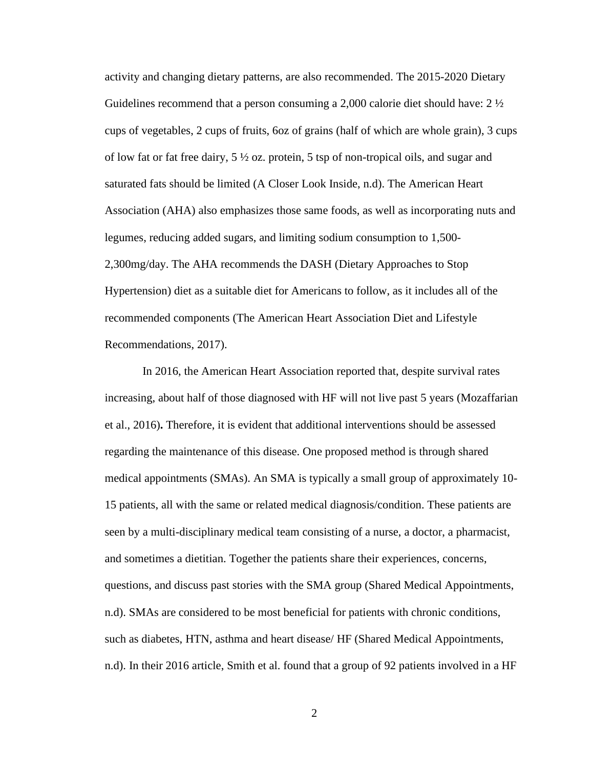activity and changing dietary patterns, are also recommended. The 2015-2020 Dietary Guidelines recommend that a person consuming a 2,000 calorie diet should have: 2 ½ cups of vegetables, 2 cups of fruits, 6oz of grains (half of which are whole grain), 3 cups of low fat or fat free dairy, 5 ½ oz. protein, 5 tsp of non-tropical oils, and sugar and saturated fats should be limited (A Closer Look Inside, n.d). The American Heart Association (AHA) also emphasizes those same foods, as well as incorporating nuts and legumes, reducing added sugars, and limiting sodium consumption to 1,500-2,300mg/day. The AHA recommends the DASH (Dietary Approaches to Stop Hypertension) diet as a suitable diet for Americans to follow, as it includes all of the recommended components (The American Heart Association Diet and Lifestyle Recommendations, 2017).

In 2016, the American Heart Association reported that, despite survival rates increasing, about half of those diagnosed with HF will not live past 5 years (Mozaffarian et al., 2016)**.** Therefore, it is evident that additional interventions should be assessed regarding the maintenance of this disease. One proposed method is through shared medical appointments (SMAs). An SMA is typically a small group of approximately 10-15 patients, all with the same or related medical diagnosis/condition. These patients are seen by a multi-disciplinary medical team consisting of a nurse, a doctor, a pharmacist, and sometimes a dietitian. Together the patients share their experiences, concerns, questions, and discuss past stories with the SMA group (Shared Medical Appointments, n.d). SMAs are considered to be most beneficial for patients with chronic conditions, such as diabetes, HTN, asthma and heart disease/ HF (Shared Medical Appointments, n.d). In their 2016 article, Smith et al. found that a group of 92 patients involved in a HF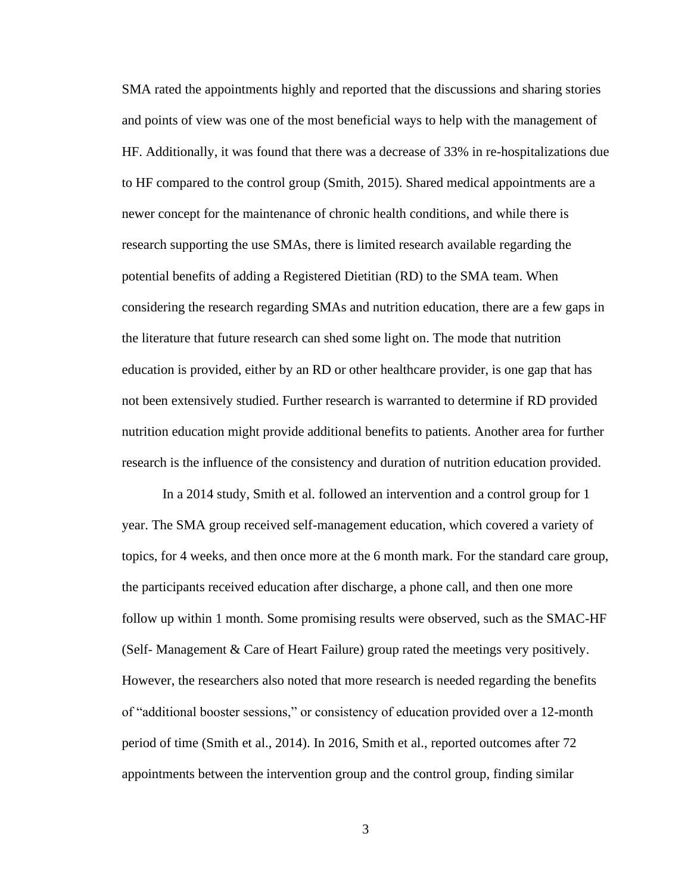SMA rated the appointments highly and reported that the discussions and sharing stories and points of view was one of the most beneficial ways to help with the management of HF. Additionally, it was found that there was a decrease of 33% in re-hospitalizations due to HF compared to the control group (Smith, 2015). Shared medical appointments are a newer concept for the maintenance of chronic health conditions, and while there is research supporting the use SMAs, there is limited research available regarding the potential benefits of adding a Registered Dietitian (RD) to the SMA team. When considering the research regarding SMAs and nutrition education, there are a few gaps in the literature that future research can shed some light on. The mode that nutrition education is provided, either by an RD or other healthcare provider, is one gap that has not been extensively studied. Further research is warranted to determine if RD provided nutrition education might provide additional benefits to patients. Another area for further research is the influence of the consistency and duration of nutrition education provided.

In a 2014 study, Smith et al. followed an intervention and a control group for 1 year. The SMA group received self-management education, which covered a variety of topics, for 4 weeks, and then once more at the 6 month mark. For the standard care group, the participants received education after discharge, a phone call, and then one more follow up within 1 month. Some promising results were observed, such as the SMAC-HF (Self- Management & Care of Heart Failure) group rated the meetings very positively. However, the researchers also noted that more research is needed regarding the benefits of "additional booster sessions," or consistency of education provided over a 12-month period of time (Smith et al., 2014). In 2016, Smith et al., reported outcomes after 72 appointments between the intervention group and the control group, finding similar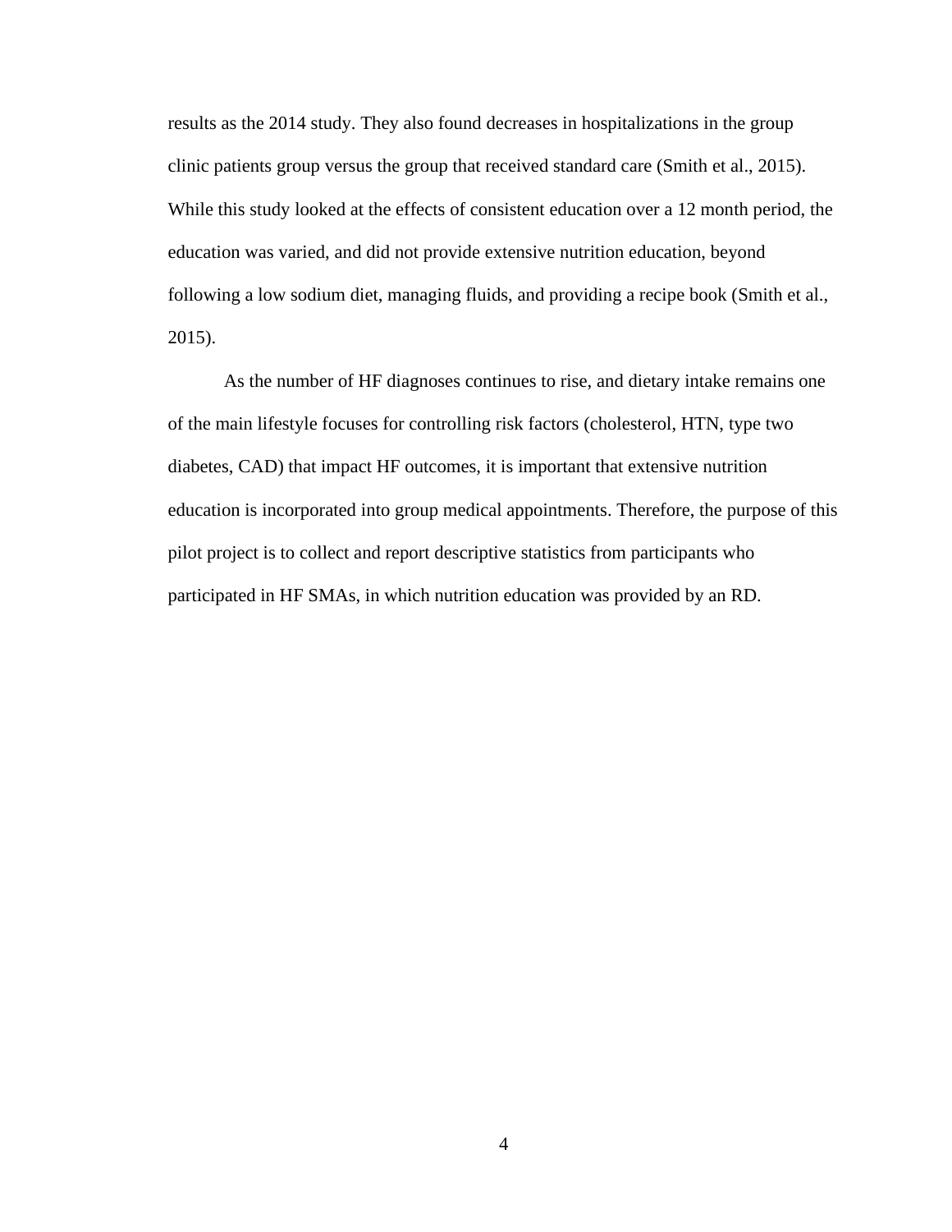results as the 2014 study. They also found decreases in hospitalizations in the group clinic patients group versus the group that received standard care (Smith et al., 2015). While this study looked at the effects of consistent education over a 12 month period, the education was varied, and did not provide extensive nutrition education, beyond following a low sodium diet, managing fluids, and providing a recipe book (Smith et al., 2015).

As the number of HF diagnoses continues to rise, and dietary intake remains one of the main lifestyle focuses for controlling risk factors (cholesterol, HTN, type two diabetes, CAD) that impact HF outcomes, it is important that extensive nutrition education is incorporated into group medical appointments. Therefore, the purpose of this pilot project is to collect and report descriptive statistics from participants who participated in HF SMAs, in which nutrition education was provided by an RD.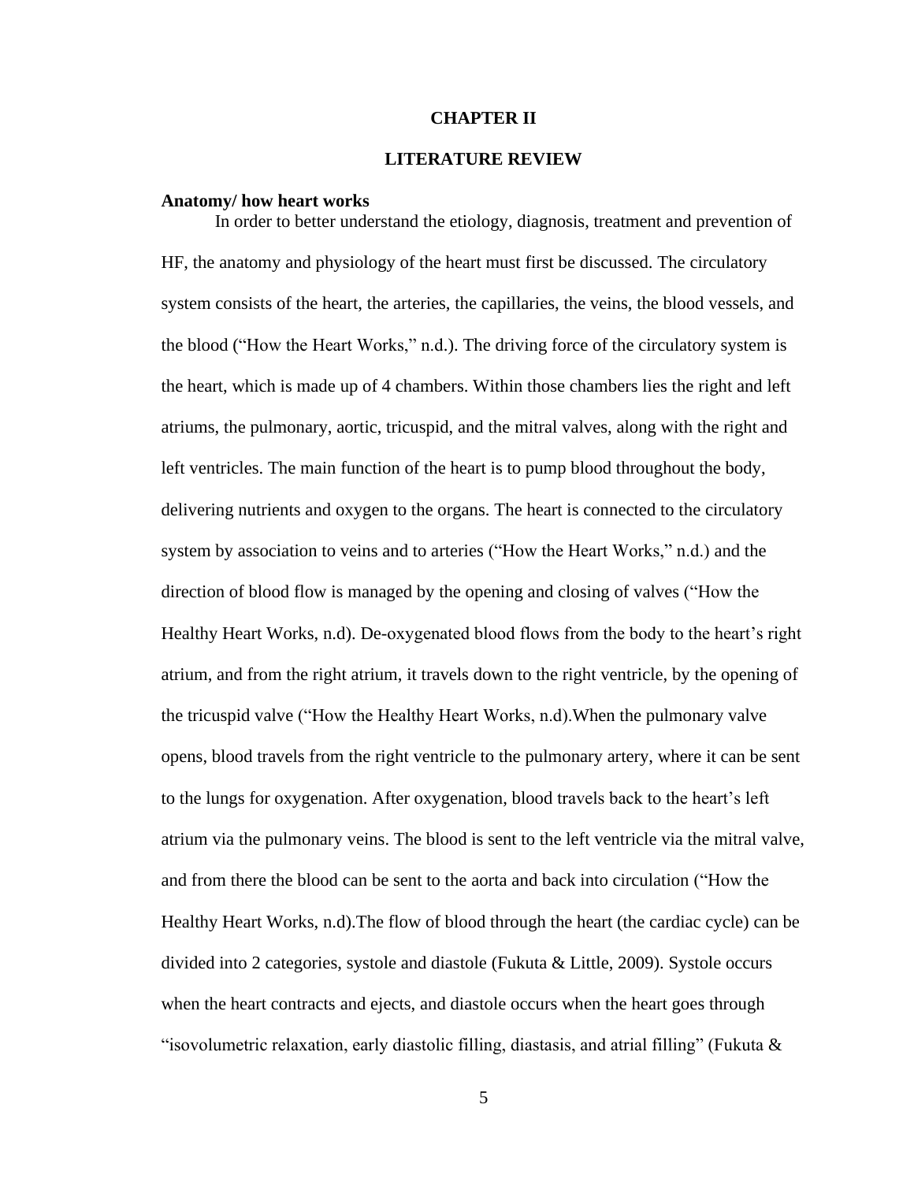# CHAPTER II

# LITERATURE REVIEW

**Anatomy/ how heart works**

In order to better understand the etiology, diagnosis, treatment and prevention of HF, the anatomy and physiology of the heart must first be discussed. The circulatory system consists of the heart, the arteries, the capillaries, the veins, the blood vessels, and the blood ("How the Heart Works," n.d.). The driving force of the circulatory system is the heart, which is made up of 4 chambers. Within those chambers lies the right and left atriums, the pulmonary, aortic, tricuspid, and the mitral valves, along with the right and left ventricles. The main function of the heart is to pump blood throughout the body, delivering nutrients and oxygen to the organs. The heart is connected to the circulatory system by association to veins and to arteries ("How the Heart Works," n.d.) and the direction of blood flow is managed by the opening and closing of valves ("How the Healthy Heart Works, n.d). De-oxygenated blood flows from the body to the heart's right atrium, and from the right atrium, it travels down to the right ventricle, by the opening of the tricuspid valve ("How the Healthy Heart Works, n.d).When the pulmonary valve opens, blood travels from the right ventricle to the pulmonary artery, where it can be sent to the lungs for oxygenation. After oxygenation, blood travels back to the heart's left atrium via the pulmonary veins. The blood is sent to the left ventricle via the mitral valve, and from there the blood can be sent to the aorta and back into circulation ("How the Healthy Heart Works, n.d).The flow of blood through the heart (the cardiac cycle) can be divided into 2 categories, systole and diastole (Fukuta & Little, 2009). Systole occurs when the heart contracts and ejects, and diastole occurs when the heart goes through "isovolumetric relaxation, early diastolic filling, diastasis, and atrial filling" (Fukuta &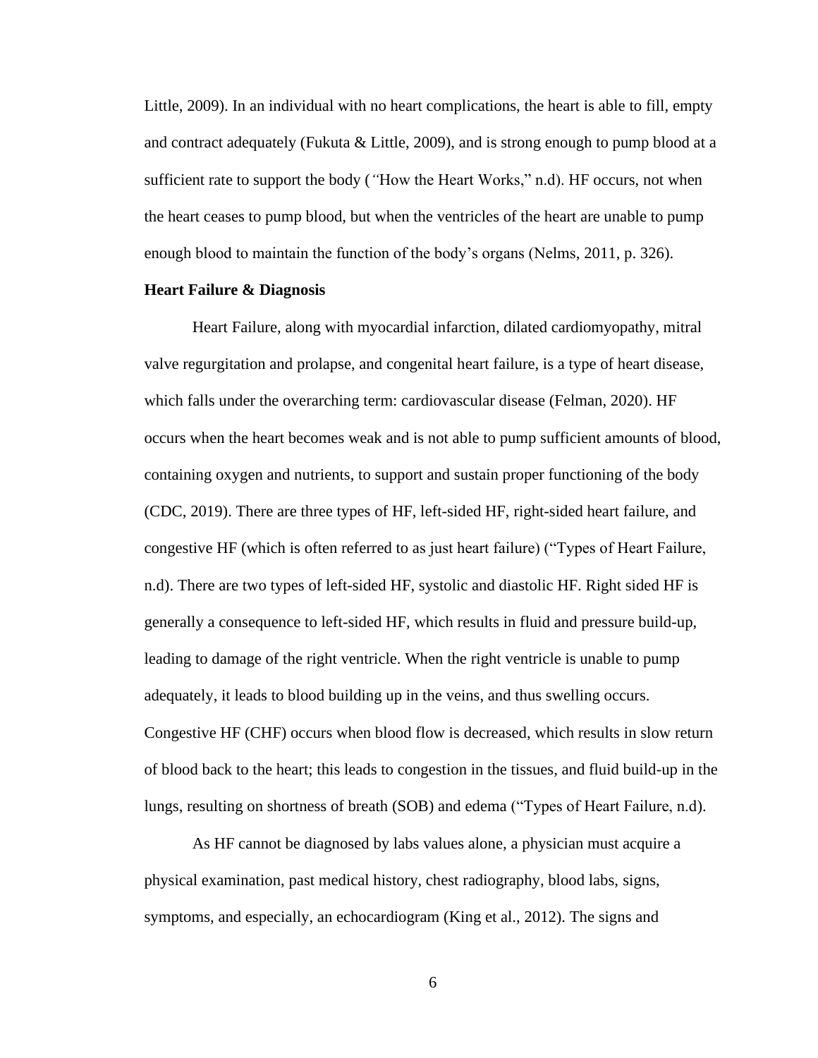Little, 2009). In an individual with no heart complications, the heart is able to fill, empty and contract adequately (Fukuta & Little, 2009), and is strong enough to pump blood at a sufficient rate to support the body (*"*How the Heart Works," n.d). HF occurs, not when the heart ceases to pump blood, but when the ventricles of the heart are unable to pump enough blood to maintain the function of the body's organs (Nelms, 2011, p. 326).

**Heart Failure & Diagnosis**

Heart Failure, along with myocardial infarction, dilated cardiomyopathy, mitral valve regurgitation and prolapse, and congenital heart failure, is a type of heart disease, which falls under the overarching term: cardiovascular disease (Felman, 2020). HF occurs when the heart becomes weak and is not able to pump sufficient amounts of blood, containing oxygen and nutrients, to support and sustain proper functioning of the body (CDC, 2019). There are three types of HF, left-sided HF, right-sided heart failure, and congestive HF (which is often referred to as just heart failure) ("Types of Heart Failure, n.d). There are two types of left-sided HF, systolic and diastolic HF. Right sided HF is generally a consequence to left-sided HF, which results in fluid and pressure build-up, leading to damage of the right ventricle. When the right ventricle is unable to pump adequately, it leads to blood building up in the veins, and thus swelling occurs. Congestive HF (CHF) occurs when blood flow is decreased, which results in slow return of blood back to the heart; this leads to congestion in the tissues, and fluid build-up in the lungs, resulting on shortness of breath (SOB) and edema ("Types of Heart Failure, n.d).

As HF cannot be diagnosed by labs values alone, a physician must acquire a physical examination, past medical history, chest radiography, blood labs, signs, symptoms, and especially, an echocardiogram (King et al., 2012). The signs and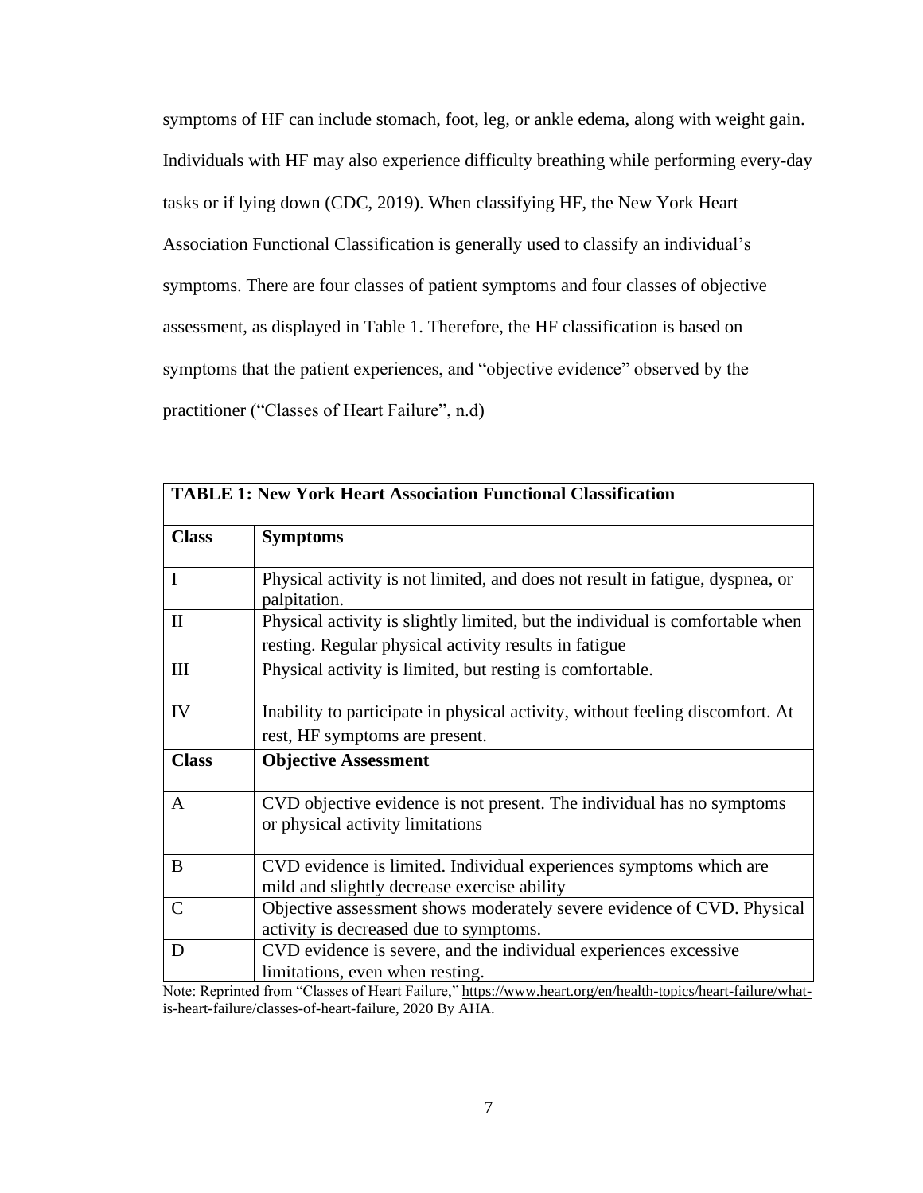symptoms of HF can include stomach, foot, leg, or ankle edema, along with weight gain. Individuals with HF may also experience difficulty breathing while performing every-day tasks or if lying down (CDC, 2019). When classifying HF, the New York Heart Association Functional Classification is generally used to classify an individual's symptoms. There are four classes of patient symptoms and four classes of objective assessment, as displayed in Table 1. Therefore, the HF classification is based on symptoms that the patient experiences, and "objective evidence" observed by the practitioner ("Classes of Heart Failure", n.d)

| **TABLE 1: New York Heart Association Functional Classification** | |
|---|---|
| **Class** | **Symptoms** |
| I | Physical activity is not limited, and does not result in fatigue, dyspnea, or palpitation. |
| II | Physical activity is slightly limited, but the individual is comfortable when resting. Regular physical activity results in fatigue |
| III | Physical activity is limited, but resting is comfortable. |
| IV | Inability to participate in physical activity, without feeling discomfort. At rest, HF symptoms are present. |
| **Class** | **Objective Assessment** |
| A | CVD objective evidence is not present. The individual has no symptoms or physical activity limitations |
| B | CVD evidence is limited. Individual experiences symptoms which are mild and slightly decrease exercise ability |
| C | Objective assessment shows moderately severe evidence of CVD. Physical activity is decreased due to symptoms. |
| D | CVD evidence is severe, and the individual experiences excessive limitations, even when resting. |

Note: Reprinted from "Classes of Heart Failure," https://www.heart.org/en/health-topics/heart-failure/what-is-heart-failure/classes-of-heart-failure, 2020 By AHA.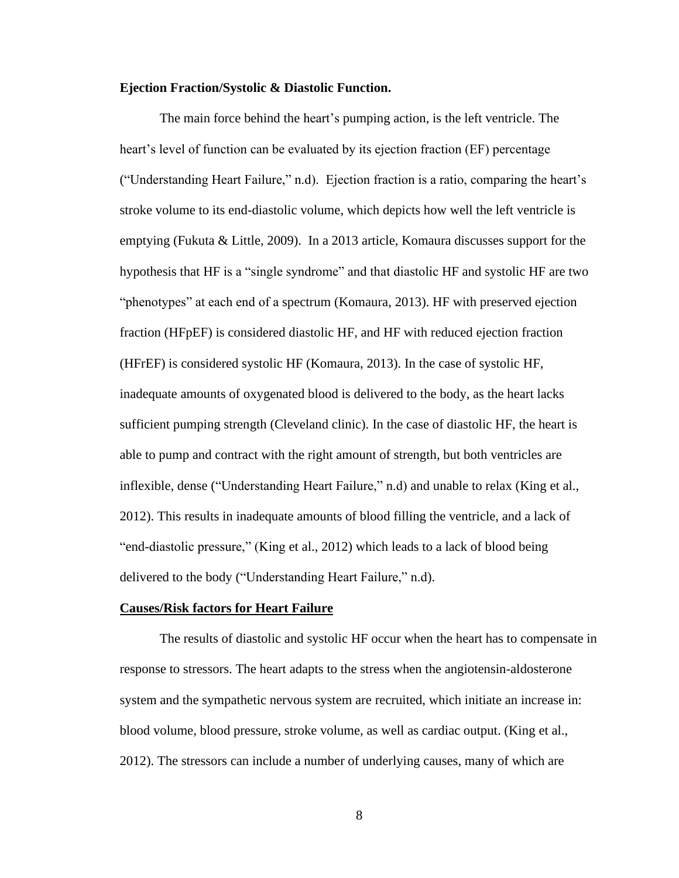**Ejection Fraction/Systolic & Diastolic Function.**

The main force behind the heart's pumping action, is the left ventricle. The heart's level of function can be evaluated by its ejection fraction (EF) percentage ("Understanding Heart Failure," n.d). Ejection fraction is a ratio, comparing the heart's stroke volume to its end-diastolic volume, which depicts how well the left ventricle is emptying (Fukuta & Little, 2009). In a 2013 article, Komaura discusses support for the hypothesis that HF is a "single syndrome" and that diastolic HF and systolic HF are two "phenotypes" at each end of a spectrum (Komaura, 2013). HF with preserved ejection fraction (HFpEF) is considered diastolic HF, and HF with reduced ejection fraction (HFrEF) is considered systolic HF (Komaura, 2013). In the case of systolic HF, inadequate amounts of oxygenated blood is delivered to the body, as the heart lacks sufficient pumping strength (Cleveland clinic). In the case of diastolic HF, the heart is able to pump and contract with the right amount of strength, but both ventricles are inflexible, dense ("Understanding Heart Failure," n.d) and unable to relax (King et al., 2012). This results in inadequate amounts of blood filling the ventricle, and a lack of "end-diastolic pressure," (King et al., 2012) which leads to a lack of blood being delivered to the body ("Understanding Heart Failure," n.d).

**Causes/Risk factors for Heart Failure**

The results of diastolic and systolic HF occur when the heart has to compensate in response to stressors. The heart adapts to the stress when the angiotensin-aldosterone system and the sympathetic nervous system are recruited, which initiate an increase in: blood volume, blood pressure, stroke volume, as well as cardiac output. (King et al., 2012). The stressors can include a number of underlying causes, many of which are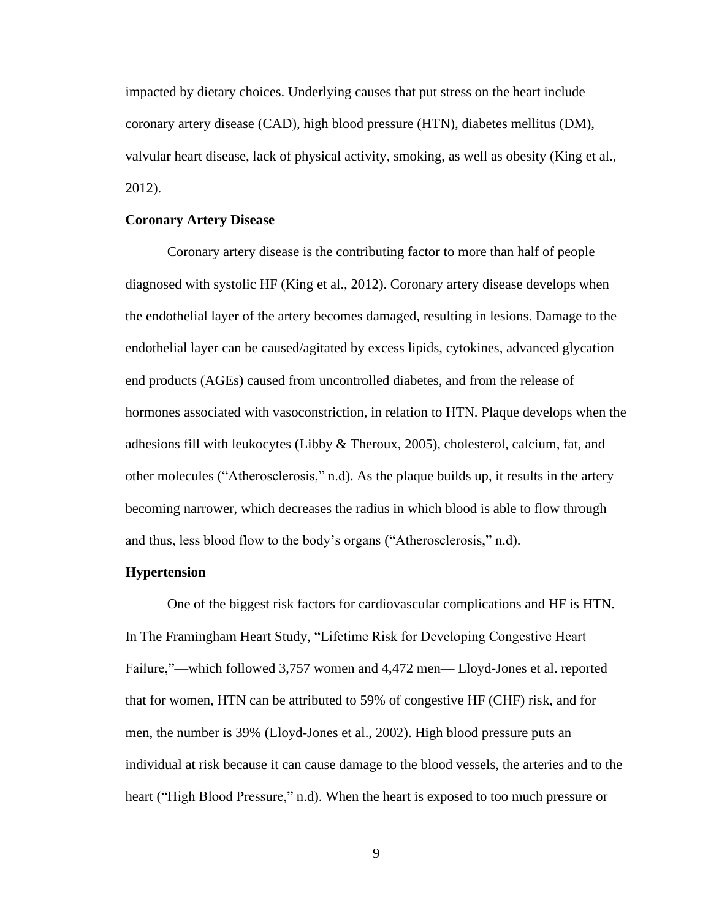impacted by dietary choices. Underlying causes that put stress on the heart include coronary artery disease (CAD), high blood pressure (HTN), diabetes mellitus (DM), valvular heart disease, lack of physical activity, smoking, as well as obesity (King et al., 2012).

**Coronary Artery Disease**

Coronary artery disease is the contributing factor to more than half of people diagnosed with systolic HF (King et al., 2012). Coronary artery disease develops when the endothelial layer of the artery becomes damaged, resulting in lesions. Damage to the endothelial layer can be caused/agitated by excess lipids, cytokines, advanced glycation end products (AGEs) caused from uncontrolled diabetes, and from the release of hormones associated with vasoconstriction, in relation to HTN. Plaque develops when the adhesions fill with leukocytes (Libby & Theroux, 2005), cholesterol, calcium, fat, and other molecules ("Atherosclerosis," n.d). As the plaque builds up, it results in the artery becoming narrower, which decreases the radius in which blood is able to flow through and thus, less blood flow to the body's organs ("Atherosclerosis," n.d).

**Hypertension**

One of the biggest risk factors for cardiovascular complications and HF is HTN. In The Framingham Heart Study, "Lifetime Risk for Developing Congestive Heart Failure,"—which followed 3,757 women and 4,472 men— Lloyd-Jones et al. reported that for women, HTN can be attributed to 59% of congestive HF (CHF) risk, and for men, the number is 39% (Lloyd-Jones et al., 2002). High blood pressure puts an individual at risk because it can cause damage to the blood vessels, the arteries and to the heart ("High Blood Pressure," n.d). When the heart is exposed to too much pressure or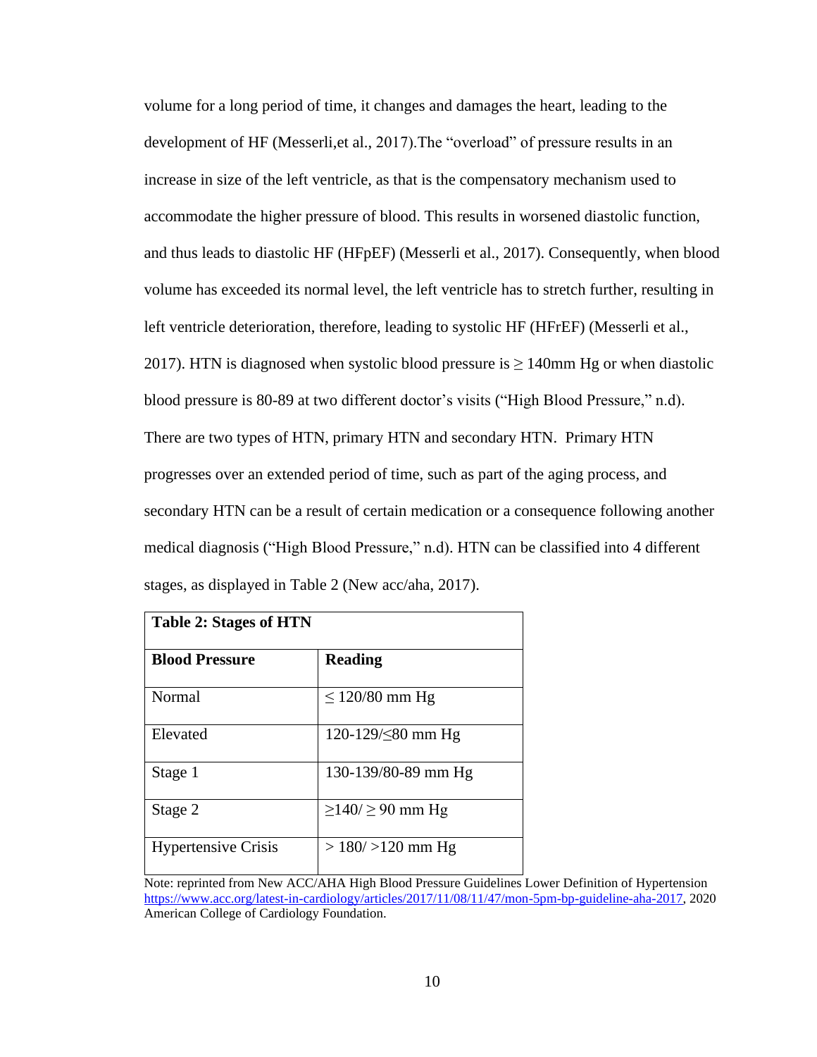volume for a long period of time, it changes and damages the heart, leading to the development of HF (Messerli,et al., 2017).The "overload" of pressure results in an increase in size of the left ventricle, as that is the compensatory mechanism used to accommodate the higher pressure of blood. This results in worsened diastolic function, and thus leads to diastolic HF (HFpEF) (Messerli et al., 2017). Consequently, when blood volume has exceeded its normal level, the left ventricle has to stretch further, resulting in left ventricle deterioration, therefore, leading to systolic HF (HFrEF) (Messerli et al., 2017). HTN is diagnosed when systolic blood pressure is ≥ 140mm Hg or when diastolic blood pressure is 80-89 at two different doctor's visits ("High Blood Pressure," n.d). There are two types of HTN, primary HTN and secondary HTN. Primary HTN progresses over an extended period of time, such as part of the aging process, and secondary HTN can be a result of certain medication or a consequence following another medical diagnosis ("High Blood Pressure," n.d). HTN can be classified into 4 different stages, as displayed in Table 2 (New acc/aha, 2017).

| **Table 2: Stages of HTN** | |
|---|---|
| **Blood Pressure** | **Reading** |
| Normal | ≤ 120/80 mm Hg |
| Elevated | 120-129/≤80 mm Hg |
| Stage 1 | 130-139/80-89 mm Hg |
| Stage 2 | ≥140/ ≥ 90 mm Hg |
| Hypertensive Crisis | > 180/ >120 mm Hg |

Note: reprinted from New ACC/AHA High Blood Pressure Guidelines Lower Definition of Hypertension https://www.acc.org/latest-in-cardiology/articles/2017/11/08/11/47/mon-5pm-bp-guideline-aha-2017, 2020 American College of Cardiology Foundation.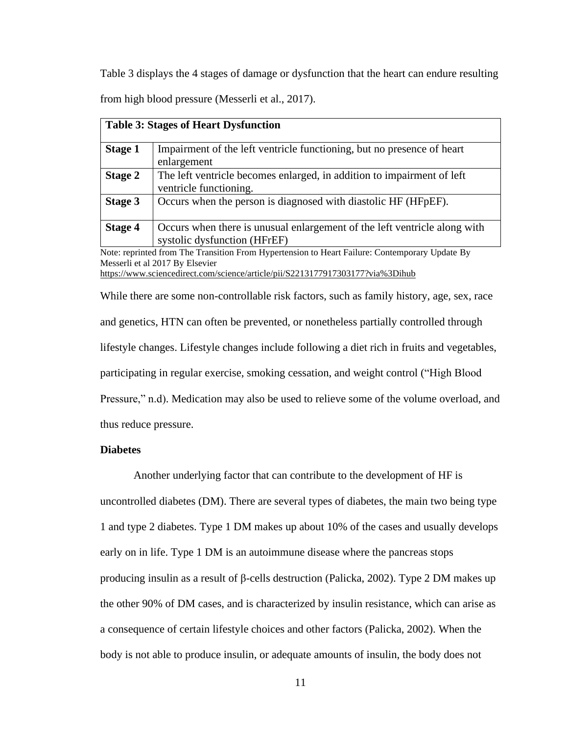Table 3 displays the 4 stages of damage or dysfunction that the heart can endure resulting from high blood pressure (Messerli et al., 2017).

| **Table 3: Stages of Heart Dysfunction** | |
|---|---|
| **Stage 1** | Impairment of the left ventricle functioning, but no presence of heart enlargement |
| **Stage 2** | The left ventricle becomes enlarged, in addition to impairment of left ventricle functioning. |
| **Stage 3** | Occurs when the person is diagnosed with diastolic HF (HFpEF). |
| **Stage 4** | Occurs when there is unusual enlargement of the left ventricle along with systolic dysfunction (HFrEF) |

Note: reprinted from The Transition From Hypertension to Heart Failure: Contemporary Update By Messerli et al 2017 By Elsevier
https://www.sciencedirect.com/science/article/pii/S2213177917303177?via%3Dihub

While there are some non-controllable risk factors, such as family history, age, sex, race and genetics, HTN can often be prevented, or nonetheless partially controlled through lifestyle changes. Lifestyle changes include following a diet rich in fruits and vegetables, participating in regular exercise, smoking cessation, and weight control ("High Blood Pressure," n.d). Medication may also be used to relieve some of the volume overload, and thus reduce pressure.

**Diabetes**

Another underlying factor that can contribute to the development of HF is uncontrolled diabetes (DM). There are several types of diabetes, the main two being type 1 and type 2 diabetes. Type 1 DM makes up about 10% of the cases and usually develops early on in life. Type 1 DM is an autoimmune disease where the pancreas stops producing insulin as a result of β-cells destruction (Palicka, 2002). Type 2 DM makes up the other 90% of DM cases, and is characterized by insulin resistance, which can arise as a consequence of certain lifestyle choices and other factors (Palicka, 2002). When the body is not able to produce insulin, or adequate amounts of insulin, the body does not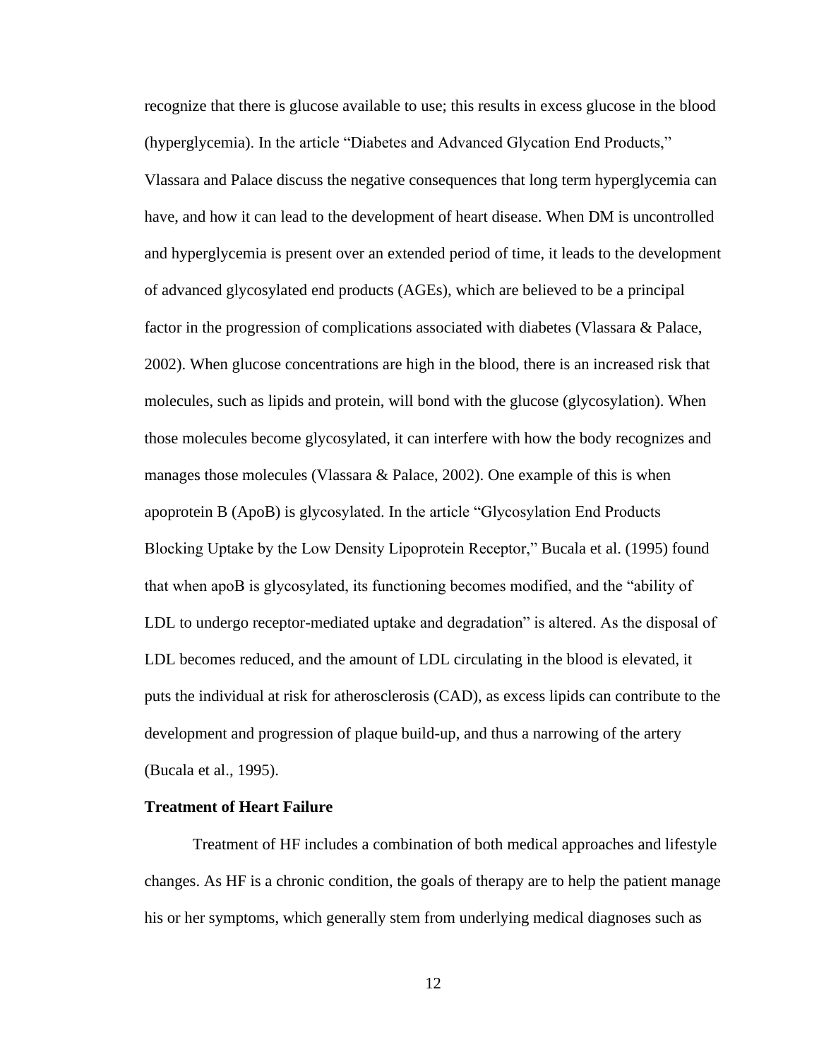recognize that there is glucose available to use; this results in excess glucose in the blood (hyperglycemia). In the article "Diabetes and Advanced Glycation End Products," Vlassara and Palace discuss the negative consequences that long term hyperglycemia can have, and how it can lead to the development of heart disease. When DM is uncontrolled and hyperglycemia is present over an extended period of time, it leads to the development of advanced glycosylated end products (AGEs), which are believed to be a principal factor in the progression of complications associated with diabetes (Vlassara & Palace, 2002). When glucose concentrations are high in the blood, there is an increased risk that molecules, such as lipids and protein, will bond with the glucose (glycosylation). When those molecules become glycosylated, it can interfere with how the body recognizes and manages those molecules (Vlassara & Palace, 2002). One example of this is when apoprotein B (ApoB) is glycosylated. In the article "Glycosylation End Products Blocking Uptake by the Low Density Lipoprotein Receptor," Bucala et al. (1995) found that when apoB is glycosylated, its functioning becomes modified, and the "ability of LDL to undergo receptor-mediated uptake and degradation" is altered. As the disposal of LDL becomes reduced, and the amount of LDL circulating in the blood is elevated, it puts the individual at risk for atherosclerosis (CAD), as excess lipids can contribute to the development and progression of plaque build-up, and thus a narrowing of the artery (Bucala et al., 1995).

**Treatment of Heart Failure**

Treatment of HF includes a combination of both medical approaches and lifestyle changes. As HF is a chronic condition, the goals of therapy are to help the patient manage his or her symptoms, which generally stem from underlying medical diagnoses such as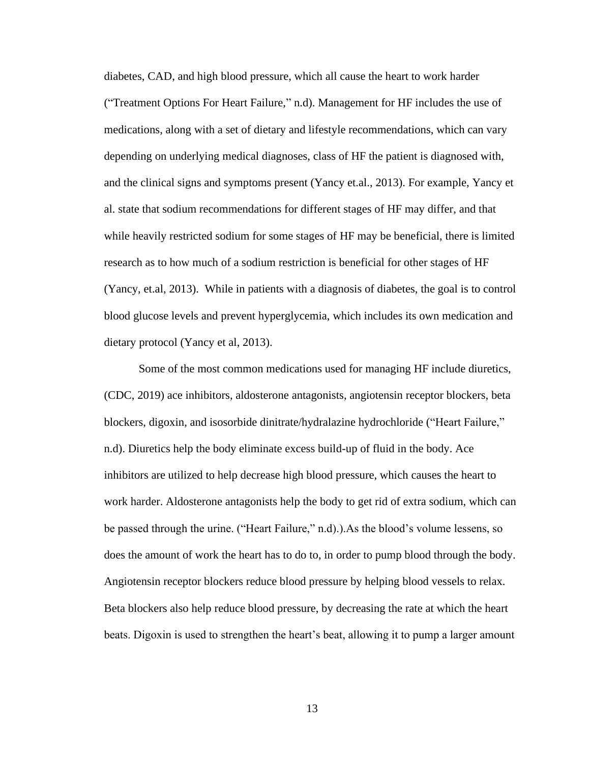diabetes, CAD, and high blood pressure, which all cause the heart to work harder ("Treatment Options For Heart Failure," n.d). Management for HF includes the use of medications, along with a set of dietary and lifestyle recommendations, which can vary depending on underlying medical diagnoses, class of HF the patient is diagnosed with, and the clinical signs and symptoms present (Yancy et.al., 2013). For example, Yancy et al. state that sodium recommendations for different stages of HF may differ, and that while heavily restricted sodium for some stages of HF may be beneficial, there is limited research as to how much of a sodium restriction is beneficial for other stages of HF (Yancy, et.al, 2013). While in patients with a diagnosis of diabetes, the goal is to control blood glucose levels and prevent hyperglycemia, which includes its own medication and dietary protocol (Yancy et al, 2013).

Some of the most common medications used for managing HF include diuretics, (CDC, 2019) ace inhibitors, aldosterone antagonists, angiotensin receptor blockers, beta blockers, digoxin, and isosorbide dinitrate/hydralazine hydrochloride ("Heart Failure," n.d). Diuretics help the body eliminate excess build-up of fluid in the body. Ace inhibitors are utilized to help decrease high blood pressure, which causes the heart to work harder. Aldosterone antagonists help the body to get rid of extra sodium, which can be passed through the urine. ("Heart Failure," n.d).).As the blood's volume lessens, so does the amount of work the heart has to do to, in order to pump blood through the body. Angiotensin receptor blockers reduce blood pressure by helping blood vessels to relax. Beta blockers also help reduce blood pressure, by decreasing the rate at which the heart beats. Digoxin is used to strengthen the heart's beat, allowing it to pump a larger amount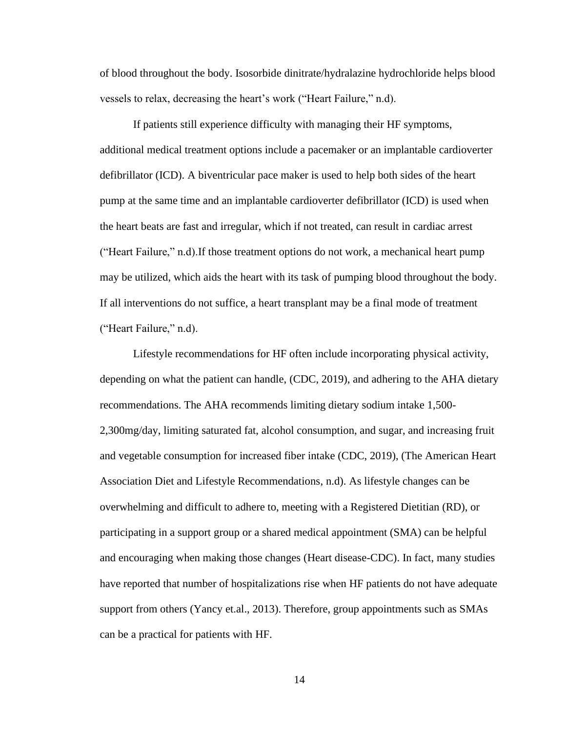of blood throughout the body. Isosorbide dinitrate/hydralazine hydrochloride helps blood vessels to relax, decreasing the heart's work ("Heart Failure," n.d).

If patients still experience difficulty with managing their HF symptoms, additional medical treatment options include a pacemaker or an implantable cardioverter defibrillator (ICD). A biventricular pace maker is used to help both sides of the heart pump at the same time and an implantable cardioverter defibrillator (ICD) is used when the heart beats are fast and irregular, which if not treated, can result in cardiac arrest ("Heart Failure," n.d).If those treatment options do not work, a mechanical heart pump may be utilized, which aids the heart with its task of pumping blood throughout the body. If all interventions do not suffice, a heart transplant may be a final mode of treatment ("Heart Failure," n.d).

Lifestyle recommendations for HF often include incorporating physical activity, depending on what the patient can handle, (CDC, 2019), and adhering to the AHA dietary recommendations. The AHA recommends limiting dietary sodium intake 1,500-2,300mg/day, limiting saturated fat, alcohol consumption, and sugar, and increasing fruit and vegetable consumption for increased fiber intake (CDC, 2019), (The American Heart Association Diet and Lifestyle Recommendations, n.d). As lifestyle changes can be overwhelming and difficult to adhere to, meeting with a Registered Dietitian (RD), or participating in a support group or a shared medical appointment (SMA) can be helpful and encouraging when making those changes (Heart disease-CDC). In fact, many studies have reported that number of hospitalizations rise when HF patients do not have adequate support from others (Yancy et.al., 2013). Therefore, group appointments such as SMAs can be a practical for patients with HF.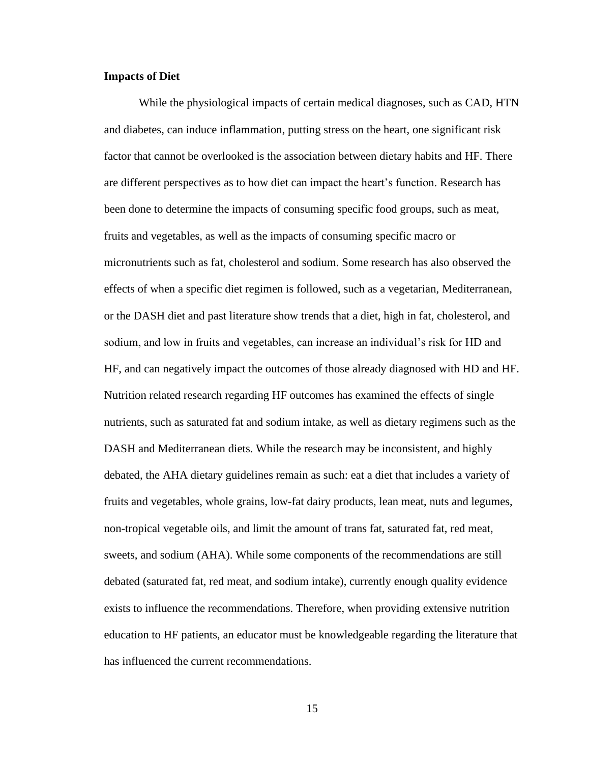**Impacts of Diet**

While the physiological impacts of certain medical diagnoses, such as CAD, HTN and diabetes, can induce inflammation, putting stress on the heart, one significant risk factor that cannot be overlooked is the association between dietary habits and HF. There are different perspectives as to how diet can impact the heart's function. Research has been done to determine the impacts of consuming specific food groups, such as meat, fruits and vegetables, as well as the impacts of consuming specific macro or micronutrients such as fat, cholesterol and sodium. Some research has also observed the effects of when a specific diet regimen is followed, such as a vegetarian, Mediterranean, or the DASH diet and past literature show trends that a diet, high in fat, cholesterol, and sodium, and low in fruits and vegetables, can increase an individual's risk for HD and HF, and can negatively impact the outcomes of those already diagnosed with HD and HF. Nutrition related research regarding HF outcomes has examined the effects of single nutrients, such as saturated fat and sodium intake, as well as dietary regimens such as the DASH and Mediterranean diets. While the research may be inconsistent, and highly debated, the AHA dietary guidelines remain as such: eat a diet that includes a variety of fruits and vegetables, whole grains, low-fat dairy products, lean meat, nuts and legumes, non-tropical vegetable oils, and limit the amount of trans fat, saturated fat, red meat, sweets, and sodium (AHA). While some components of the recommendations are still debated (saturated fat, red meat, and sodium intake), currently enough quality evidence exists to influence the recommendations. Therefore, when providing extensive nutrition education to HF patients, an educator must be knowledgeable regarding the literature that has influenced the current recommendations.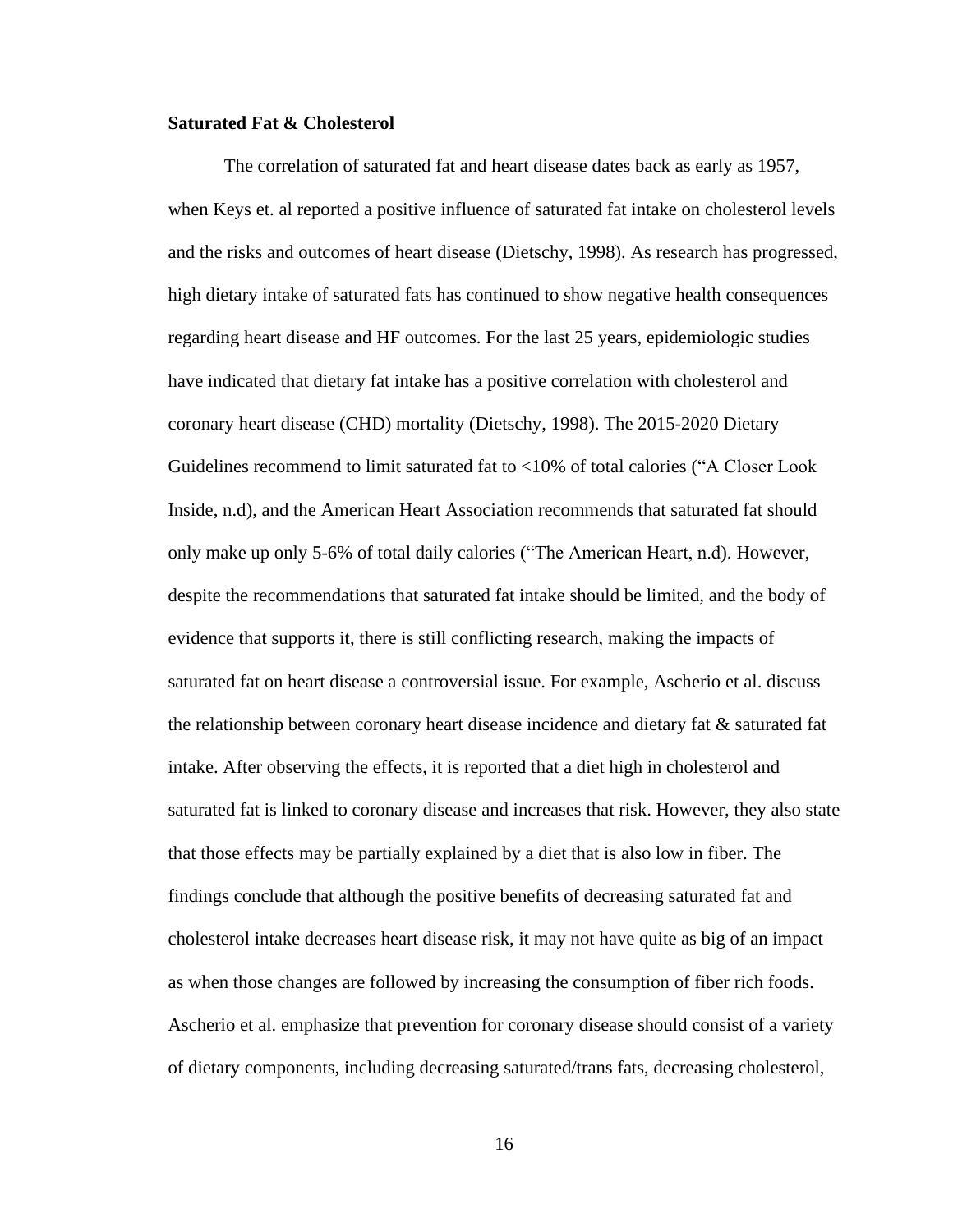**Saturated Fat & Cholesterol**

The correlation of saturated fat and heart disease dates back as early as 1957, when Keys et. al reported a positive influence of saturated fat intake on cholesterol levels and the risks and outcomes of heart disease (Dietschy, 1998). As research has progressed, high dietary intake of saturated fats has continued to show negative health consequences regarding heart disease and HF outcomes. For the last 25 years, epidemiologic studies have indicated that dietary fat intake has a positive correlation with cholesterol and coronary heart disease (CHD) mortality (Dietschy, 1998). The 2015-2020 Dietary Guidelines recommend to limit saturated fat to <10% of total calories ("A Closer Look Inside, n.d), and the American Heart Association recommends that saturated fat should only make up only 5-6% of total daily calories ("The American Heart, n.d). However, despite the recommendations that saturated fat intake should be limited, and the body of evidence that supports it, there is still conflicting research, making the impacts of saturated fat on heart disease a controversial issue. For example, Ascherio et al. discuss the relationship between coronary heart disease incidence and dietary fat & saturated fat intake. After observing the effects, it is reported that a diet high in cholesterol and saturated fat is linked to coronary disease and increases that risk. However, they also state that those effects may be partially explained by a diet that is also low in fiber. The findings conclude that although the positive benefits of decreasing saturated fat and cholesterol intake decreases heart disease risk, it may not have quite as big of an impact as when those changes are followed by increasing the consumption of fiber rich foods. Ascherio et al. emphasize that prevention for coronary disease should consist of a variety of dietary components, including decreasing saturated/trans fats, decreasing cholesterol,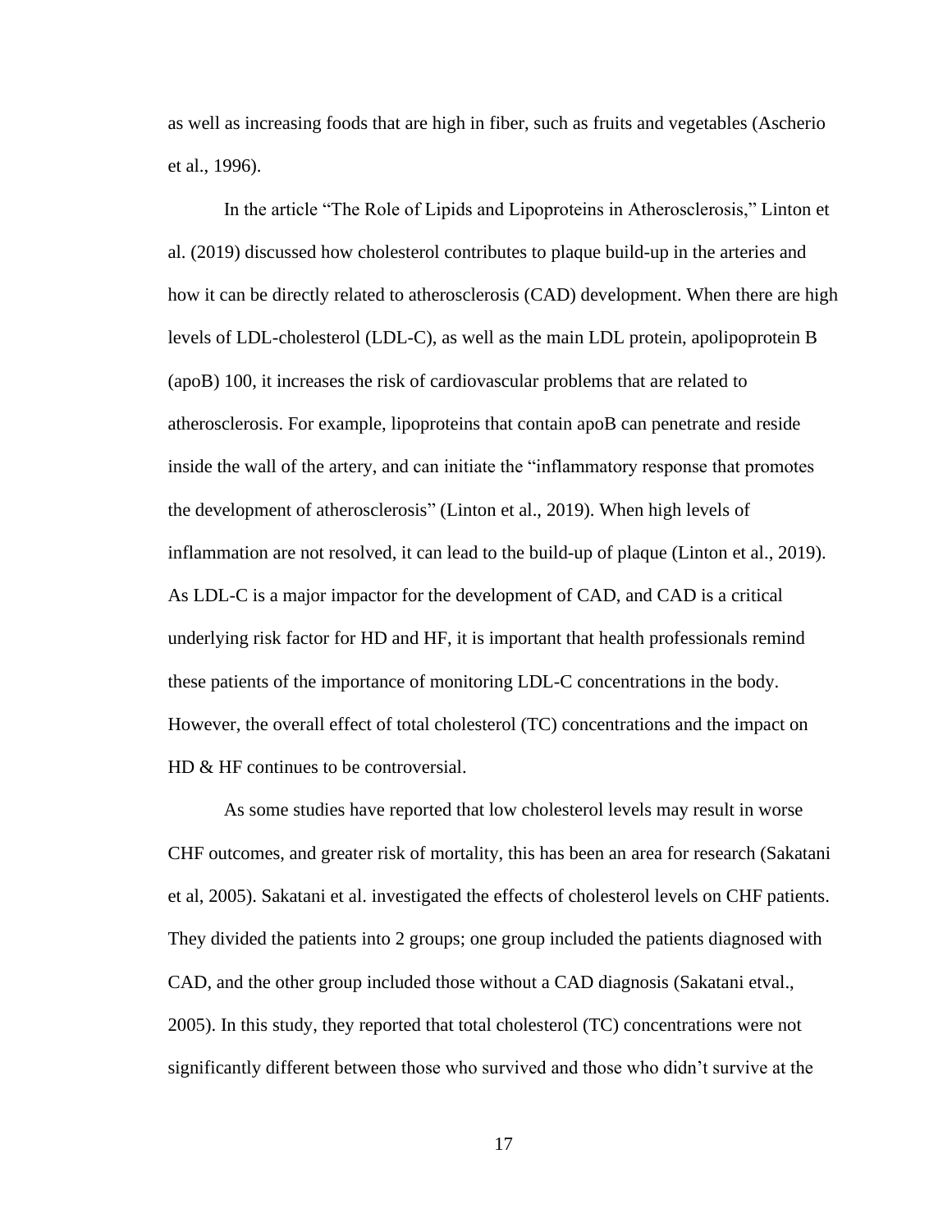as well as increasing foods that are high in fiber, such as fruits and vegetables (Ascherio et al., 1996).

In the article "The Role of Lipids and Lipoproteins in Atherosclerosis," Linton et al. (2019) discussed how cholesterol contributes to plaque build-up in the arteries and how it can be directly related to atherosclerosis (CAD) development. When there are high levels of LDL-cholesterol (LDL-C), as well as the main LDL protein, apolipoprotein B (apoB) 100, it increases the risk of cardiovascular problems that are related to atherosclerosis. For example, lipoproteins that contain apoB can penetrate and reside inside the wall of the artery, and can initiate the "inflammatory response that promotes the development of atherosclerosis" (Linton et al., 2019). When high levels of inflammation are not resolved, it can lead to the build-up of plaque (Linton et al., 2019). As LDL-C is a major impactor for the development of CAD, and CAD is a critical underlying risk factor for HD and HF, it is important that health professionals remind these patients of the importance of monitoring LDL-C concentrations in the body. However, the overall effect of total cholesterol (TC) concentrations and the impact on HD & HF continues to be controversial.

As some studies have reported that low cholesterol levels may result in worse CHF outcomes, and greater risk of mortality, this has been an area for research (Sakatani et al, 2005). Sakatani et al. investigated the effects of cholesterol levels on CHF patients. They divided the patients into 2 groups; one group included the patients diagnosed with CAD, and the other group included those without a CAD diagnosis (Sakatani etval., 2005). In this study, they reported that total cholesterol (TC) concentrations were not significantly different between those who survived and those who didn't survive at the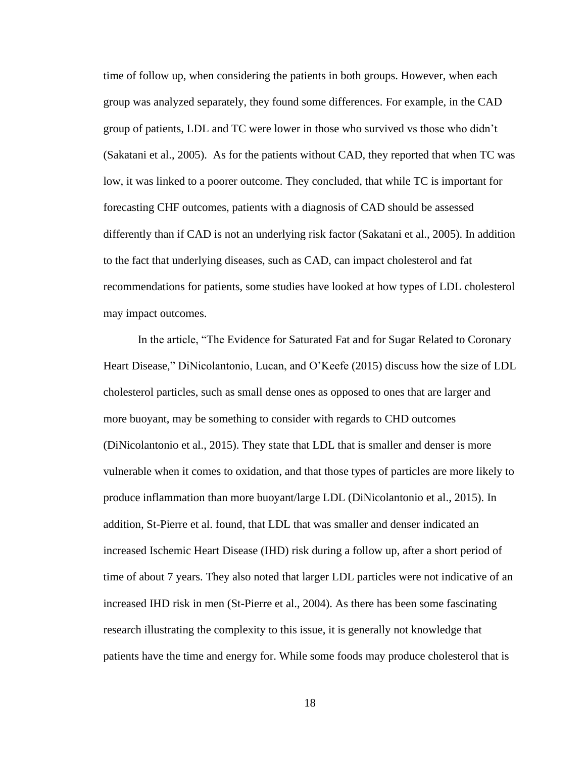time of follow up, when considering the patients in both groups. However, when each group was analyzed separately, they found some differences. For example, in the CAD group of patients, LDL and TC were lower in those who survived vs those who didn't (Sakatani et al., 2005). As for the patients without CAD, they reported that when TC was low, it was linked to a poorer outcome. They concluded, that while TC is important for forecasting CHF outcomes, patients with a diagnosis of CAD should be assessed differently than if CAD is not an underlying risk factor (Sakatani et al., 2005). In addition to the fact that underlying diseases, such as CAD, can impact cholesterol and fat recommendations for patients, some studies have looked at how types of LDL cholesterol may impact outcomes.

In the article, "The Evidence for Saturated Fat and for Sugar Related to Coronary Heart Disease," DiNicolantonio, Lucan, and O'Keefe (2015) discuss how the size of LDL cholesterol particles, such as small dense ones as opposed to ones that are larger and more buoyant, may be something to consider with regards to CHD outcomes (DiNicolantonio et al., 2015). They state that LDL that is smaller and denser is more vulnerable when it comes to oxidation, and that those types of particles are more likely to produce inflammation than more buoyant/large LDL (DiNicolantonio et al., 2015). In addition, St-Pierre et al. found, that LDL that was smaller and denser indicated an increased Ischemic Heart Disease (IHD) risk during a follow up, after a short period of time of about 7 years. They also noted that larger LDL particles were not indicative of an increased IHD risk in men (St-Pierre et al., 2004). As there has been some fascinating research illustrating the complexity to this issue, it is generally not knowledge that patients have the time and energy for. While some foods may produce cholesterol that is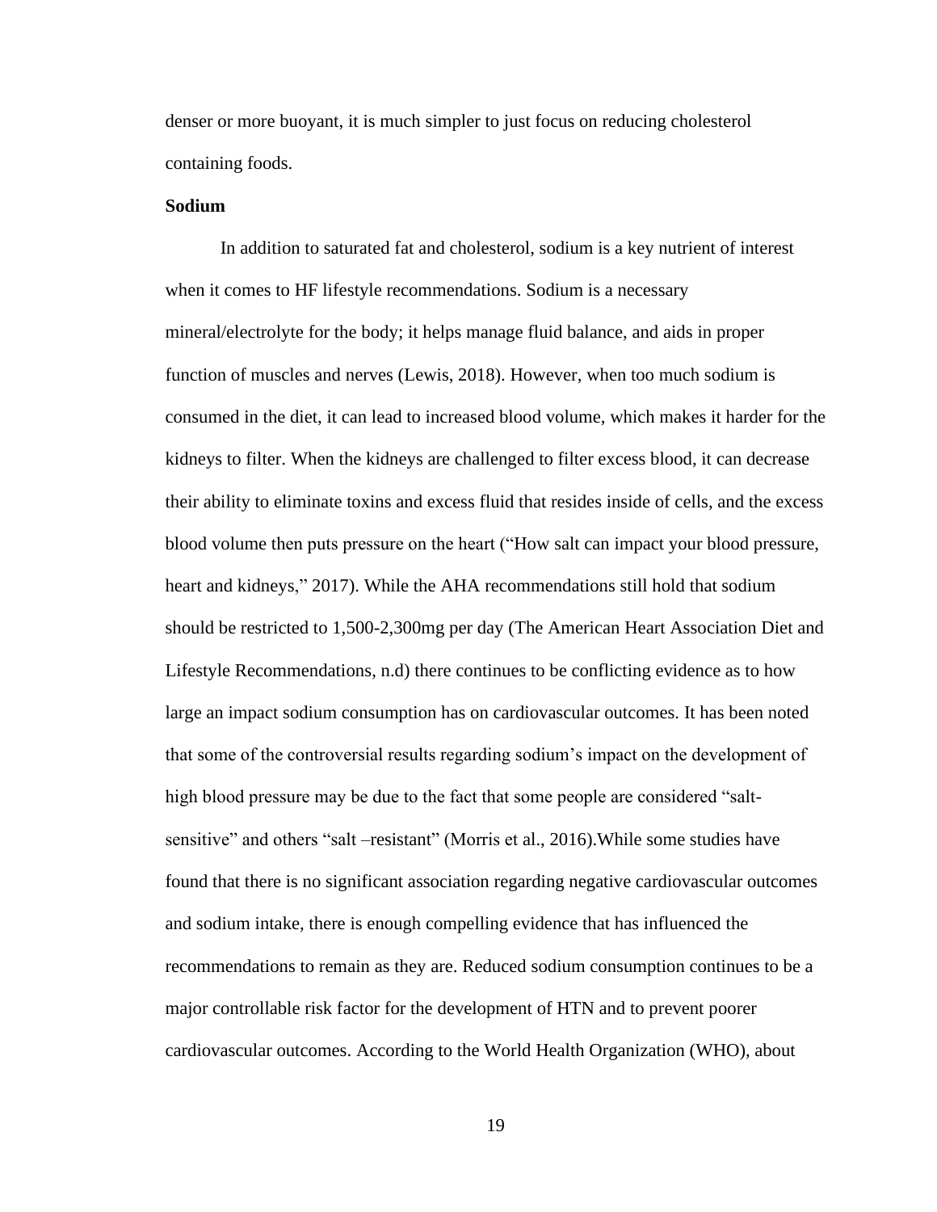denser or more buoyant, it is much simpler to just focus on reducing cholesterol containing foods.

**Sodium**

In addition to saturated fat and cholesterol, sodium is a key nutrient of interest when it comes to HF lifestyle recommendations. Sodium is a necessary mineral/electrolyte for the body; it helps manage fluid balance, and aids in proper function of muscles and nerves (Lewis, 2018). However, when too much sodium is consumed in the diet, it can lead to increased blood volume, which makes it harder for the kidneys to filter. When the kidneys are challenged to filter excess blood, it can decrease their ability to eliminate toxins and excess fluid that resides inside of cells, and the excess blood volume then puts pressure on the heart ("How salt can impact your blood pressure, heart and kidneys," 2017). While the AHA recommendations still hold that sodium should be restricted to 1,500-2,300mg per day (The American Heart Association Diet and Lifestyle Recommendations, n.d) there continues to be conflicting evidence as to how large an impact sodium consumption has on cardiovascular outcomes. It has been noted that some of the controversial results regarding sodium's impact on the development of high blood pressure may be due to the fact that some people are considered "salt-sensitive" and others "salt –resistant" (Morris et al., 2016).While some studies have found that there is no significant association regarding negative cardiovascular outcomes and sodium intake, there is enough compelling evidence that has influenced the recommendations to remain as they are. Reduced sodium consumption continues to be a major controllable risk factor for the development of HTN and to prevent poorer cardiovascular outcomes. According to the World Health Organization (WHO), about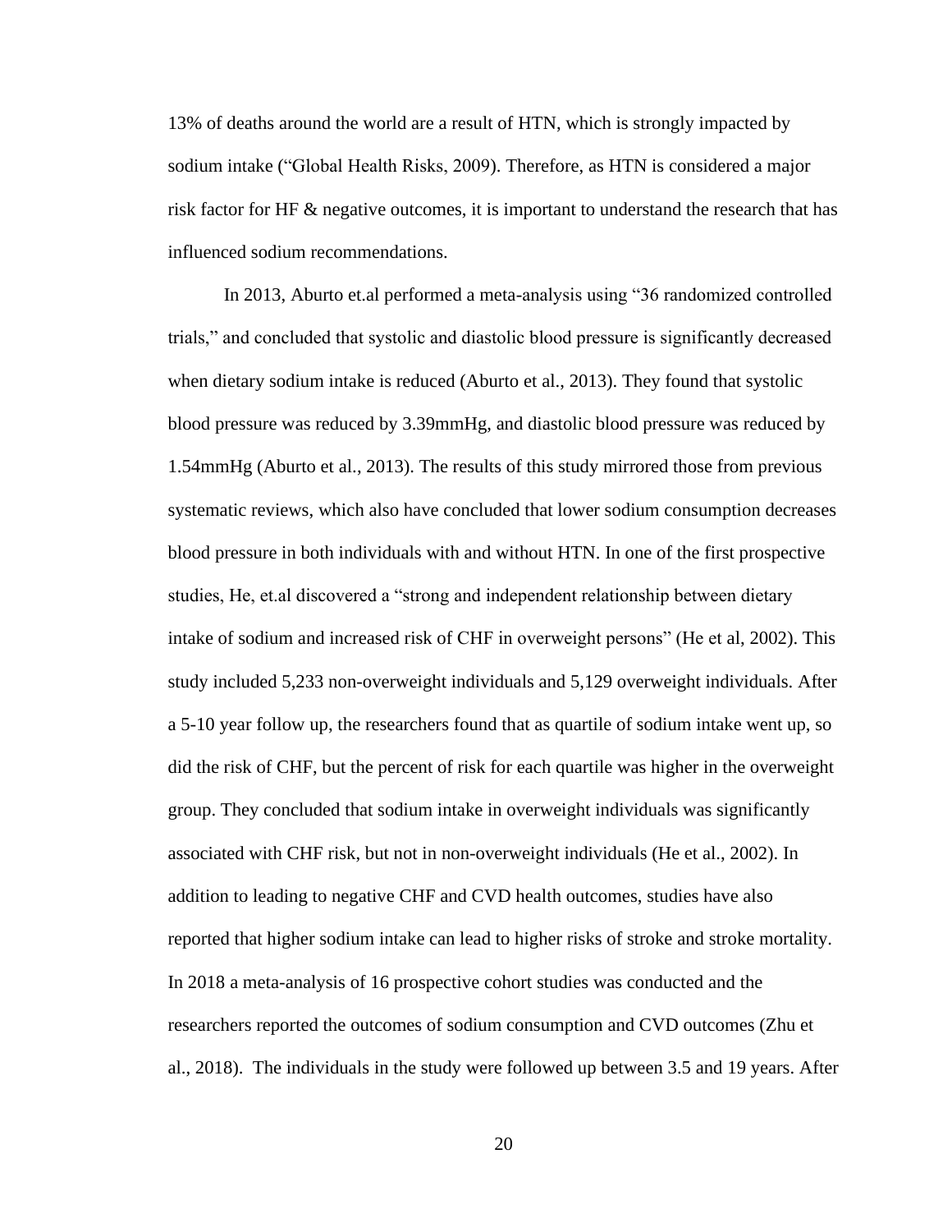13% of deaths around the world are a result of HTN, which is strongly impacted by sodium intake (“Global Health Risks, 2009). Therefore, as HTN is considered a major risk factor for HF & negative outcomes, it is important to understand the research that has influenced sodium recommendations.

In 2013, Aburto et.al performed a meta-analysis using “36 randomized controlled trials,” and concluded that systolic and diastolic blood pressure is significantly decreased when dietary sodium intake is reduced (Aburto et al., 2013). They found that systolic blood pressure was reduced by 3.39mmHg, and diastolic blood pressure was reduced by 1.54mmHg (Aburto et al., 2013). The results of this study mirrored those from previous systematic reviews, which also have concluded that lower sodium consumption decreases blood pressure in both individuals with and without HTN. In one of the first prospective studies, He, et.al discovered a “strong and independent relationship between dietary intake of sodium and increased risk of CHF in overweight persons” (He et al, 2002). This study included 5,233 non-overweight individuals and 5,129 overweight individuals. After a 5-10 year follow up, the researchers found that as quartile of sodium intake went up, so did the risk of CHF, but the percent of risk for each quartile was higher in the overweight group. They concluded that sodium intake in overweight individuals was significantly associated with CHF risk, but not in non-overweight individuals (He et al., 2002). In addition to leading to negative CHF and CVD health outcomes, studies have also reported that higher sodium intake can lead to higher risks of stroke and stroke mortality. In 2018 a meta-analysis of 16 prospective cohort studies was conducted and the researchers reported the outcomes of sodium consumption and CVD outcomes (Zhu et al., 2018). The individuals in the study were followed up between 3.5 and 19 years. After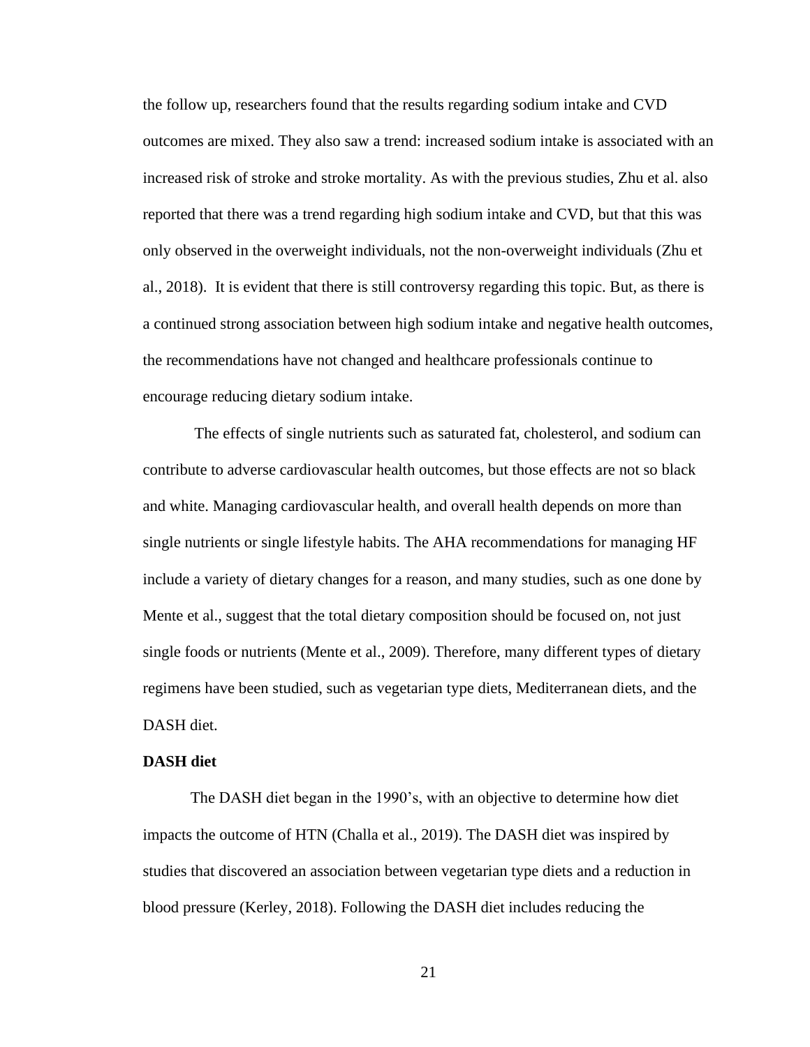the follow up, researchers found that the results regarding sodium intake and CVD outcomes are mixed. They also saw a trend: increased sodium intake is associated with an increased risk of stroke and stroke mortality. As with the previous studies, Zhu et al. also reported that there was a trend regarding high sodium intake and CVD, but that this was only observed in the overweight individuals, not the non-overweight individuals (Zhu et al., 2018). It is evident that there is still controversy regarding this topic. But, as there is a continued strong association between high sodium intake and negative health outcomes, the recommendations have not changed and healthcare professionals continue to encourage reducing dietary sodium intake.

The effects of single nutrients such as saturated fat, cholesterol, and sodium can contribute to adverse cardiovascular health outcomes, but those effects are not so black and white. Managing cardiovascular health, and overall health depends on more than single nutrients or single lifestyle habits. The AHA recommendations for managing HF include a variety of dietary changes for a reason, and many studies, such as one done by Mente et al., suggest that the total dietary composition should be focused on, not just single foods or nutrients (Mente et al., 2009). Therefore, many different types of dietary regimens have been studied, such as vegetarian type diets, Mediterranean diets, and the DASH diet.

**DASH diet**

The DASH diet began in the 1990's, with an objective to determine how diet impacts the outcome of HTN (Challa et al., 2019). The DASH diet was inspired by studies that discovered an association between vegetarian type diets and a reduction in blood pressure (Kerley, 2018). Following the DASH diet includes reducing the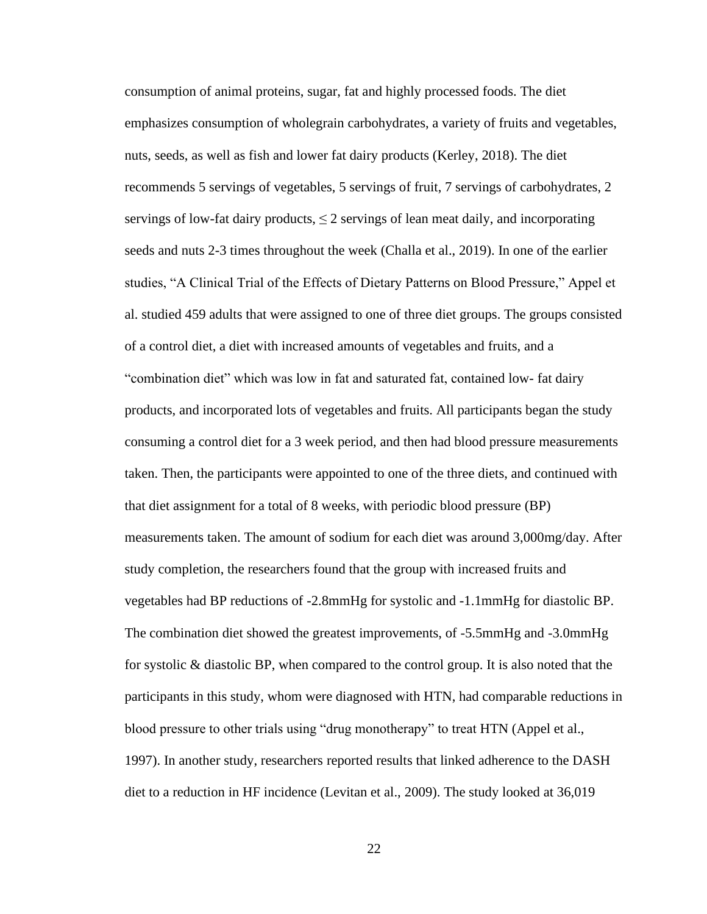consumption of animal proteins, sugar, fat and highly processed foods. The diet emphasizes consumption of wholegrain carbohydrates, a variety of fruits and vegetables, nuts, seeds, as well as fish and lower fat dairy products (Kerley, 2018). The diet recommends 5 servings of vegetables, 5 servings of fruit, 7 servings of carbohydrates, 2 servings of low-fat dairy products, ≤ 2 servings of lean meat daily, and incorporating seeds and nuts 2-3 times throughout the week (Challa et al., 2019). In one of the earlier studies, "A Clinical Trial of the Effects of Dietary Patterns on Blood Pressure," Appel et al. studied 459 adults that were assigned to one of three diet groups. The groups consisted of a control diet, a diet with increased amounts of vegetables and fruits, and a "combination diet" which was low in fat and saturated fat, contained low- fat dairy products, and incorporated lots of vegetables and fruits. All participants began the study consuming a control diet for a 3 week period, and then had blood pressure measurements taken. Then, the participants were appointed to one of the three diets, and continued with that diet assignment for a total of 8 weeks, with periodic blood pressure (BP) measurements taken. The amount of sodium for each diet was around 3,000mg/day. After study completion, the researchers found that the group with increased fruits and vegetables had BP reductions of -2.8mmHg for systolic and -1.1mmHg for diastolic BP. The combination diet showed the greatest improvements, of -5.5mmHg and -3.0mmHg for systolic & diastolic BP, when compared to the control group. It is also noted that the participants in this study, whom were diagnosed with HTN, had comparable reductions in blood pressure to other trials using "drug monotherapy" to treat HTN (Appel et al., 1997). In another study, researchers reported results that linked adherence to the DASH diet to a reduction in HF incidence (Levitan et al., 2009). The study looked at 36,019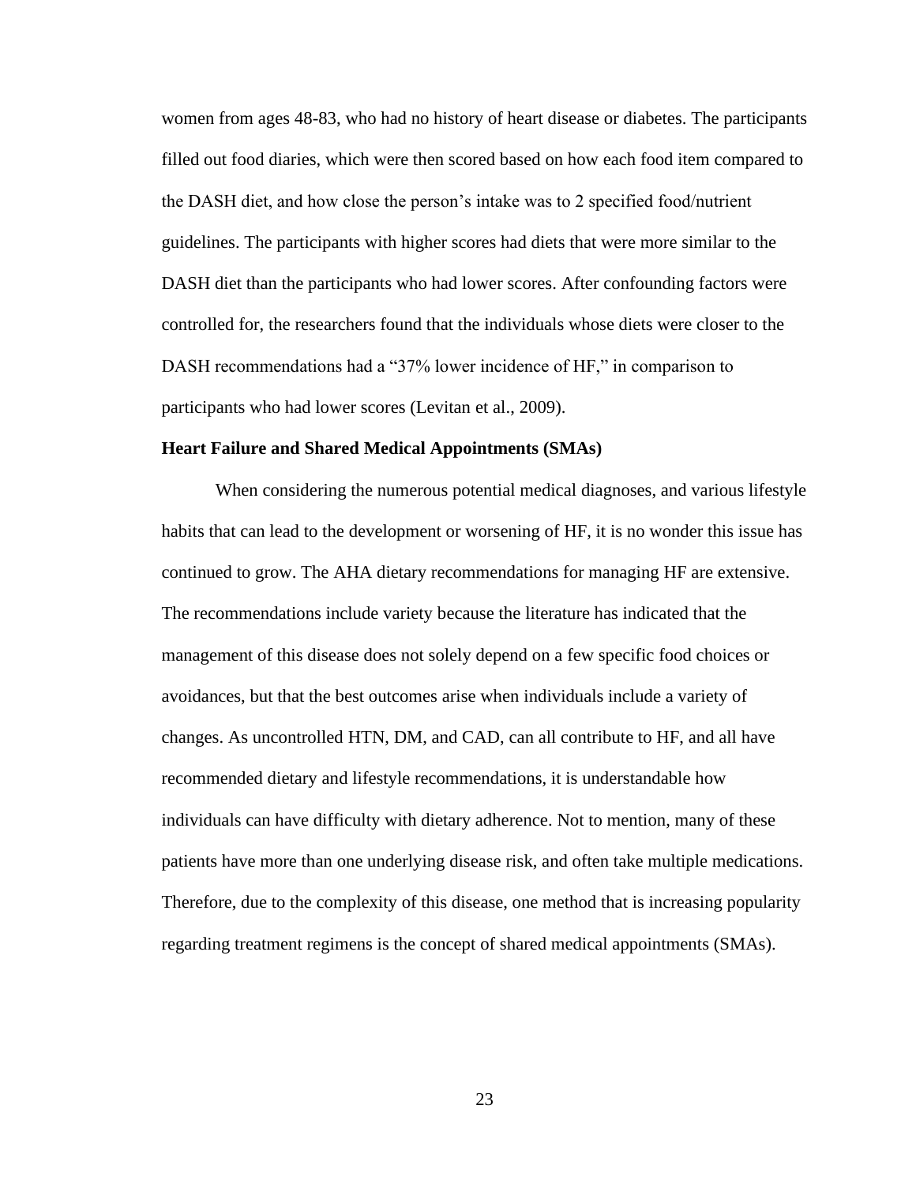women from ages 48-83, who had no history of heart disease or diabetes. The participants filled out food diaries, which were then scored based on how each food item compared to the DASH diet, and how close the person's intake was to 2 specified food/nutrient guidelines. The participants with higher scores had diets that were more similar to the DASH diet than the participants who had lower scores. After confounding factors were controlled for, the researchers found that the individuals whose diets were closer to the DASH recommendations had a "37% lower incidence of HF," in comparison to participants who had lower scores (Levitan et al., 2009).

### Heart Failure and Shared Medical Appointments (SMAs)

When considering the numerous potential medical diagnoses, and various lifestyle habits that can lead to the development or worsening of HF, it is no wonder this issue has continued to grow. The AHA dietary recommendations for managing HF are extensive. The recommendations include variety because the literature has indicated that the management of this disease does not solely depend on a few specific food choices or avoidances, but that the best outcomes arise when individuals include a variety of changes. As uncontrolled HTN, DM, and CAD, can all contribute to HF, and all have recommended dietary and lifestyle recommendations, it is understandable how individuals can have difficulty with dietary adherence. Not to mention, many of these patients have more than one underlying disease risk, and often take multiple medications. Therefore, due to the complexity of this disease, one method that is increasing popularity regarding treatment regimens is the concept of shared medical appointments (SMAs).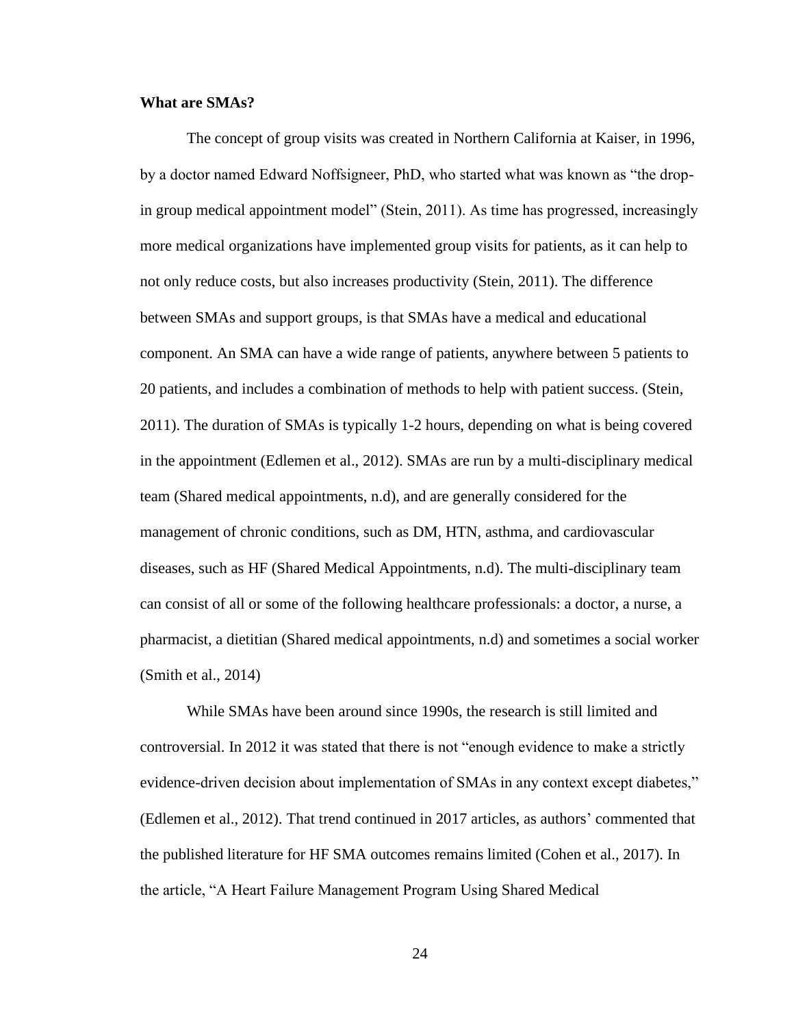**What are SMAs?**

The concept of group visits was created in Northern California at Kaiser, in 1996, by a doctor named Edward Noffsigneer, PhD, who started what was known as "the drop-in group medical appointment model" (Stein, 2011). As time has progressed, increasingly more medical organizations have implemented group visits for patients, as it can help to not only reduce costs, but also increases productivity (Stein, 2011). The difference between SMAs and support groups, is that SMAs have a medical and educational component. An SMA can have a wide range of patients, anywhere between 5 patients to 20 patients, and includes a combination of methods to help with patient success. (Stein, 2011). The duration of SMAs is typically 1-2 hours, depending on what is being covered in the appointment (Edlemen et al., 2012). SMAs are run by a multi-disciplinary medical team (Shared medical appointments, n.d), and are generally considered for the management of chronic conditions, such as DM, HTN, asthma, and cardiovascular diseases, such as HF (Shared Medical Appointments, n.d). The multi-disciplinary team can consist of all or some of the following healthcare professionals: a doctor, a nurse, a pharmacist, a dietitian (Shared medical appointments, n.d) and sometimes a social worker (Smith et al., 2014)

While SMAs have been around since 1990s, the research is still limited and controversial. In 2012 it was stated that there is not "enough evidence to make a strictly evidence-driven decision about implementation of SMAs in any context except diabetes," (Edlemen et al., 2012). That trend continued in 2017 articles, as authors' commented that the published literature for HF SMA outcomes remains limited (Cohen et al., 2017). In the article, "A Heart Failure Management Program Using Shared Medical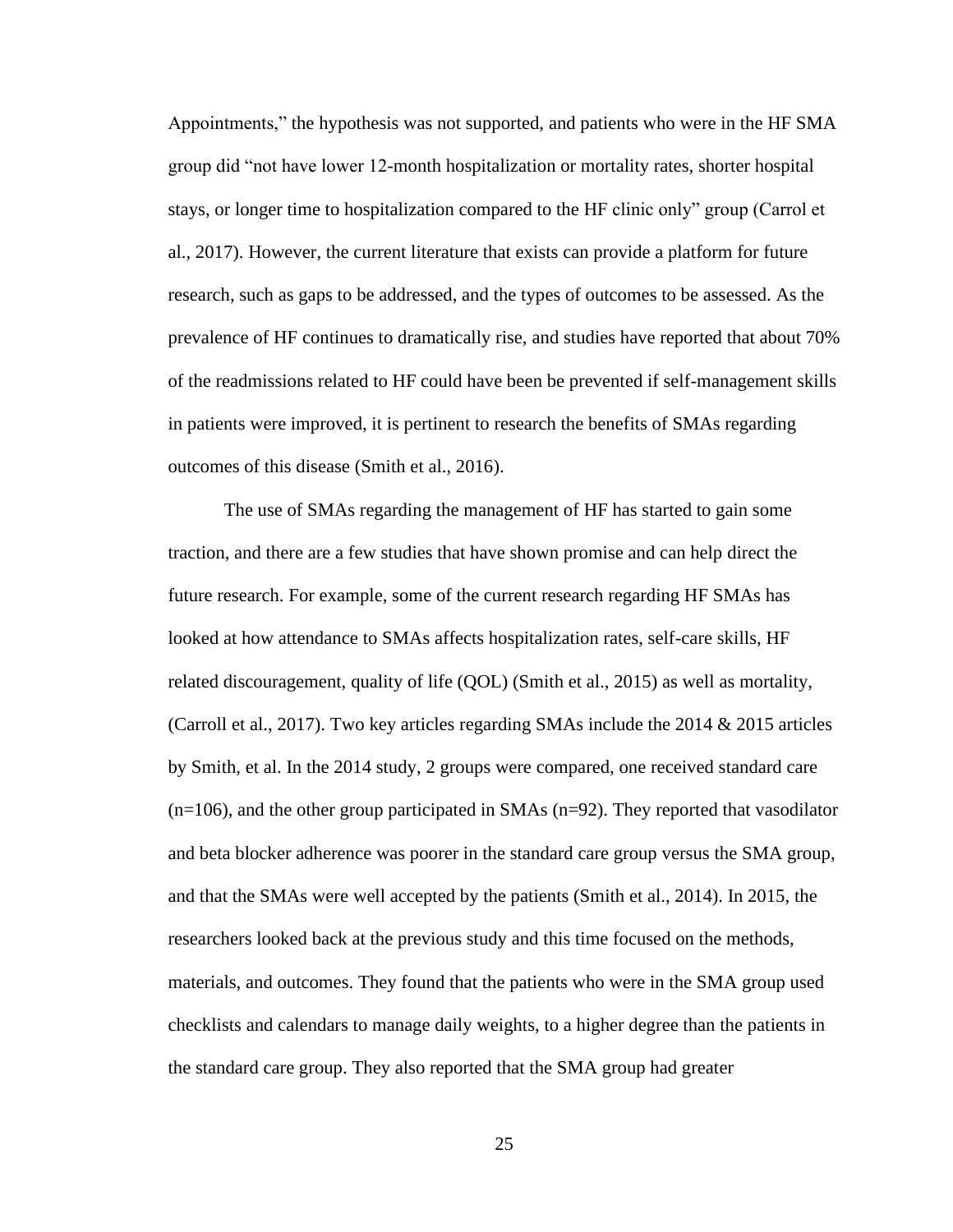Appointments," the hypothesis was not supported, and patients who were in the HF SMA group did "not have lower 12-month hospitalization or mortality rates, shorter hospital stays, or longer time to hospitalization compared to the HF clinic only" group (Carrol et al., 2017). However, the current literature that exists can provide a platform for future research, such as gaps to be addressed, and the types of outcomes to be assessed. As the prevalence of HF continues to dramatically rise, and studies have reported that about 70% of the readmissions related to HF could have been be prevented if self-management skills in patients were improved, it is pertinent to research the benefits of SMAs regarding outcomes of this disease (Smith et al., 2016).

The use of SMAs regarding the management of HF has started to gain some traction, and there are a few studies that have shown promise and can help direct the future research. For example, some of the current research regarding HF SMAs has looked at how attendance to SMAs affects hospitalization rates, self-care skills, HF related discouragement, quality of life (QOL) (Smith et al., 2015) as well as mortality, (Carroll et al., 2017). Two key articles regarding SMAs include the 2014 & 2015 articles by Smith, et al. In the 2014 study, 2 groups were compared, one received standard care (n=106), and the other group participated in SMAs (n=92). They reported that vasodilator and beta blocker adherence was poorer in the standard care group versus the SMA group, and that the SMAs were well accepted by the patients (Smith et al., 2014). In 2015, the researchers looked back at the previous study and this time focused on the methods, materials, and outcomes. They found that the patients who were in the SMA group used checklists and calendars to manage daily weights, to a higher degree than the patients in the standard care group. They also reported that the SMA group had greater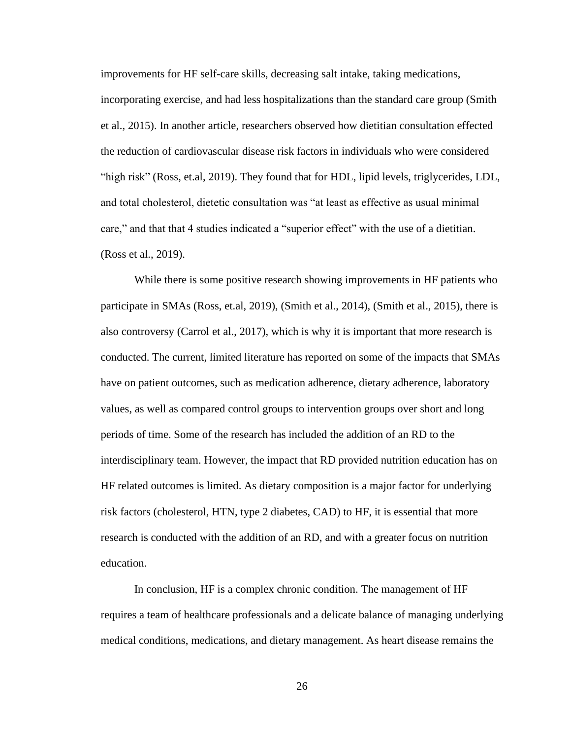improvements for HF self-care skills, decreasing salt intake, taking medications, incorporating exercise, and had less hospitalizations than the standard care group (Smith et al., 2015). In another article, researchers observed how dietitian consultation effected the reduction of cardiovascular disease risk factors in individuals who were considered "high risk" (Ross, et.al, 2019). They found that for HDL, lipid levels, triglycerides, LDL, and total cholesterol, dietetic consultation was "at least as effective as usual minimal care," and that that 4 studies indicated a "superior effect" with the use of a dietitian. (Ross et al., 2019).

While there is some positive research showing improvements in HF patients who participate in SMAs (Ross, et.al, 2019), (Smith et al., 2014), (Smith et al., 2015), there is also controversy (Carrol et al., 2017), which is why it is important that more research is conducted. The current, limited literature has reported on some of the impacts that SMAs have on patient outcomes, such as medication adherence, dietary adherence, laboratory values, as well as compared control groups to intervention groups over short and long periods of time. Some of the research has included the addition of an RD to the interdisciplinary team. However, the impact that RD provided nutrition education has on HF related outcomes is limited. As dietary composition is a major factor for underlying risk factors (cholesterol, HTN, type 2 diabetes, CAD) to HF, it is essential that more research is conducted with the addition of an RD, and with a greater focus on nutrition education.

In conclusion, HF is a complex chronic condition. The management of HF requires a team of healthcare professionals and a delicate balance of managing underlying medical conditions, medications, and dietary management. As heart disease remains the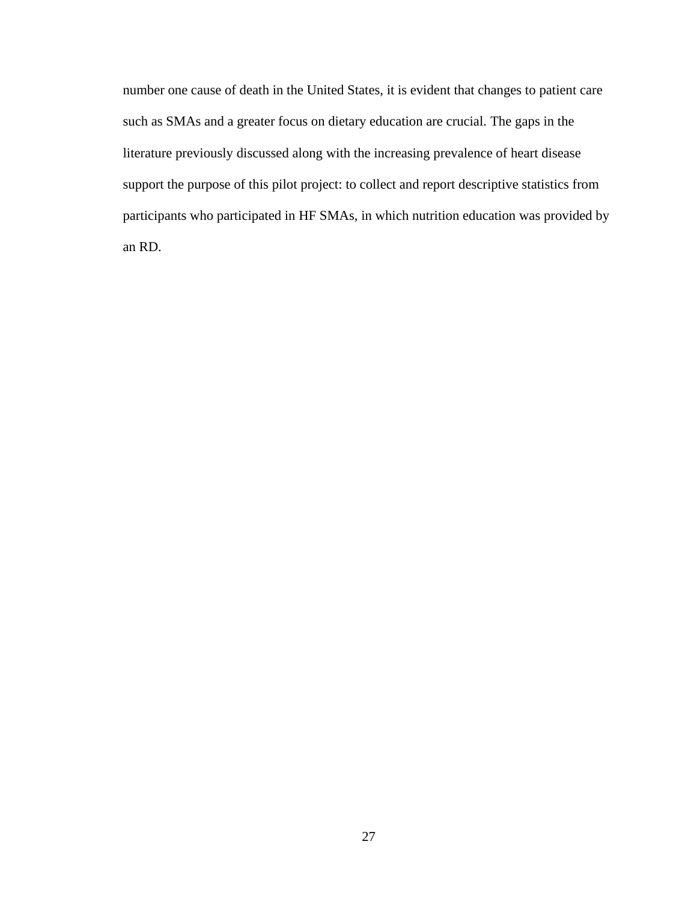number one cause of death in the United States, it is evident that changes to patient care such as SMAs and a greater focus on dietary education are crucial. The gaps in the literature previously discussed along with the increasing prevalence of heart disease support the purpose of this pilot project: to collect and report descriptive statistics from participants who participated in HF SMAs, in which nutrition education was provided by an RD.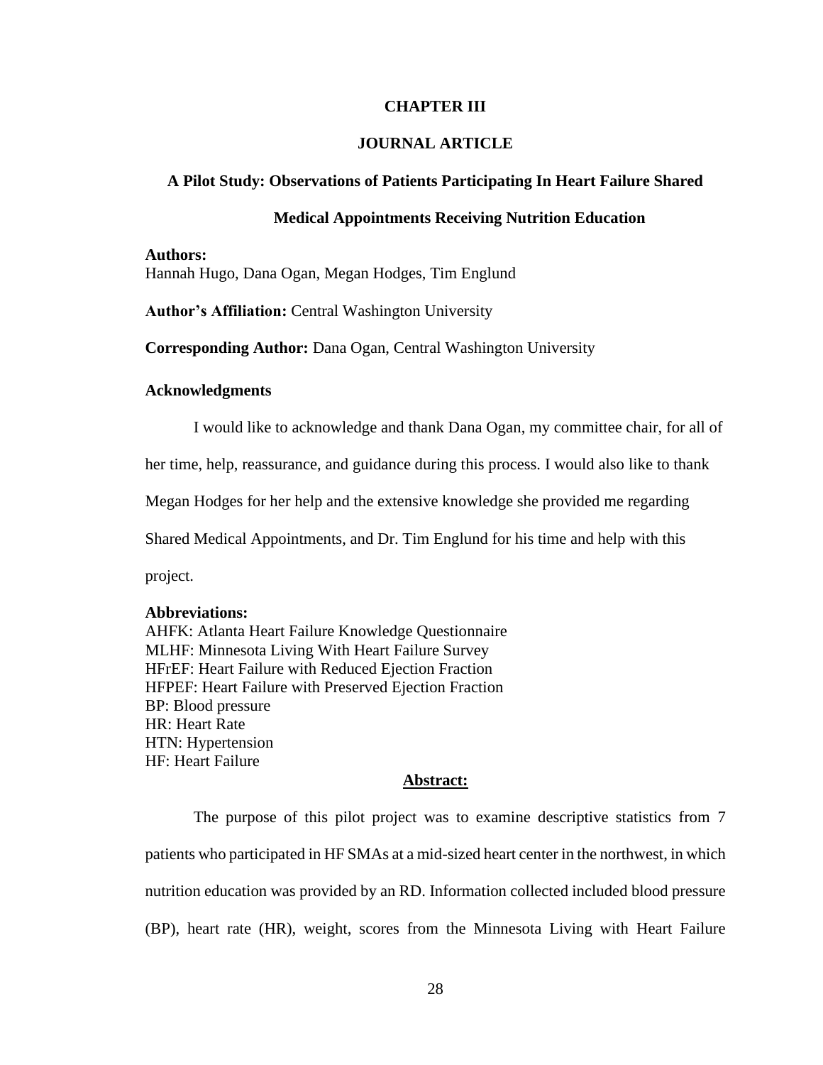# CHAPTER III

## JOURNAL ARTICLE

### A Pilot Study: Observations of Patients Participating In Heart Failure Shared Medical Appointments Receiving Nutrition Education

**Authors:**
Hannah Hugo, Dana Ogan, Megan Hodges, Tim Englund

**Author's Affiliation:** Central Washington University

**Corresponding Author:** Dana Ogan, Central Washington University

**Acknowledgments**

I would like to acknowledge and thank Dana Ogan, my committee chair, for all of her time, help, reassurance, and guidance during this process. I would also like to thank Megan Hodges for her help and the extensive knowledge she provided me regarding Shared Medical Appointments, and Dr. Tim Englund for his time and help with this project.

**Abbreviations:**
AHFK: Atlanta Heart Failure Knowledge Questionnaire
MLHF: Minnesota Living With Heart Failure Survey
HFrEF: Heart Failure with Reduced Ejection Fraction
HFPEF: Heart Failure with Preserved Ejection Fraction
BP: Blood pressure
HR: Heart Rate
HTN: Hypertension
HF: Heart Failure

**Abstract:**

The purpose of this pilot project was to examine descriptive statistics from 7 patients who participated in HF SMAs at a mid-sized heart center in the northwest, in which nutrition education was provided by an RD. Information collected included blood pressure (BP), heart rate (HR), weight, scores from the Minnesota Living with Heart Failure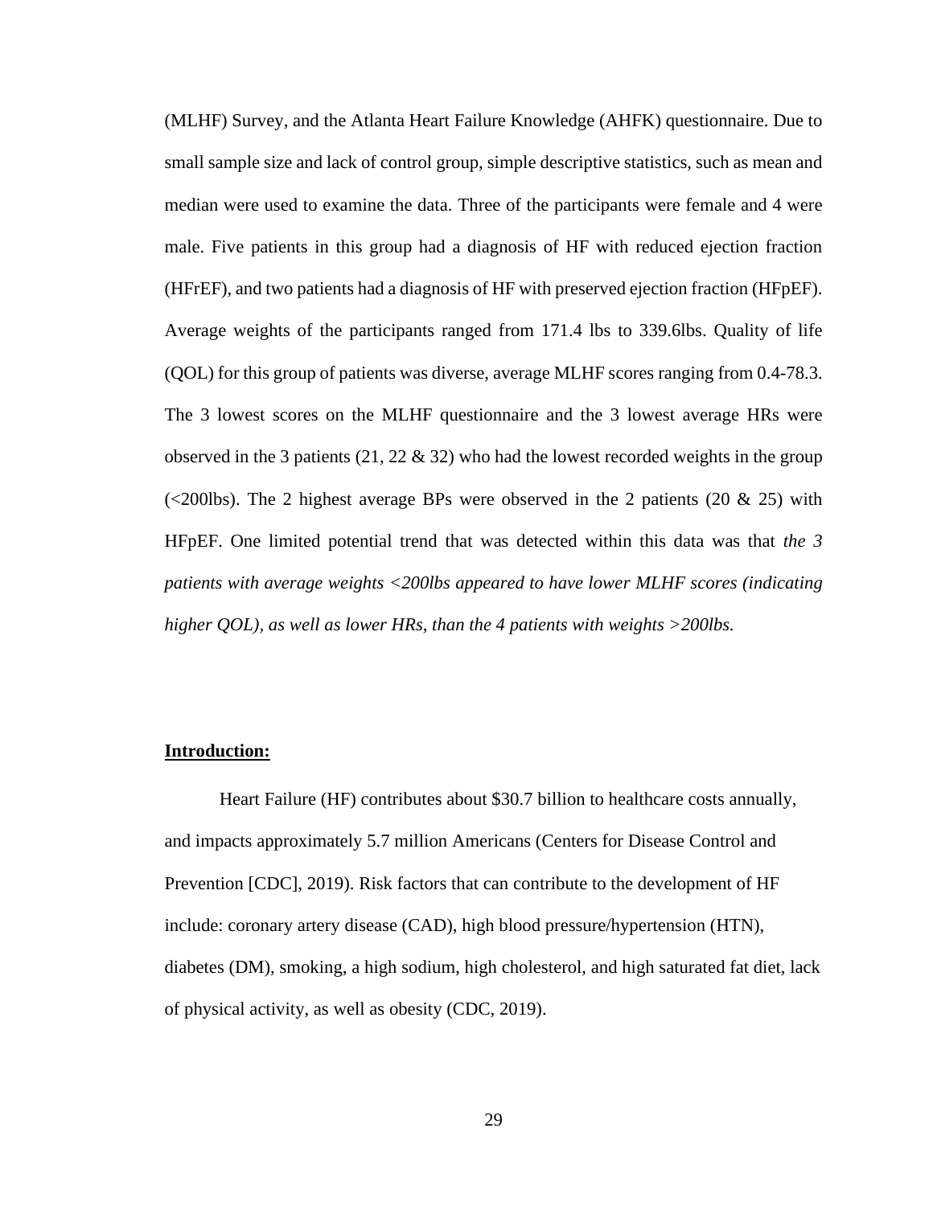(MLHF) Survey, and the Atlanta Heart Failure Knowledge (AHFK) questionnaire. Due to small sample size and lack of control group, simple descriptive statistics, such as mean and median were used to examine the data. Three of the participants were female and 4 were male. Five patients in this group had a diagnosis of HF with reduced ejection fraction (HFrEF), and two patients had a diagnosis of HF with preserved ejection fraction (HFpEF). Average weights of the participants ranged from 171.4 lbs to 339.6lbs. Quality of life (QOL) for this group of patients was diverse, average MLHF scores ranging from 0.4-78.3. The 3 lowest scores on the MLHF questionnaire and the 3 lowest average HRs were observed in the 3 patients (21, 22 & 32) who had the lowest recorded weights in the group (<200lbs). The 2 highest average BPs were observed in the 2 patients (20 & 25) with HFpEF. One limited potential trend that was detected within this data was that *the 3 patients with average weights <200lbs appeared to have lower MLHF scores (indicating higher QOL), as well as lower HRs, than the 4 patients with weights >200lbs.*

**Introduction:**

Heart Failure (HF) contributes about $30.7 billion to healthcare costs annually, and impacts approximately 5.7 million Americans (Centers for Disease Control and Prevention [CDC], 2019). Risk factors that can contribute to the development of HF include: coronary artery disease (CAD), high blood pressure/hypertension (HTN), diabetes (DM), smoking, a high sodium, high cholesterol, and high saturated fat diet, lack of physical activity, as well as obesity (CDC, 2019).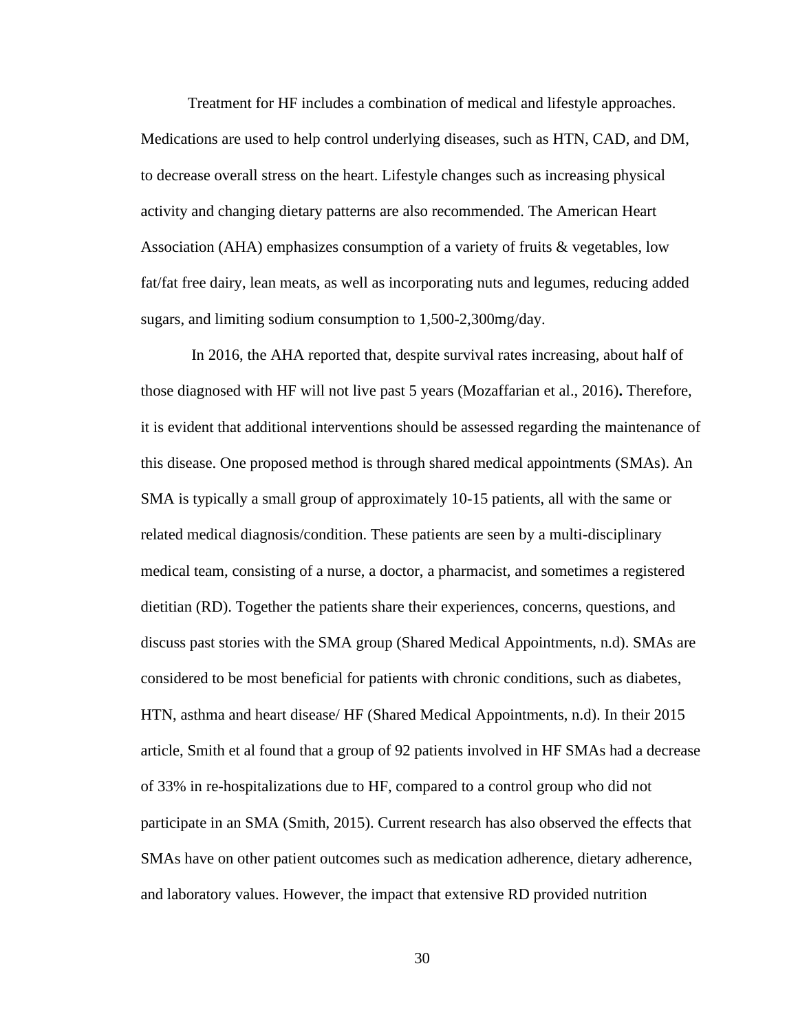Treatment for HF includes a combination of medical and lifestyle approaches. Medications are used to help control underlying diseases, such as HTN, CAD, and DM, to decrease overall stress on the heart. Lifestyle changes such as increasing physical activity and changing dietary patterns are also recommended. The American Heart Association (AHA) emphasizes consumption of a variety of fruits & vegetables, low fat/fat free dairy, lean meats, as well as incorporating nuts and legumes, reducing added sugars, and limiting sodium consumption to 1,500-2,300mg/day.

In 2016, the AHA reported that, despite survival rates increasing, about half of those diagnosed with HF will not live past 5 years (Mozaffarian et al., 2016)**.** Therefore, it is evident that additional interventions should be assessed regarding the maintenance of this disease. One proposed method is through shared medical appointments (SMAs). An SMA is typically a small group of approximately 10-15 patients, all with the same or related medical diagnosis/condition. These patients are seen by a multi-disciplinary medical team, consisting of a nurse, a doctor, a pharmacist, and sometimes a registered dietitian (RD). Together the patients share their experiences, concerns, questions, and discuss past stories with the SMA group (Shared Medical Appointments, n.d). SMAs are considered to be most beneficial for patients with chronic conditions, such as diabetes, HTN, asthma and heart disease/ HF (Shared Medical Appointments, n.d). In their 2015 article, Smith et al found that a group of 92 patients involved in HF SMAs had a decrease of 33% in re-hospitalizations due to HF, compared to a control group who did not participate in an SMA (Smith, 2015). Current research has also observed the effects that SMAs have on other patient outcomes such as medication adherence, dietary adherence, and laboratory values. However, the impact that extensive RD provided nutrition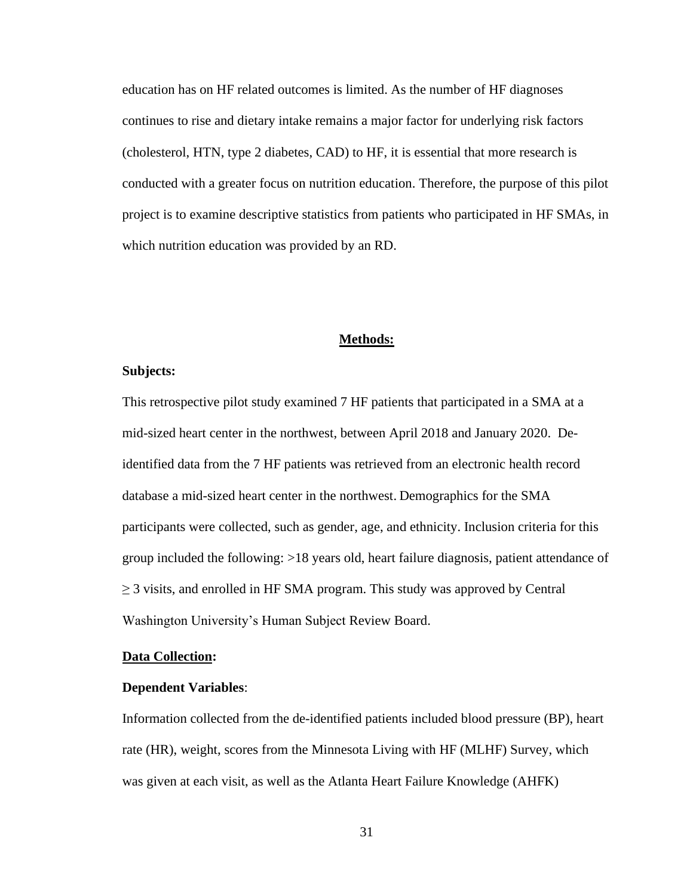education has on HF related outcomes is limited. As the number of HF diagnoses continues to rise and dietary intake remains a major factor for underlying risk factors (cholesterol, HTN, type 2 diabetes, CAD) to HF, it is essential that more research is conducted with a greater focus on nutrition education. Therefore, the purpose of this pilot project is to examine descriptive statistics from patients who participated in HF SMAs, in which nutrition education was provided by an RD.

## **Methods:**

**Subjects:**

This retrospective pilot study examined 7 HF patients that participated in a SMA at a mid-sized heart center in the northwest, between April 2018 and January 2020. De-identified data from the 7 HF patients was retrieved from an electronic health record database a mid-sized heart center in the northwest. Demographics for the SMA participants were collected, such as gender, age, and ethnicity. Inclusion criteria for this group included the following: >18 years old, heart failure diagnosis, patient attendance of ≥ 3 visits, and enrolled in HF SMA program. This study was approved by Central Washington University's Human Subject Review Board.

**Data Collection:**

**Dependent Variables**:

Information collected from the de-identified patients included blood pressure (BP), heart rate (HR), weight, scores from the Minnesota Living with HF (MLHF) Survey, which was given at each visit, as well as the Atlanta Heart Failure Knowledge (AHFK)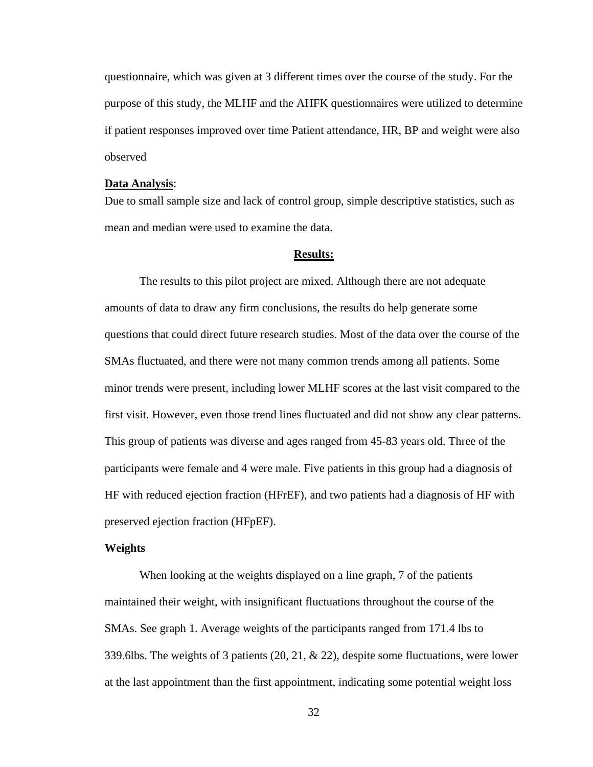questionnaire, which was given at 3 different times over the course of the study. For the purpose of this study, the MLHF and the AHFK questionnaires were utilized to determine if patient responses improved over time Patient attendance, HR, BP and weight were also observed

**Data Analysis**:

Due to small sample size and lack of control group, simple descriptive statistics, such as mean and median were used to examine the data.

## **Results:**

The results to this pilot project are mixed. Although there are not adequate amounts of data to draw any firm conclusions, the results do help generate some questions that could direct future research studies. Most of the data over the course of the SMAs fluctuated, and there were not many common trends among all patients. Some minor trends were present, including lower MLHF scores at the last visit compared to the first visit. However, even those trend lines fluctuated and did not show any clear patterns. This group of patients was diverse and ages ranged from 45-83 years old. Three of the participants were female and 4 were male. Five patients in this group had a diagnosis of HF with reduced ejection fraction (HFrEF), and two patients had a diagnosis of HF with preserved ejection fraction (HFpEF).

### **Weights**

When looking at the weights displayed on a line graph, 7 of the patients maintained their weight, with insignificant fluctuations throughout the course of the SMAs. See graph 1. Average weights of the participants ranged from 171.4 lbs to 339.6lbs. The weights of 3 patients (20, 21, & 22), despite some fluctuations, were lower at the last appointment than the first appointment, indicating some potential weight loss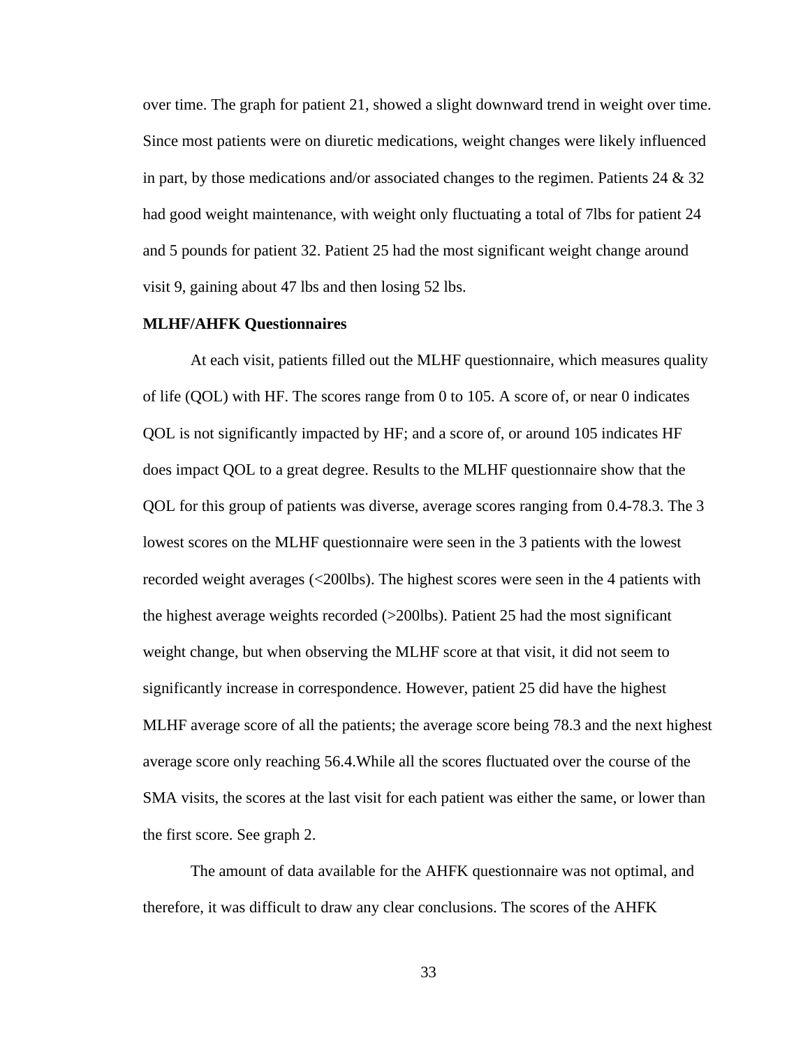over time. The graph for patient 21, showed a slight downward trend in weight over time. Since most patients were on diuretic medications, weight changes were likely influenced in part, by those medications and/or associated changes to the regimen. Patients 24 & 32 had good weight maintenance, with weight only fluctuating a total of 7lbs for patient 24 and 5 pounds for patient 32. Patient 25 had the most significant weight change around visit 9, gaining about 47 lbs and then losing 52 lbs.

**MLHF/AHFK Questionnaires**

At each visit, patients filled out the MLHF questionnaire, which measures quality of life (QOL) with HF. The scores range from 0 to 105. A score of, or near 0 indicates QOL is not significantly impacted by HF; and a score of, or around 105 indicates HF does impact QOL to a great degree. Results to the MLHF questionnaire show that the QOL for this group of patients was diverse, average scores ranging from 0.4-78.3. The 3 lowest scores on the MLHF questionnaire were seen in the 3 patients with the lowest recorded weight averages (<200lbs). The highest scores were seen in the 4 patients with the highest average weights recorded (>200lbs). Patient 25 had the most significant weight change, but when observing the MLHF score at that visit, it did not seem to significantly increase in correspondence. However, patient 25 did have the highest MLHF average score of all the patients; the average score being 78.3 and the next highest average score only reaching 56.4.While all the scores fluctuated over the course of the SMA visits, the scores at the last visit for each patient was either the same, or lower than the first score. See graph 2.

The amount of data available for the AHFK questionnaire was not optimal, and therefore, it was difficult to draw any clear conclusions. The scores of the AHFK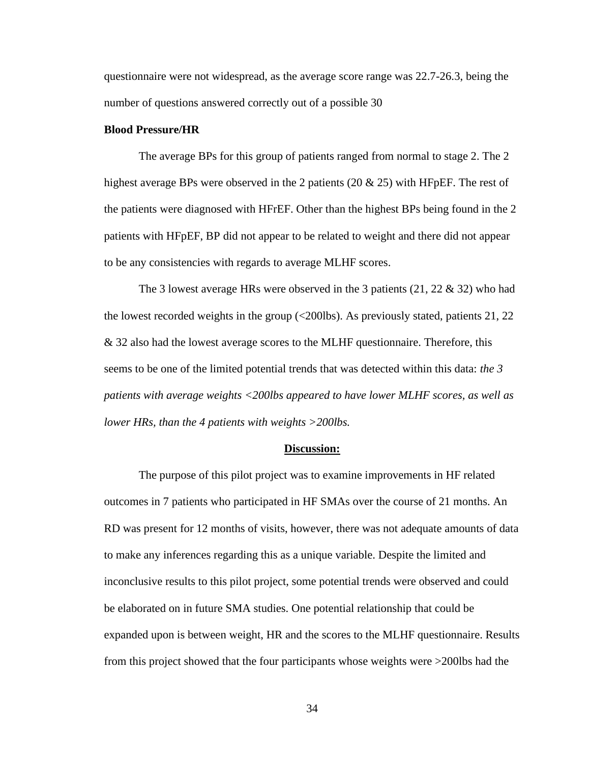questionnaire were not widespread, as the average score range was 22.7-26.3, being the number of questions answered correctly out of a possible 30

**Blood Pressure/HR**

The average BPs for this group of patients ranged from normal to stage 2. The 2 highest average BPs were observed in the 2 patients (20 & 25) with HFpEF. The rest of the patients were diagnosed with HFrEF. Other than the highest BPs being found in the 2 patients with HFpEF, BP did not appear to be related to weight and there did not appear to be any consistencies with regards to average MLHF scores.

The 3 lowest average HRs were observed in the 3 patients (21, 22 & 32) who had the lowest recorded weights in the group (<200lbs). As previously stated, patients 21, 22 & 32 also had the lowest average scores to the MLHF questionnaire. Therefore, this seems to be one of the limited potential trends that was detected within this data: *the 3 patients with average weights <200lbs appeared to have lower MLHF scores, as well as lower HRs, than the 4 patients with weights >200lbs.*

## Discussion:

The purpose of this pilot project was to examine improvements in HF related outcomes in 7 patients who participated in HF SMAs over the course of 21 months. An RD was present for 12 months of visits, however, there was not adequate amounts of data to make any inferences regarding this as a unique variable. Despite the limited and inconclusive results to this pilot project, some potential trends were observed and could be elaborated on in future SMA studies. One potential relationship that could be expanded upon is between weight, HR and the scores to the MLHF questionnaire. Results from this project showed that the four participants whose weights were >200lbs had the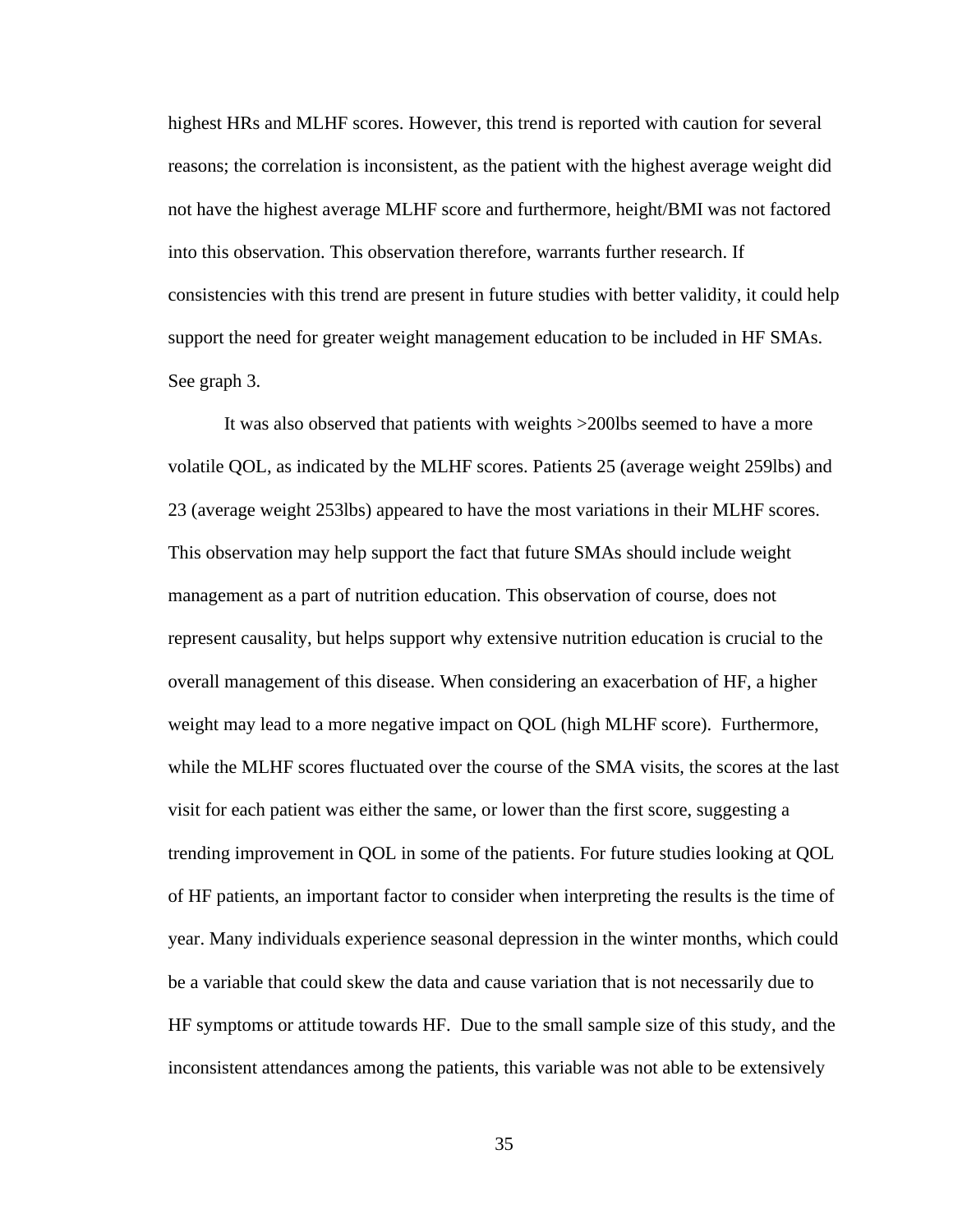highest HRs and MLHF scores. However, this trend is reported with caution for several reasons; the correlation is inconsistent, as the patient with the highest average weight did not have the highest average MLHF score and furthermore, height/BMI was not factored into this observation. This observation therefore, warrants further research. If consistencies with this trend are present in future studies with better validity, it could help support the need for greater weight management education to be included in HF SMAs. See graph 3.

It was also observed that patients with weights >200lbs seemed to have a more volatile QOL, as indicated by the MLHF scores. Patients 25 (average weight 259lbs) and 23 (average weight 253lbs) appeared to have the most variations in their MLHF scores. This observation may help support the fact that future SMAs should include weight management as a part of nutrition education. This observation of course, does not represent causality, but helps support why extensive nutrition education is crucial to the overall management of this disease. When considering an exacerbation of HF, a higher weight may lead to a more negative impact on QOL (high MLHF score). Furthermore, while the MLHF scores fluctuated over the course of the SMA visits, the scores at the last visit for each patient was either the same, or lower than the first score, suggesting a trending improvement in QOL in some of the patients. For future studies looking at QOL of HF patients, an important factor to consider when interpreting the results is the time of year. Many individuals experience seasonal depression in the winter months, which could be a variable that could skew the data and cause variation that is not necessarily due to HF symptoms or attitude towards HF. Due to the small sample size of this study, and the inconsistent attendances among the patients, this variable was not able to be extensively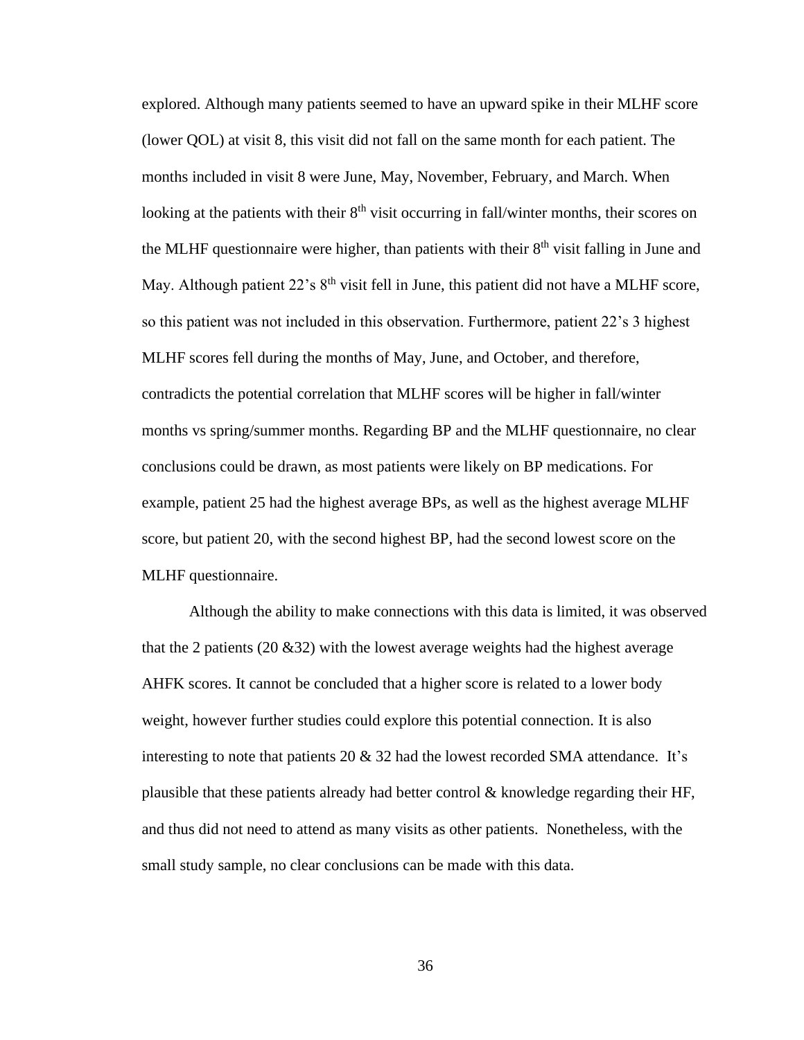explored. Although many patients seemed to have an upward spike in their MLHF score (lower QOL) at visit 8, this visit did not fall on the same month for each patient. The months included in visit 8 were June, May, November, February, and March. When looking at the patients with their 8$^{th}$ visit occurring in fall/winter months, their scores on the MLHF questionnaire were higher, than patients with their 8$^{th}$ visit falling in June and May. Although patient 22's 8$^{th}$ visit fell in June, this patient did not have a MLHF score, so this patient was not included in this observation. Furthermore, patient 22's 3 highest MLHF scores fell during the months of May, June, and October, and therefore, contradicts the potential correlation that MLHF scores will be higher in fall/winter months vs spring/summer months. Regarding BP and the MLHF questionnaire, no clear conclusions could be drawn, as most patients were likely on BP medications. For example, patient 25 had the highest average BPs, as well as the highest average MLHF score, but patient 20, with the second highest BP, had the second lowest score on the MLHF questionnaire.

Although the ability to make connections with this data is limited, it was observed that the 2 patients (20 &32) with the lowest average weights had the highest average AHFK scores. It cannot be concluded that a higher score is related to a lower body weight, however further studies could explore this potential connection. It is also interesting to note that patients 20 & 32 had the lowest recorded SMA attendance. It's plausible that these patients already had better control & knowledge regarding their HF, and thus did not need to attend as many visits as other patients. Nonetheless, with the small study sample, no clear conclusions can be made with this data.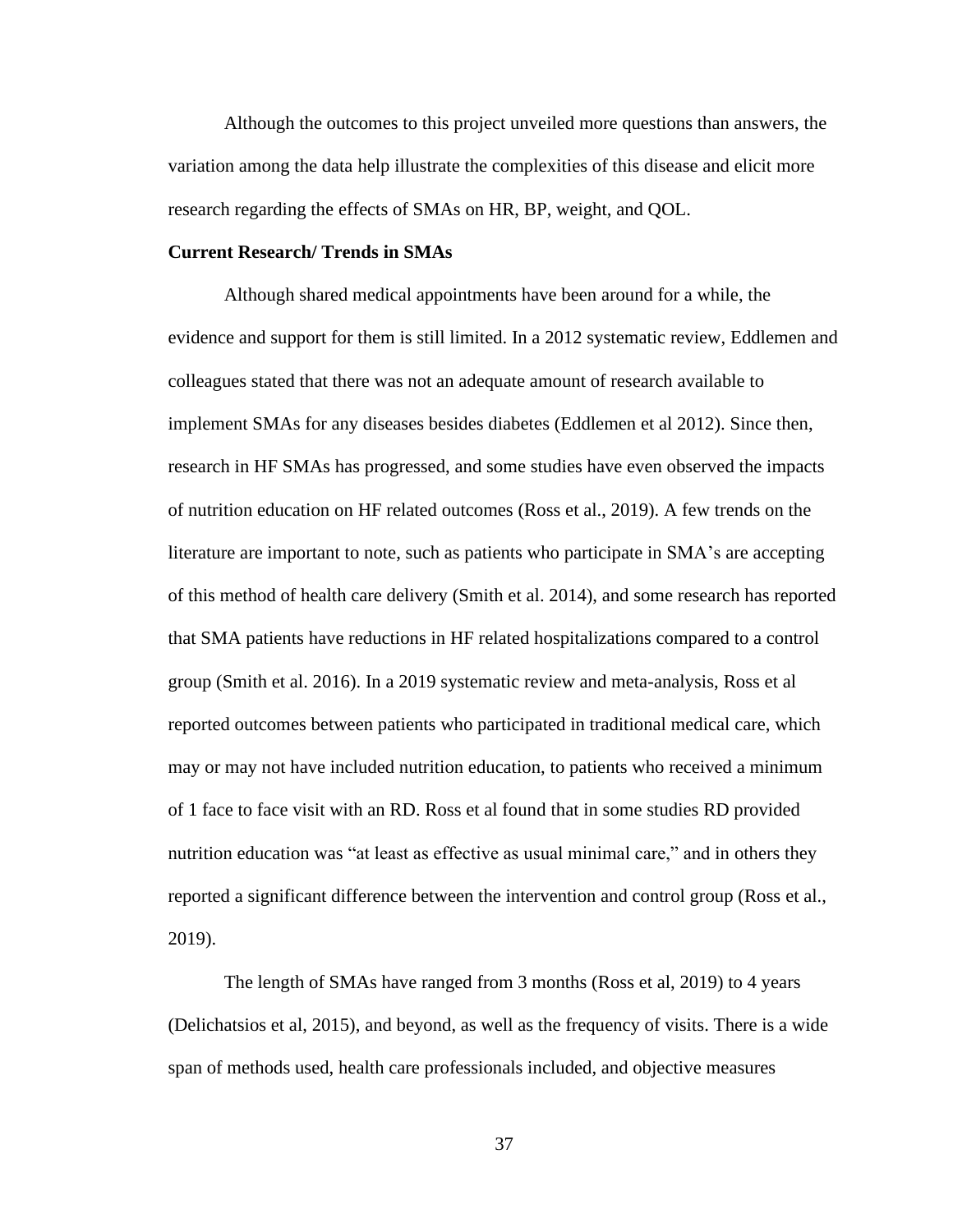Although the outcomes to this project unveiled more questions than answers, the variation among the data help illustrate the complexities of this disease and elicit more research regarding the effects of SMAs on HR, BP, weight, and QOL.

**Current Research/ Trends in SMAs**

Although shared medical appointments have been around for a while, the evidence and support for them is still limited. In a 2012 systematic review, Eddlemen and colleagues stated that there was not an adequate amount of research available to implement SMAs for any diseases besides diabetes (Eddlemen et al 2012). Since then, research in HF SMAs has progressed, and some studies have even observed the impacts of nutrition education on HF related outcomes (Ross et al., 2019). A few trends on the literature are important to note, such as patients who participate in SMA's are accepting of this method of health care delivery (Smith et al. 2014), and some research has reported that SMA patients have reductions in HF related hospitalizations compared to a control group (Smith et al. 2016). In a 2019 systematic review and meta-analysis, Ross et al reported outcomes between patients who participated in traditional medical care, which may or may not have included nutrition education, to patients who received a minimum of 1 face to face visit with an RD. Ross et al found that in some studies RD provided nutrition education was "at least as effective as usual minimal care," and in others they reported a significant difference between the intervention and control group (Ross et al., 2019).

The length of SMAs have ranged from 3 months (Ross et al, 2019) to 4 years (Delichatsios et al, 2015), and beyond, as well as the frequency of visits. There is a wide span of methods used, health care professionals included, and objective measures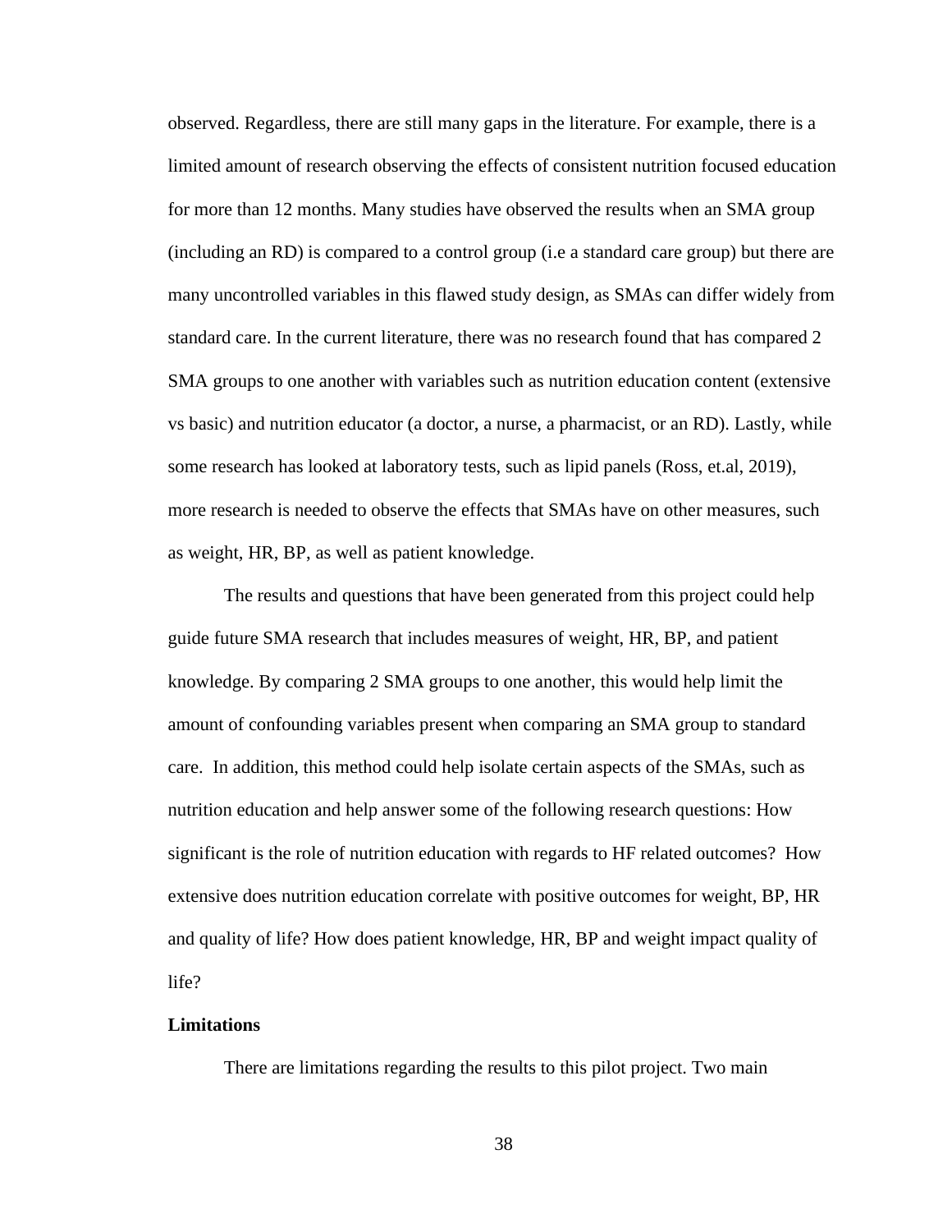observed. Regardless, there are still many gaps in the literature. For example, there is a limited amount of research observing the effects of consistent nutrition focused education for more than 12 months. Many studies have observed the results when an SMA group (including an RD) is compared to a control group (i.e a standard care group) but there are many uncontrolled variables in this flawed study design, as SMAs can differ widely from standard care. In the current literature, there was no research found that has compared 2 SMA groups to one another with variables such as nutrition education content (extensive vs basic) and nutrition educator (a doctor, a nurse, a pharmacist, or an RD). Lastly, while some research has looked at laboratory tests, such as lipid panels (Ross, et.al, 2019), more research is needed to observe the effects that SMAs have on other measures, such as weight, HR, BP, as well as patient knowledge.

The results and questions that have been generated from this project could help guide future SMA research that includes measures of weight, HR, BP, and patient knowledge. By comparing 2 SMA groups to one another, this would help limit the amount of confounding variables present when comparing an SMA group to standard care. In addition, this method could help isolate certain aspects of the SMAs, such as nutrition education and help answer some of the following research questions: How significant is the role of nutrition education with regards to HF related outcomes? How extensive does nutrition education correlate with positive outcomes for weight, BP, HR and quality of life? How does patient knowledge, HR, BP and weight impact quality of life?

**Limitations**

There are limitations regarding the results to this pilot project. Two main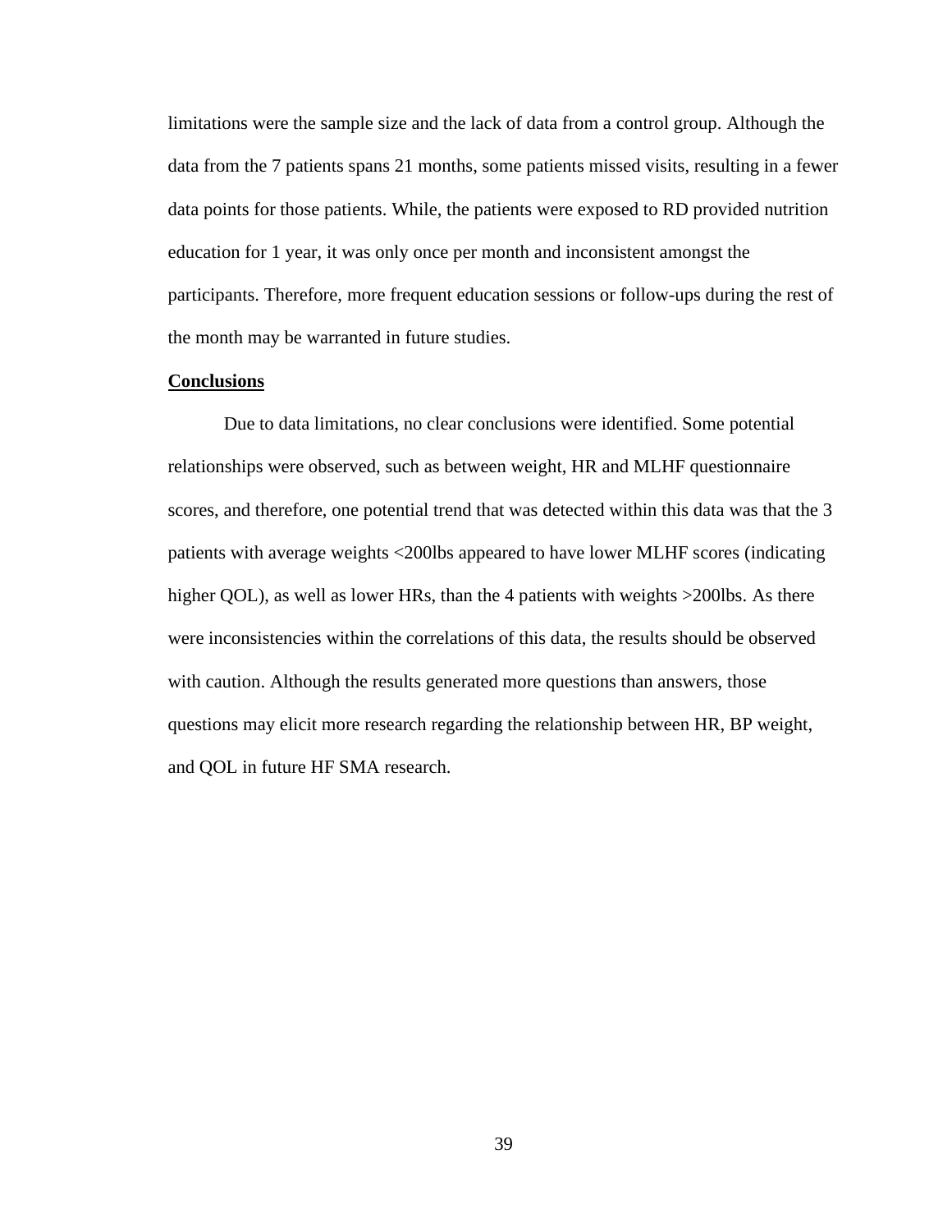limitations were the sample size and the lack of data from a control group. Although the data from the 7 patients spans 21 months, some patients missed visits, resulting in a fewer data points for those patients. While, the patients were exposed to RD provided nutrition education for 1 year, it was only once per month and inconsistent amongst the participants. Therefore, more frequent education sessions or follow-ups during the rest of the month may be warranted in future studies.

## Conclusions

Due to data limitations, no clear conclusions were identified. Some potential relationships were observed, such as between weight, HR and MLHF questionnaire scores, and therefore, one potential trend that was detected within this data was that the 3 patients with average weights <200lbs appeared to have lower MLHF scores (indicating higher QOL), as well as lower HRs, than the 4 patients with weights >200lbs. As there were inconsistencies within the correlations of this data, the results should be observed with caution. Although the results generated more questions than answers, those questions may elicit more research regarding the relationship between HR, BP weight, and QOL in future HF SMA research.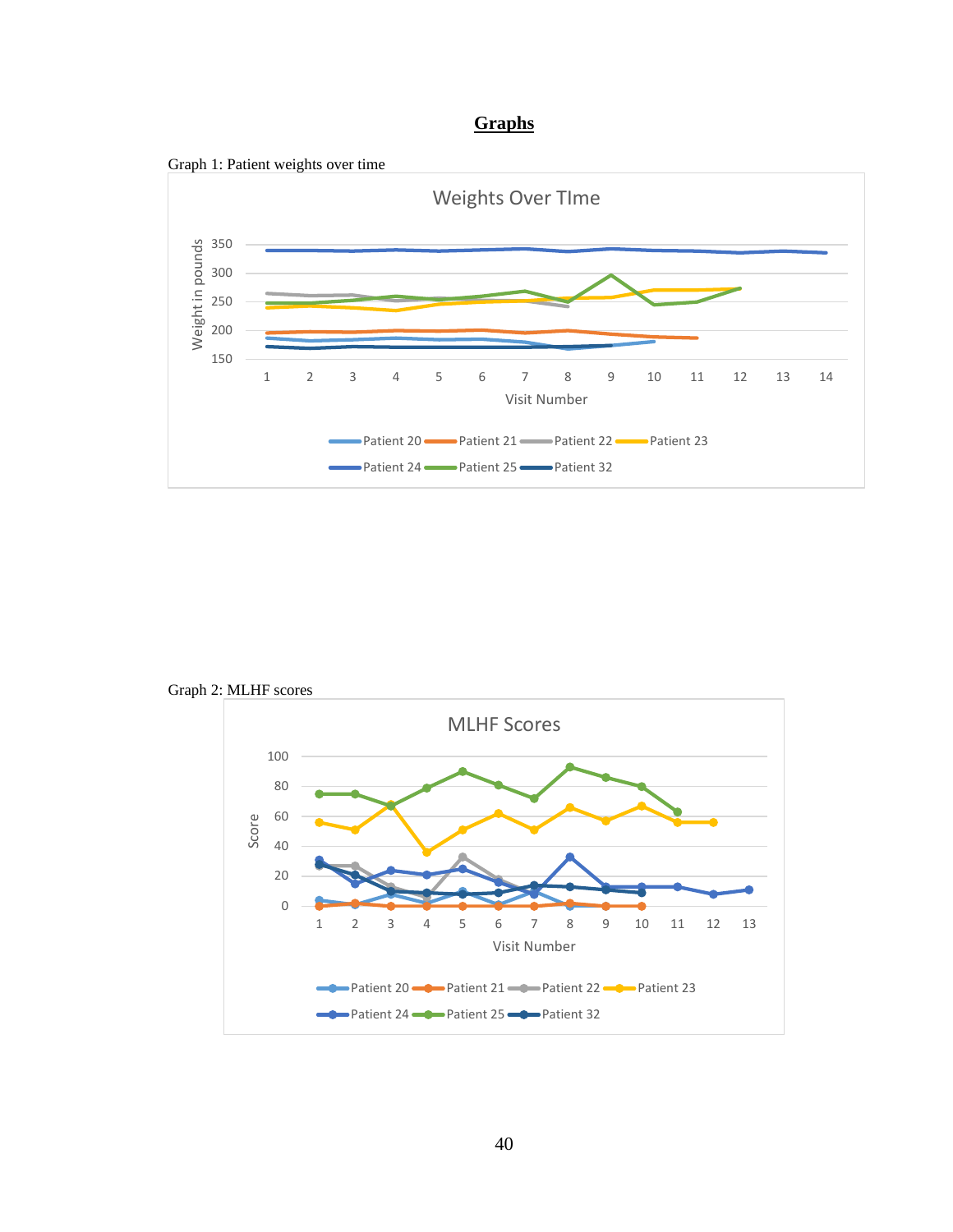# Graphs

Graph 1: Patient weights over time

Graph 2: MLHF scores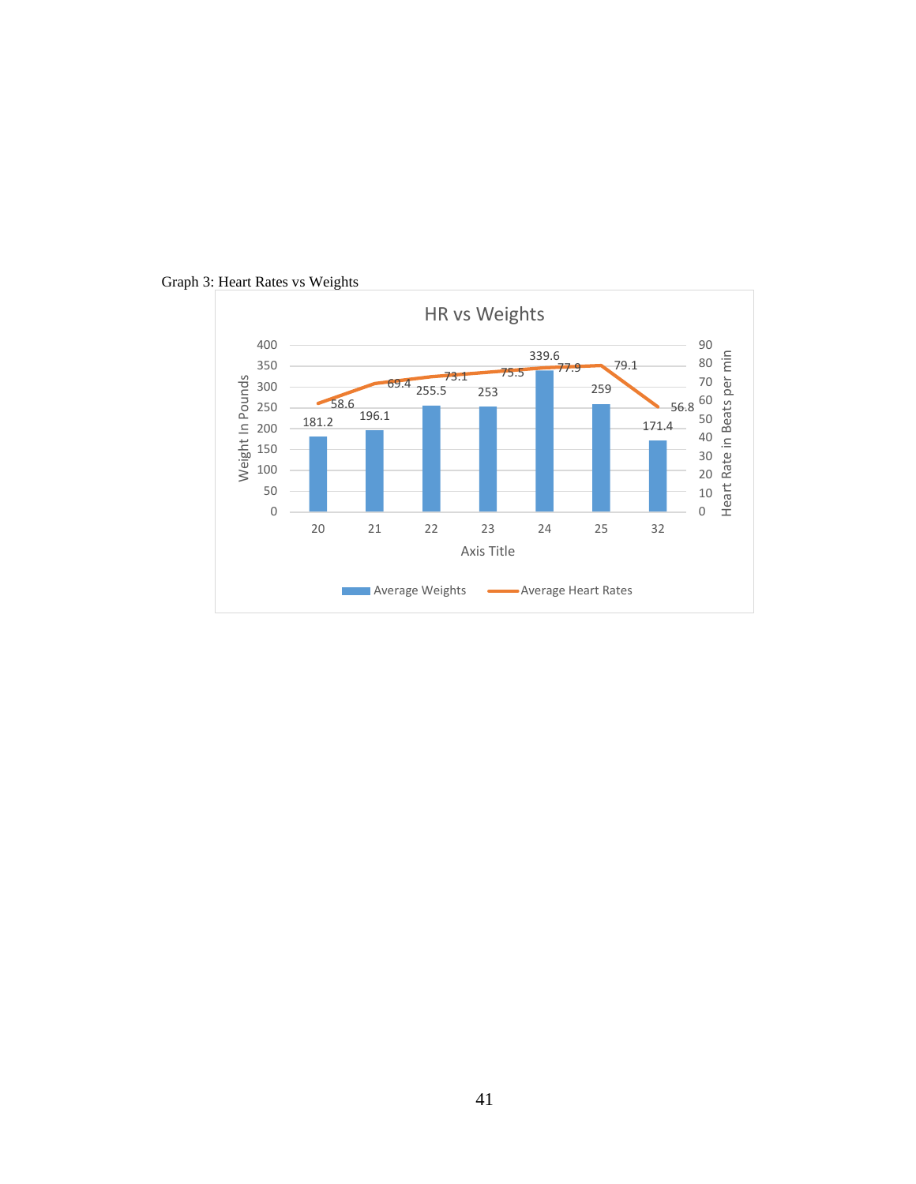Graph 3: Heart Rates vs Weights

**HR vs Weights**

| Axis Title | Average Weights (Weight In Pounds) | Average Heart Rates (Heart Rate in Beats per min) |
|---|---|---|
| 20 | 181.2 | 58.6 |
| 21 | 196.1 | 69.4 |
| 22 | 255.5 | 73.1 |
| 23 | 253 | 75.5 |
| 24 | 339.6 | 77.9 |
| 25 | 259 | 79.1 |
| 32 | 171.4 | 56.8 |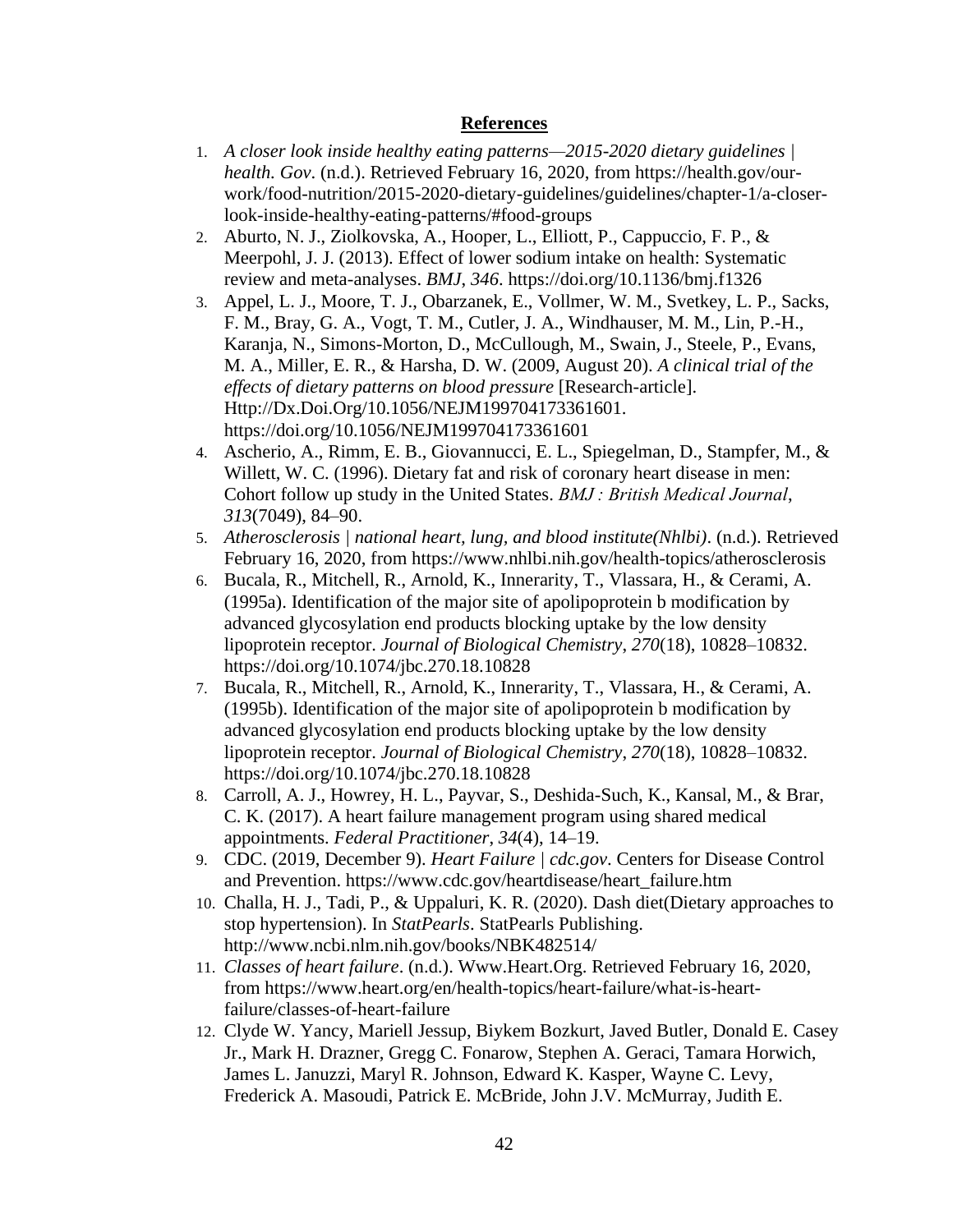## References

1. *A closer look inside healthy eating patterns—2015-2020 dietary guidelines | health. Gov*. (n.d.). Retrieved February 16, 2020, from https://health.gov/our-work/food-nutrition/2015-2020-dietary-guidelines/guidelines/chapter-1/a-closer-look-inside-healthy-eating-patterns/#food-groups
2. Aburto, N. J., Ziolkovska, A., Hooper, L., Elliott, P., Cappuccio, F. P., & Meerpohl, J. J. (2013). Effect of lower sodium intake on health: Systematic review and meta-analyses. *BMJ*, *346*. https://doi.org/10.1136/bmj.f1326
3. Appel, L. J., Moore, T. J., Obarzanek, E., Vollmer, W. M., Svetkey, L. P., Sacks, F. M., Bray, G. A., Vogt, T. M., Cutler, J. A., Windhauser, M. M., Lin, P.-H., Karanja, N., Simons-Morton, D., McCullough, M., Swain, J., Steele, P., Evans, M. A., Miller, E. R., & Harsha, D. W. (2009, August 20). *A clinical trial of the effects of dietary patterns on blood pressure* [Research-article]. Http://Dx.Doi.Org/10.1056/NEJM199704173361601. https://doi.org/10.1056/NEJM199704173361601
4. Ascherio, A., Rimm, E. B., Giovannucci, E. L., Spiegelman, D., Stampfer, M., & Willett, W. C. (1996). Dietary fat and risk of coronary heart disease in men: Cohort follow up study in the United States. *BMJ : British Medical Journal*, *313*(7049), 84–90.
5. *Atherosclerosis | national heart, lung, and blood institute(Nhlbi)*. (n.d.). Retrieved February 16, 2020, from https://www.nhlbi.nih.gov/health-topics/atherosclerosis
6. Bucala, R., Mitchell, R., Arnold, K., Innerarity, T., Vlassara, H., & Cerami, A. (1995a). Identification of the major site of apolipoprotein b modification by advanced glycosylation end products blocking uptake by the low density lipoprotein receptor. *Journal of Biological Chemistry*, *270*(18), 10828–10832. https://doi.org/10.1074/jbc.270.18.10828
7. Bucala, R., Mitchell, R., Arnold, K., Innerarity, T., Vlassara, H., & Cerami, A. (1995b). Identification of the major site of apolipoprotein b modification by advanced glycosylation end products blocking uptake by the low density lipoprotein receptor. *Journal of Biological Chemistry*, *270*(18), 10828–10832. https://doi.org/10.1074/jbc.270.18.10828
8. Carroll, A. J., Howrey, H. L., Payvar, S., Deshida-Such, K., Kansal, M., & Brar, C. K. (2017). A heart failure management program using shared medical appointments. *Federal Practitioner*, *34*(4), 14–19.
9. CDC. (2019, December 9). *Heart Failure | cdc.gov*. Centers for Disease Control and Prevention. https://www.cdc.gov/heartdisease/heart_failure.htm
10. Challa, H. J., Tadi, P., & Uppaluri, K. R. (2020). Dash diet(Dietary approaches to stop hypertension). In *StatPearls*. StatPearls Publishing. http://www.ncbi.nlm.nih.gov/books/NBK482514/
11. *Classes of heart failure*. (n.d.). Www.Heart.Org. Retrieved February 16, 2020, from https://www.heart.org/en/health-topics/heart-failure/what-is-heart-failure/classes-of-heart-failure
12. Clyde W. Yancy, Mariell Jessup, Biykem Bozkurt, Javed Butler, Donald E. Casey Jr., Mark H. Drazner, Gregg C. Fonarow, Stephen A. Geraci, Tamara Horwich, James L. Januzzi, Maryl R. Johnson, Edward K. Kasper, Wayne C. Levy, Frederick A. Masoudi, Patrick E. McBride, John J.V. McMurray, Judith E.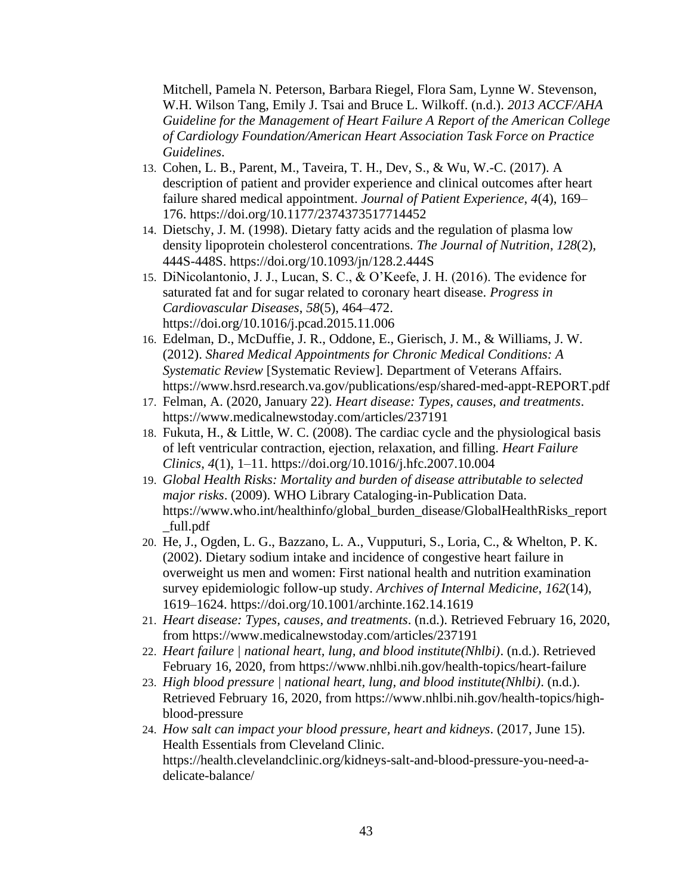Mitchell, Pamela N. Peterson, Barbara Riegel, Flora Sam, Lynne W. Stevenson, W.H. Wilson Tang, Emily J. Tsai and Bruce L. Wilkoff. (n.d.). *2013 ACCF/AHA Guideline for the Management of Heart Failure A Report of the American College of Cardiology Foundation/American Heart Association Task Force on Practice Guidelines*.

13. Cohen, L. B., Parent, M., Taveira, T. H., Dev, S., & Wu, W.-C. (2017). A description of patient and provider experience and clinical outcomes after heart failure shared medical appointment. *Journal of Patient Experience*, *4*(4), 169–176. https://doi.org/10.1177/2374373517714452
14. Dietschy, J. M. (1998). Dietary fatty acids and the regulation of plasma low density lipoprotein cholesterol concentrations. *The Journal of Nutrition*, *128*(2), 444S-448S. https://doi.org/10.1093/jn/128.2.444S
15. DiNicolantonio, J. J., Lucan, S. C., & O'Keefe, J. H. (2016). The evidence for saturated fat and for sugar related to coronary heart disease. *Progress in Cardiovascular Diseases*, *58*(5), 464–472. https://doi.org/10.1016/j.pcad.2015.11.006
16. Edelman, D., McDuffie, J. R., Oddone, E., Gierisch, J. M., & Williams, J. W. (2012). *Shared Medical Appointments for Chronic Medical Conditions: A Systematic Review* [Systematic Review]. Department of Veterans Affairs. https://www.hsrd.research.va.gov/publications/esp/shared-med-appt-REPORT.pdf
17. Felman, A. (2020, January 22). *Heart disease: Types, causes, and treatments*. https://www.medicalnewstoday.com/articles/237191
18. Fukuta, H., & Little, W. C. (2008). The cardiac cycle and the physiological basis of left ventricular contraction, ejection, relaxation, and filling. *Heart Failure Clinics*, *4*(1), 1–11. https://doi.org/10.1016/j.hfc.2007.10.004
19. *Global Health Risks: Mortality and burden of disease attributable to selected major risks*. (2009). WHO Library Cataloging-in-Publication Data. https://www.who.int/healthinfo/global_burden_disease/GlobalHealthRisks_report_full.pdf
20. He, J., Ogden, L. G., Bazzano, L. A., Vupputuri, S., Loria, C., & Whelton, P. K. (2002). Dietary sodium intake and incidence of congestive heart failure in overweight us men and women: First national health and nutrition examination survey epidemiologic follow-up study. *Archives of Internal Medicine*, *162*(14), 1619–1624. https://doi.org/10.1001/archinte.162.14.1619
21. *Heart disease: Types, causes, and treatments*. (n.d.). Retrieved February 16, 2020, from https://www.medicalnewstoday.com/articles/237191
22. *Heart failure | national heart, lung, and blood institute(Nhlbi)*. (n.d.). Retrieved February 16, 2020, from https://www.nhlbi.nih.gov/health-topics/heart-failure
23. *High blood pressure | national heart, lung, and blood institute(Nhlbi)*. (n.d.). Retrieved February 16, 2020, from https://www.nhlbi.nih.gov/health-topics/high-blood-pressure
24. *How salt can impact your blood pressure, heart and kidneys*. (2017, June 15). Health Essentials from Cleveland Clinic. https://health.clevelandclinic.org/kidneys-salt-and-blood-pressure-you-need-a-delicate-balance/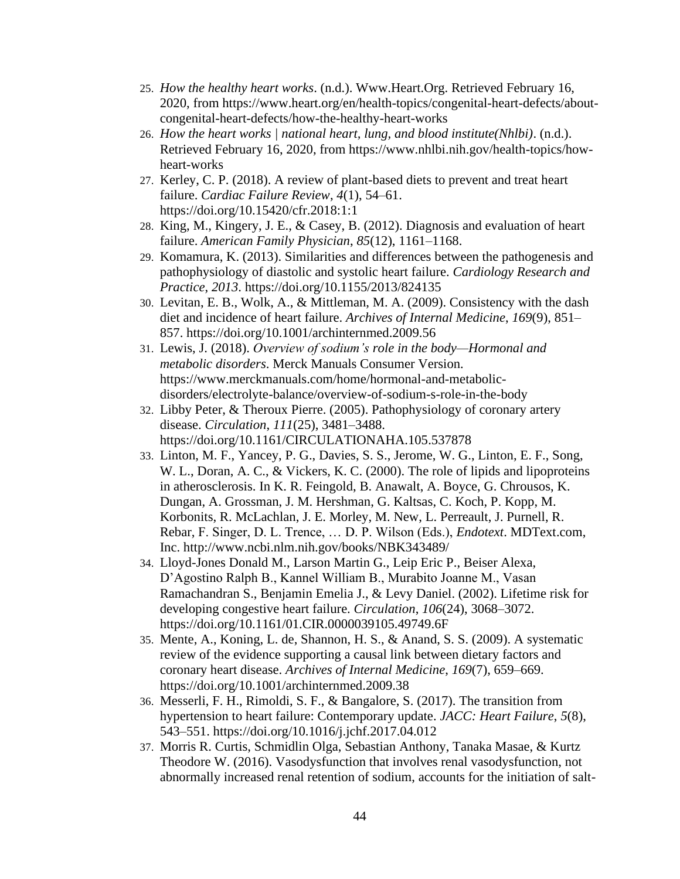25. *How the healthy heart works*. (n.d.). Www.Heart.Org. Retrieved February 16, 2020, from https://www.heart.org/en/health-topics/congenital-heart-defects/about-congenital-heart-defects/how-the-healthy-heart-works
26. *How the heart works | national heart, lung, and blood institute(Nhlbi)*. (n.d.). Retrieved February 16, 2020, from https://www.nhlbi.nih.gov/health-topics/how-heart-works
27. Kerley, C. P. (2018). A review of plant-based diets to prevent and treat heart failure. *Cardiac Failure Review*, *4*(1), 54–61. https://doi.org/10.15420/cfr.2018:1:1
28. King, M., Kingery, J. E., & Casey, B. (2012). Diagnosis and evaluation of heart failure. *American Family Physician*, *85*(12), 1161–1168.
29. Komamura, K. (2013). Similarities and differences between the pathogenesis and pathophysiology of diastolic and systolic heart failure. *Cardiology Research and Practice*, *2013*. https://doi.org/10.1155/2013/824135
30. Levitan, E. B., Wolk, A., & Mittleman, M. A. (2009). Consistency with the dash diet and incidence of heart failure. *Archives of Internal Medicine*, *169*(9), 851–857. https://doi.org/10.1001/archinternmed.2009.56
31. Lewis, J. (2018). *Overview of sodium's role in the body—Hormonal and metabolic disorders*. Merck Manuals Consumer Version. https://www.merckmanuals.com/home/hormonal-and-metabolic-disorders/electrolyte-balance/overview-of-sodium-s-role-in-the-body
32. Libby Peter, & Theroux Pierre. (2005). Pathophysiology of coronary artery disease. *Circulation*, *111*(25), 3481–3488. https://doi.org/10.1161/CIRCULATIONAHA.105.537878
33. Linton, M. F., Yancey, P. G., Davies, S. S., Jerome, W. G., Linton, E. F., Song, W. L., Doran, A. C., & Vickers, K. C. (2000). The role of lipids and lipoproteins in atherosclerosis. In K. R. Feingold, B. Anawalt, A. Boyce, G. Chrousos, K. Dungan, A. Grossman, J. M. Hershman, G. Kaltsas, C. Koch, P. Kopp, M. Korbonits, R. McLachlan, J. E. Morley, M. New, L. Perreault, J. Purnell, R. Rebar, F. Singer, D. L. Trence, … D. P. Wilson (Eds.), *Endotext*. MDText.com, Inc. http://www.ncbi.nlm.nih.gov/books/NBK343489/
34. Lloyd-Jones Donald M., Larson Martin G., Leip Eric P., Beiser Alexa, D'Agostino Ralph B., Kannel William B., Murabito Joanne M., Vasan Ramachandran S., Benjamin Emelia J., & Levy Daniel. (2002). Lifetime risk for developing congestive heart failure. *Circulation*, *106*(24), 3068–3072. https://doi.org/10.1161/01.CIR.0000039105.49749.6F
35. Mente, A., Koning, L. de, Shannon, H. S., & Anand, S. S. (2009). A systematic review of the evidence supporting a causal link between dietary factors and coronary heart disease. *Archives of Internal Medicine*, *169*(7), 659–669. https://doi.org/10.1001/archinternmed.2009.38
36. Messerli, F. H., Rimoldi, S. F., & Bangalore, S. (2017). The transition from hypertension to heart failure: Contemporary update. *JACC: Heart Failure*, *5*(8), 543–551. https://doi.org/10.1016/j.jchf.2017.04.012
37. Morris R. Curtis, Schmidlin Olga, Sebastian Anthony, Tanaka Masae, & Kurtz Theodore W. (2016). Vasodysfunction that involves renal vasodysfunction, not abnormally increased renal retention of sodium, accounts for the initiation of salt-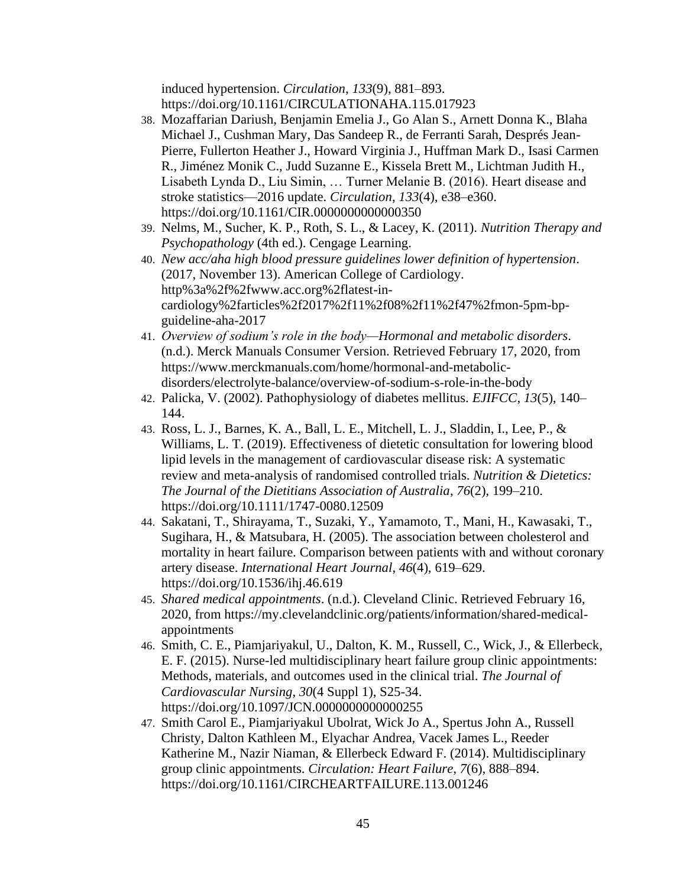induced hypertension. *Circulation*, *133*(9), 881–893. https://doi.org/10.1161/CIRCULATIONAHA.115.017923

38. Mozaffarian Dariush, Benjamin Emelia J., Go Alan S., Arnett Donna K., Blaha Michael J., Cushman Mary, Das Sandeep R., de Ferranti Sarah, Després Jean-Pierre, Fullerton Heather J., Howard Virginia J., Huffman Mark D., Isasi Carmen R., Jiménez Monik C., Judd Suzanne E., Kissela Brett M., Lichtman Judith H., Lisabeth Lynda D., Liu Simin, … Turner Melanie B. (2016). Heart disease and stroke statistics—2016 update. *Circulation*, *133*(4), e38–e360. https://doi.org/10.1161/CIR.0000000000000350
39. Nelms, M., Sucher, K. P., Roth, S. L., & Lacey, K. (2011). *Nutrition Therapy and Psychopathology* (4th ed.). Cengage Learning.
40. *New acc/aha high blood pressure guidelines lower definition of hypertension*. (2017, November 13). American College of Cardiology. http%3a%2f%2fwww.acc.org%2flatest-in-cardiology%2farticles%2f2017%2f11%2f08%2f11%2f47%2fmon-5pm-bp-guideline-aha-2017
41. *Overview of sodium's role in the body—Hormonal and metabolic disorders*. (n.d.). Merck Manuals Consumer Version. Retrieved February 17, 2020, from https://www.merckmanuals.com/home/hormonal-and-metabolic-disorders/electrolyte-balance/overview-of-sodium-s-role-in-the-body
42. Palicka, V. (2002). Pathophysiology of diabetes mellitus. *EJIFCC*, *13*(5), 140–144.
43. Ross, L. J., Barnes, K. A., Ball, L. E., Mitchell, L. J., Sladdin, I., Lee, P., & Williams, L. T. (2019). Effectiveness of dietetic consultation for lowering blood lipid levels in the management of cardiovascular disease risk: A systematic review and meta-analysis of randomised controlled trials. *Nutrition & Dietetics: The Journal of the Dietitians Association of Australia*, *76*(2), 199–210. https://doi.org/10.1111/1747-0080.12509
44. Sakatani, T., Shirayama, T., Suzaki, Y., Yamamoto, T., Mani, H., Kawasaki, T., Sugihara, H., & Matsubara, H. (2005). The association between cholesterol and mortality in heart failure. Comparison between patients with and without coronary artery disease. *International Heart Journal*, *46*(4), 619–629. https://doi.org/10.1536/ihj.46.619
45. *Shared medical appointments*. (n.d.). Cleveland Clinic. Retrieved February 16, 2020, from https://my.clevelandclinic.org/patients/information/shared-medical-appointments
46. Smith, C. E., Piamjariyakul, U., Dalton, K. M., Russell, C., Wick, J., & Ellerbeck, E. F. (2015). Nurse-led multidisciplinary heart failure group clinic appointments: Methods, materials, and outcomes used in the clinical trial. *The Journal of Cardiovascular Nursing*, *30*(4 Suppl 1), S25-34. https://doi.org/10.1097/JCN.0000000000000255
47. Smith Carol E., Piamjariyakul Ubolrat, Wick Jo A., Spertus John A., Russell Christy, Dalton Kathleen M., Elyachar Andrea, Vacek James L., Reeder Katherine M., Nazir Niaman, & Ellerbeck Edward F. (2014). Multidisciplinary group clinic appointments. *Circulation: Heart Failure*, *7*(6), 888–894. https://doi.org/10.1161/CIRCHEARTFAILURE.113.001246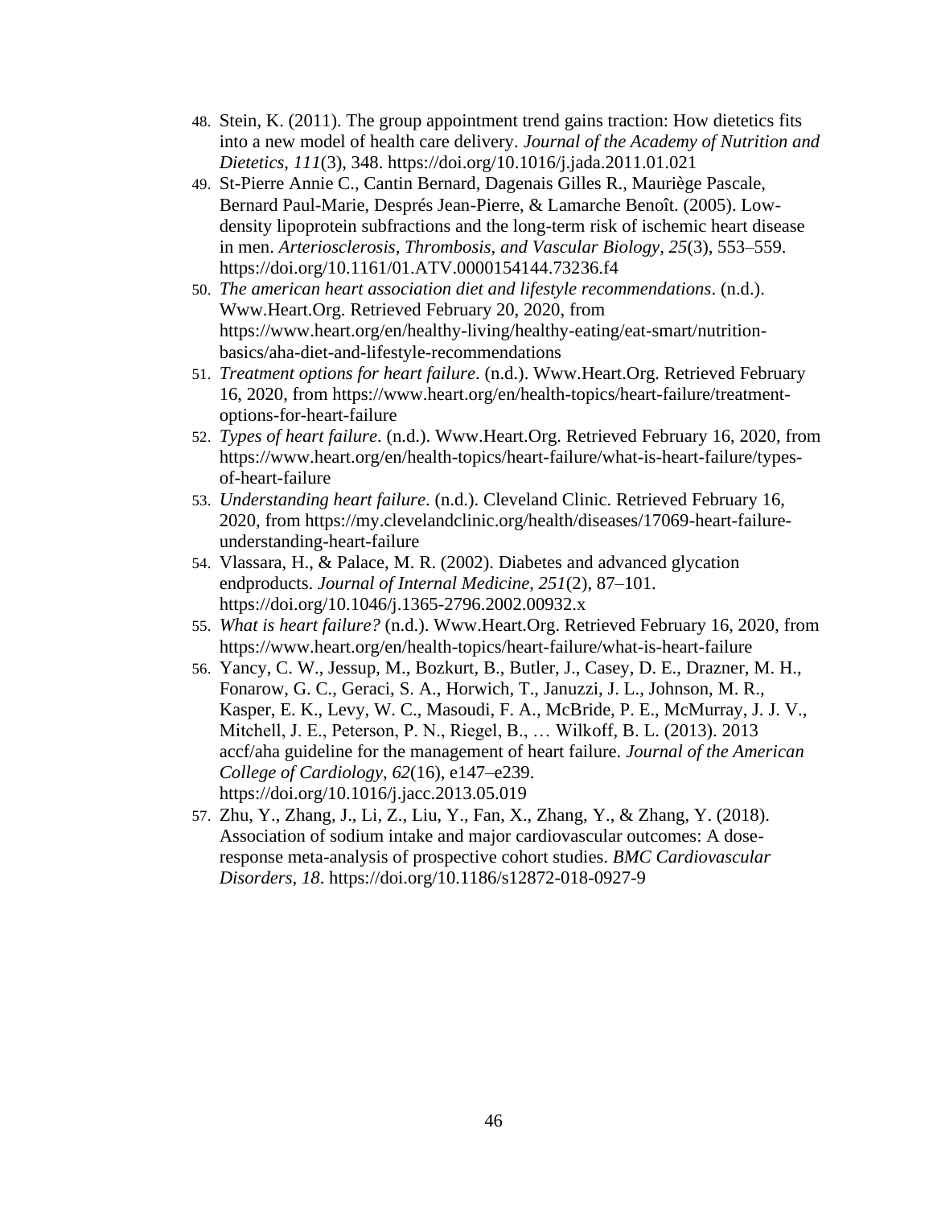48. Stein, K. (2011). The group appointment trend gains traction: How dietetics fits into a new model of health care delivery. *Journal of the Academy of Nutrition and Dietetics*, *111*(3), 348. https://doi.org/10.1016/j.jada.2011.01.021
49. St-Pierre Annie C., Cantin Bernard, Dagenais Gilles R., Mauriège Pascale, Bernard Paul-Marie, Després Jean-Pierre, & Lamarche Benoît. (2005). Low-density lipoprotein subfractions and the long-term risk of ischemic heart disease in men. *Arteriosclerosis, Thrombosis, and Vascular Biology*, *25*(3), 553–559. https://doi.org/10.1161/01.ATV.0000154144.73236.f4
50. *The american heart association diet and lifestyle recommendations*. (n.d.). Www.Heart.Org. Retrieved February 20, 2020, from https://www.heart.org/en/healthy-living/healthy-eating/eat-smart/nutrition-basics/aha-diet-and-lifestyle-recommendations
51. *Treatment options for heart failure*. (n.d.). Www.Heart.Org. Retrieved February 16, 2020, from https://www.heart.org/en/health-topics/heart-failure/treatment-options-for-heart-failure
52. *Types of heart failure*. (n.d.). Www.Heart.Org. Retrieved February 16, 2020, from https://www.heart.org/en/health-topics/heart-failure/what-is-heart-failure/types-of-heart-failure
53. *Understanding heart failure*. (n.d.). Cleveland Clinic. Retrieved February 16, 2020, from https://my.clevelandclinic.org/health/diseases/17069-heart-failure-understanding-heart-failure
54. Vlassara, H., & Palace, M. R. (2002). Diabetes and advanced glycation endproducts. *Journal of Internal Medicine*, *251*(2), 87–101. https://doi.org/10.1046/j.1365-2796.2002.00932.x
55. *What is heart failure?* (n.d.). Www.Heart.Org. Retrieved February 16, 2020, from https://www.heart.org/en/health-topics/heart-failure/what-is-heart-failure
56. Yancy, C. W., Jessup, M., Bozkurt, B., Butler, J., Casey, D. E., Drazner, M. H., Fonarow, G. C., Geraci, S. A., Horwich, T., Januzzi, J. L., Johnson, M. R., Kasper, E. K., Levy, W. C., Masoudi, F. A., McBride, P. E., McMurray, J. J. V., Mitchell, J. E., Peterson, P. N., Riegel, B., … Wilkoff, B. L. (2013). 2013 accf/aha guideline for the management of heart failure. *Journal of the American College of Cardiology*, *62*(16), e147–e239. https://doi.org/10.1016/j.jacc.2013.05.019
57. Zhu, Y., Zhang, J., Li, Z., Liu, Y., Fan, X., Zhang, Y., & Zhang, Y. (2018). Association of sodium intake and major cardiovascular outcomes: A dose-response meta-analysis of prospective cohort studies. *BMC Cardiovascular Disorders*, *18*. https://doi.org/10.1186/s12872-018-0927-9